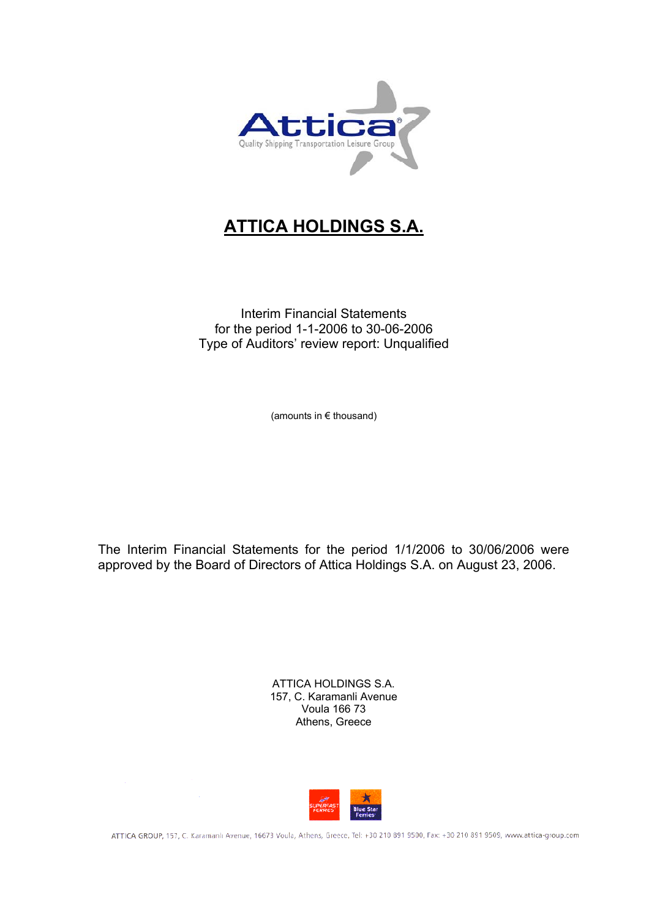# ATTICA HOLDINGS S.A.

Interim Financial Statements
for the period 1-1-2006 to 30-06-2006
Type of Auditors' review report: Unqualified

(amounts in € thousand)

The Interim Financial Statements for the period 1/1/2006 to 30/06/2006 were approved by the Board of Directors of Attica Holdings S.A. on August 23, 2006.

ATTICA HOLDINGS S.A.
157, C. Karamanli Avenue
Voula 166 73
Athens, Greece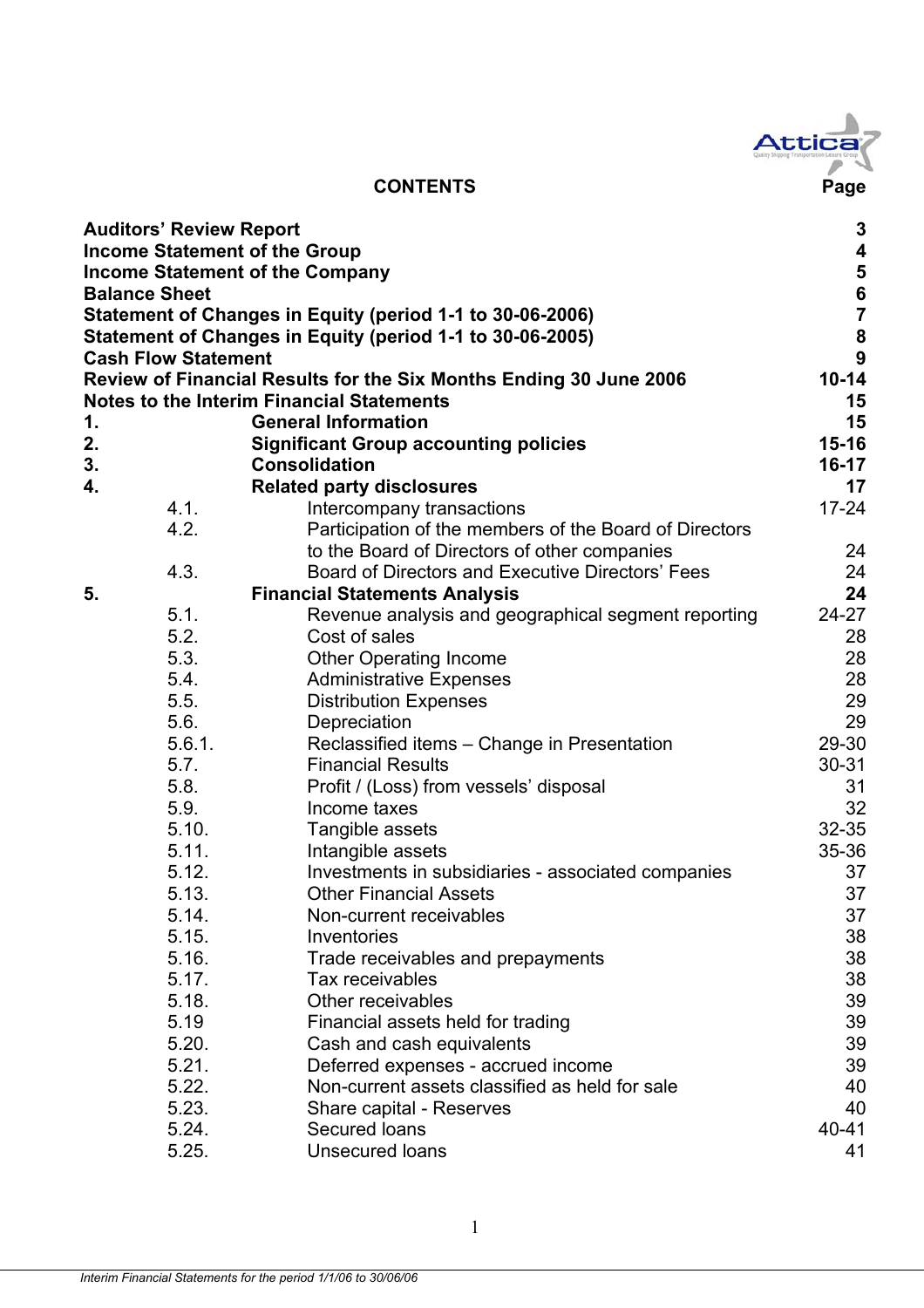## CONTENTS

| | | Page |
|---|---|---|
| **Auditors' Review Report** | | **3** |
| **Income Statement of the Group** | | **4** |
| **Income Statement of the Company** | | **5** |
| **Balance Sheet** | | **6** |
| **Statement of Changes in Equity (period 1-1 to 30-06-2006)** | | **7** |
| **Statement of Changes in Equity (period 1-1 to 30-06-2005)** | | **8** |
| **Cash Flow Statement** | | **9** |
| **Review of Financial Results for the Six Months Ending 30 June 2006** | | **10-14** |
| **Notes to the Interim Financial Statements** | | **15** |
| **1.** | **General Information** | **15** |
| **2.** | **Significant Group accounting policies** | **15-16** |
| **3.** | **Consolidation** | **16-17** |
| **4.** | **Related party disclosures** | **17** |
| 4.1. | Intercompany transactions | 17-24 |
| 4.2. | Participation of the members of the Board of Directors to the Board of Directors of other companies | 24 |
| 4.3. | Board of Directors and Executive Directors' Fees | 24 |
| **5.** | **Financial Statements Analysis** | **24** |
| 5.1. | Revenue analysis and geographical segment reporting | 24-27 |
| 5.2. | Cost of sales | 28 |
| 5.3. | Other Operating Income | 28 |
| 5.4. | Administrative Expenses | 28 |
| 5.5. | Distribution Expenses | 29 |
| 5.6. | Depreciation | 29 |
| 5.6.1. | Reclassified items – Change in Presentation | 29-30 |
| 5.7. | Financial Results | 30-31 |
| 5.8. | Profit / (Loss) from vessels' disposal | 31 |
| 5.9. | Income taxes | 32 |
| 5.10. | Tangible assets | 32-35 |
| 5.11. | Intangible assets | 35-36 |
| 5.12. | Investments in subsidiaries - associated companies | 37 |
| 5.13. | Other Financial Assets | 37 |
| 5.14. | Non-current receivables | 37 |
| 5.15. | Inventories | 38 |
| 5.16. | Trade receivables and prepayments | 38 |
| 5.17. | Tax receivables | 38 |
| 5.18. | Other receivables | 39 |
| 5.19 | Financial assets held for trading | 39 |
| 5.20. | Cash and cash equivalents | 39 |
| 5.21. | Deferred expenses - accrued income | 39 |
| 5.22. | Non-current assets classified as held for sale | 40 |
| 5.23. | Share capital - Reserves | 40 |
| 5.24. | Secured loans | 40-41 |
| 5.25. | Unsecured loans | 41 |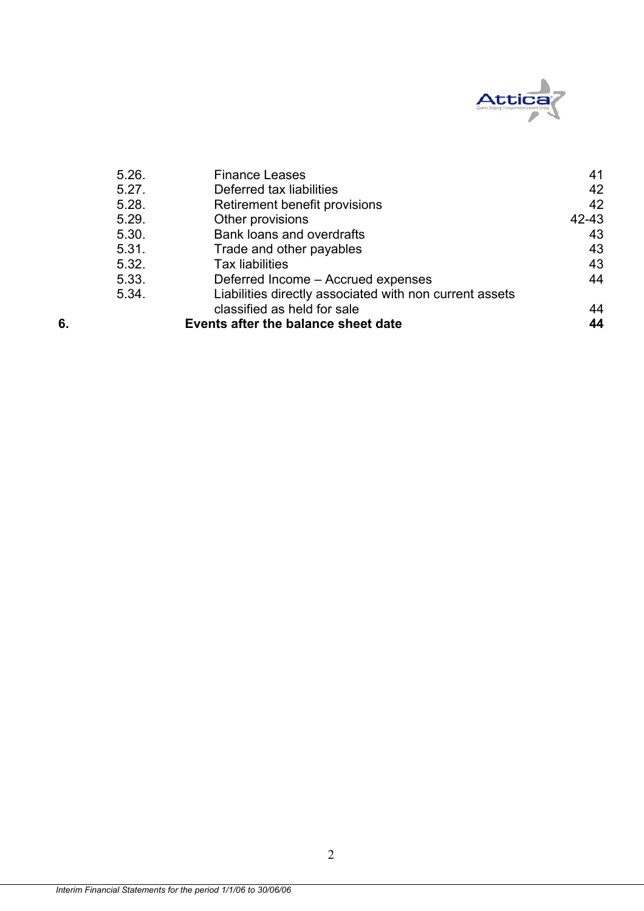| | | |
|---|---|---|
| 5.26. | Finance Leases | 41 |
| 5.27. | Deferred tax liabilities | 42 |
| 5.28. | Retirement benefit provisions | 42 |
| 5.29. | Other provisions | 42-43 |
| 5.30. | Bank loans and overdrafts | 43 |
| 5.31. | Trade and other payables | 43 |
| 5.32. | Tax liabilities | 43 |
| 5.33. | Deferred Income – Accrued expenses | 44 |
| 5.34. | Liabilities directly associated with non current assets classified as held for sale | 44 |
| **6.** | **Events after the balance sheet date** | **44** |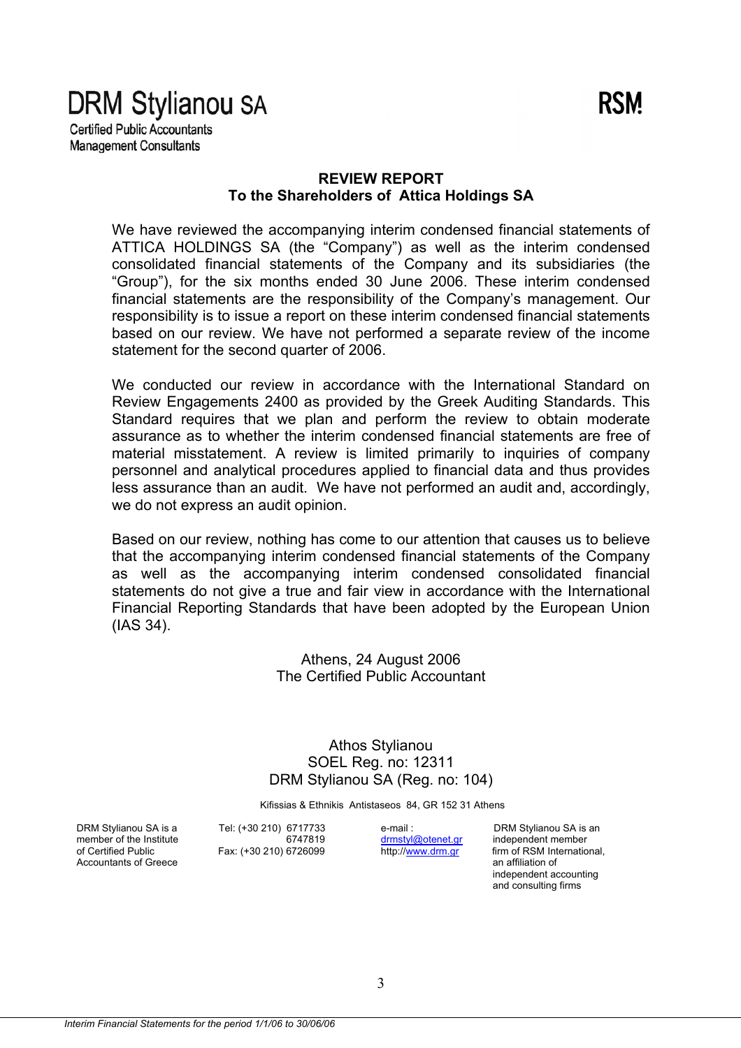**DRM Stylianou SA**
Certified Public Accountants
Management Consultants

**RSM**

## REVIEW REPORT
## To the Shareholders of Attica Holdings SA

We have reviewed the accompanying interim condensed financial statements of ATTICA HOLDINGS SA (the "Company") as well as the interim condensed consolidated financial statements of the Company and its subsidiaries (the "Group"), for the six months ended 30 June 2006. These interim condensed financial statements are the responsibility of the Company's management. Our responsibility is to issue a report on these interim condensed financial statements based on our review. We have not performed a separate review of the income statement for the second quarter of 2006.

We conducted our review in accordance with the International Standard on Review Engagements 2400 as provided by the Greek Auditing Standards. This Standard requires that we plan and perform the review to obtain moderate assurance as to whether the interim condensed financial statements are free of material misstatement. A review is limited primarily to inquiries of company personnel and analytical procedures applied to financial data and thus provides less assurance than an audit. We have not performed an audit and, accordingly, we do not express an audit opinion.

Based on our review, nothing has come to our attention that causes us to believe that the accompanying interim condensed financial statements of the Company as well as the accompanying interim condensed consolidated financial statements do not give a true and fair view in accordance with the International Financial Reporting Standards that have been adopted by the European Union (IAS 34).

Athens, 24 August 2006
The Certified Public Accountant

Athos Stylianou
SOEL Reg. no: 12311
DRM Stylianou SA (Reg. no: 104)

Kifissias & Ethnikis Antistaseos 84, GR 152 31 Athens

DRM Stylianou SA is a member of the Institute of Certified Public Accountants of Greece

Tel: (+30 210) 6717733
6747819
Fax: (+30 210) 6726099

e-mail : drmstyl@otenet.gr
http://www.drm.gr

DRM Stylianou SA is an independent member firm of RSM International, an affiliation of independent accounting and consulting firms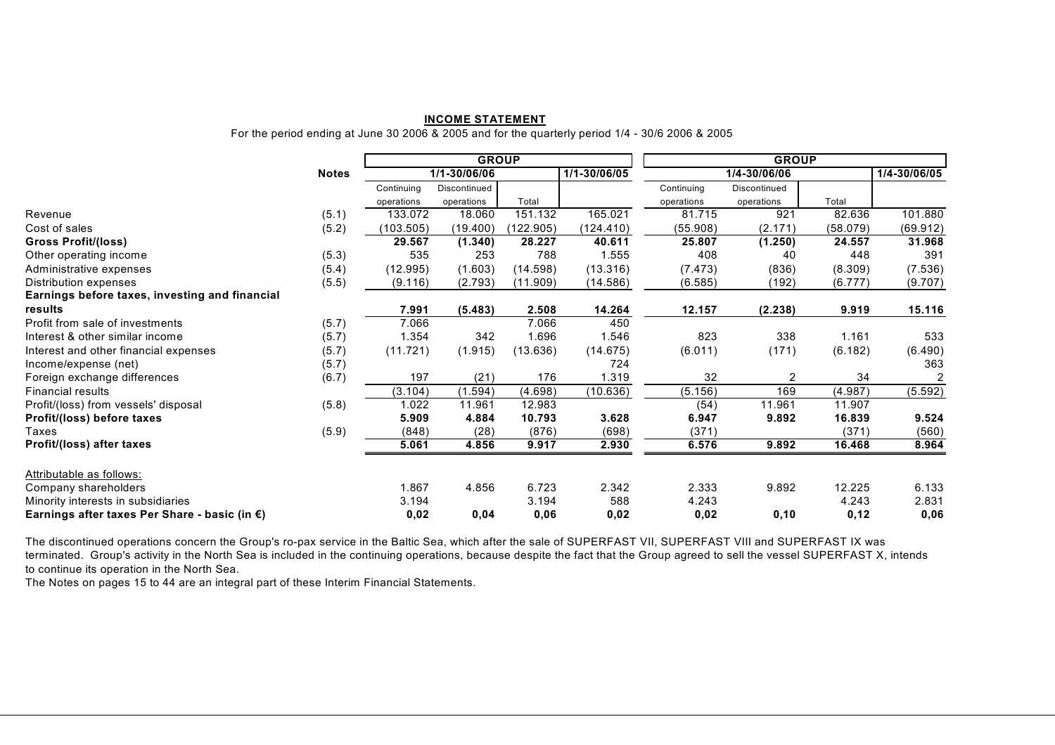**INCOME STATEMENT**

For the period ending at June 30 2006 & 2005 and for the quarterly period 1/4 - 30/6 2006 & 2005

| | Notes | GROUP | | | | GROUP | | | |
|---|---|---|---|---|---|---|---|---|---|
| | | 1/1-30/06/06 | | | 1/1-30/06/05 | 1/4-30/06/06 | | | 1/4-30/06/05 |
| | | Continuing operations | Discontinued operations | Total | | Continuing operations | Discontinued operations | Total | |
| Revenue | (5.1) | 133.072 | 18.060 | 151.132 | 165.021 | 81.715 | 921 | 82.636 | 101.880 |
| Cost of sales | (5.2) | (103.505) | (19.400) | (122.905) | (124.410) | (55.908) | (2.171) | (58.079) | (69.912) |
| **Gross Profit/(loss)** | | **29.567** | **(1.340)** | **28.227** | **40.611** | **25.807** | **(1.250)** | **24.557** | **31.968** |
| Other operating income | (5.3) | 535 | 253 | 788 | 1.555 | 408 | 40 | 448 | 391 |
| Administrative expenses | (5.4) | (12.995) | (1.603) | (14.598) | (13.316) | (7.473) | (836) | (8.309) | (7.536) |
| Distribution expenses | (5.5) | (9.116) | (2.793) | (11.909) | (14.586) | (6.585) | (192) | (6.777) | (9.707) |
| **Earnings before taxes, investing and financial results** | | **7.991** | **(5.483)** | **2.508** | **14.264** | **12.157** | **(2.238)** | **9.919** | **15.116** |
| Profit from sale of investments | (5.7) | 7.066 | | 7.066 | 450 | | | | |
| Interest & other similar income | (5.7) | 1.354 | 342 | 1.696 | 1.546 | 823 | 338 | 1.161 | 533 |
| Interest and other financial expenses | (5.7) | (11.721) | (1.915) | (13.636) | (14.675) | (6.011) | (171) | (6.182) | (6.490) |
| Income/expense (net) | (5.7) | | | | 724 | | | | 363 |
| Foreign exchange differences | (6.7) | 197 | (21) | 176 | 1.319 | 32 | 2 | 34 | 2 |
| Financial results | | (3.104) | (1.594) | (4.698) | (10.636) | (5.156) | 169 | (4.987) | (5.592) |
| Profit/(loss) from vessels' disposal | (5.8) | 1.022 | 11.961 | 12.983 | | (54) | 11.961 | 11.907 | |
| **Profit/(loss) before taxes** | | **5.909** | **4.884** | **10.793** | **3.628** | **6.947** | **9.892** | **16.839** | **9.524** |
| Taxes | (5.9) | (848) | (28) | (876) | (698) | (371) | | (371) | (560) |
| **Profit/(loss) after taxes** | | **5.061** | **4.856** | **9.917** | **2.930** | **6.576** | **9.892** | **16.468** | **8.964** |
| Attributable as follows: | | | | | | | | | |
| Company shareholders | | 1.867 | 4.856 | 6.723 | 2.342 | 2.333 | 9.892 | 12.225 | 6.133 |
| Minority interests in subsidiaries | | 3.194 | | 3.194 | 588 | 4.243 | | 4.243 | 2.831 |
| **Earnings after taxes Per Share - basic (in €)** | | **0,02** | **0,04** | **0,06** | **0,02** | **0,02** | **0,10** | **0,12** | **0,06** |

The discontinued operations concern the Group's ro-pax service in the Baltic Sea, which after the sale of SUPERFAST VII, SUPERFAST VIII and SUPERFAST IX was terminated. Group's activity in the North Sea is included in the continuing operations, because despite the fact that the Group agreed to sell the vessel SUPERFAST X, intends to continue its operation in the North Sea.

The Notes on pages 15 to 44 are an integral part of these Interim Financial Statements.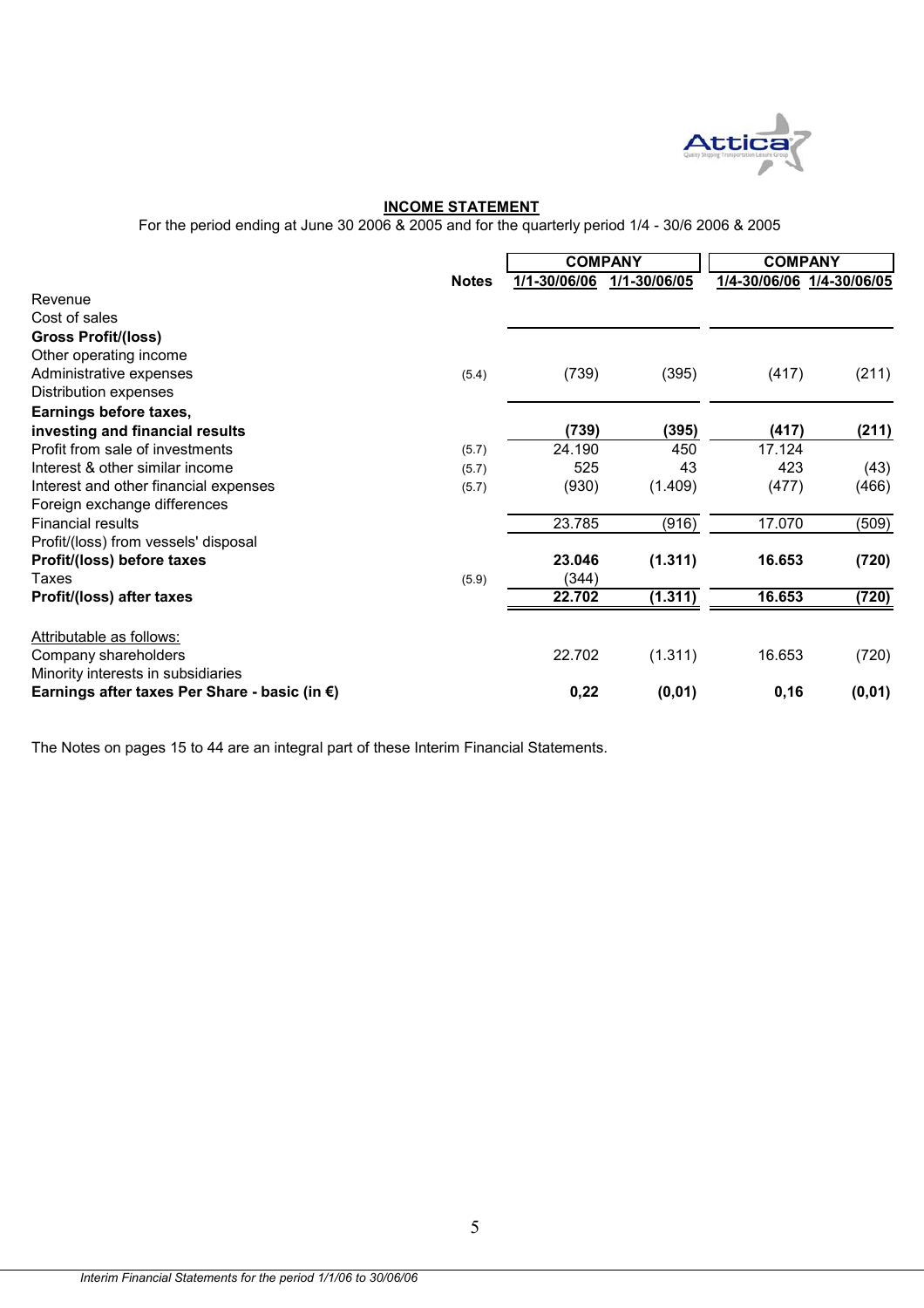## INCOME STATEMENT

For the period ending at June 30 2006 & 2005 and for the quarterly period 1/4 - 30/6 2006 & 2005

| | Notes | COMPANY | | COMPANY | |
|---|---|---|---|---|---|
| | | 1/1-30/06/06 | 1/1-30/06/05 | 1/4-30/06/06 | 1/4-30/06/05 |
| Revenue | | | | | |
| Cost of sales | | | | | |
| **Gross Profit/(loss)** | | | | | |
| Other operating income | | | | | |
| Administrative expenses | (5.4) | (739) | (395) | (417) | (211) |
| Distribution expenses | | | | | |
| **Earnings before taxes, investing and financial results** | | **(739)** | **(395)** | **(417)** | **(211)** |
| Profit from sale of investments | (5.7) | 24.190 | 450 | 17.124 | |
| Interest & other similar income | (5.7) | 525 | 43 | 423 | (43) |
| Interest and other financial expenses | (5.7) | (930) | (1.409) | (477) | (466) |
| Foreign exchange differences | | | | | |
| Financial results | | 23.785 | (916) | 17.070 | (509) |
| Profit/(loss) from vessels' disposal | | | | | |
| **Profit/(loss) before taxes** | | **23.046** | **(1.311)** | **16.653** | **(720)** |
| Taxes | (5.9) | (344) | | | |
| **Profit/(loss) after taxes** | | **22.702** | **(1.311)** | **16.653** | **(720)** |
| | | | | | |
| Attributable as follows: | | | | | |
| Company shareholders | | 22.702 | (1.311) | 16.653 | (720) |
| Minority interests in subsidiaries | | | | | |
| **Earnings after taxes Per Share - basic (in €)** | | **0,22** | **(0,01)** | **0,16** | **(0,01)** |

The Notes on pages 15 to 44 are an integral part of these Interim Financial Statements.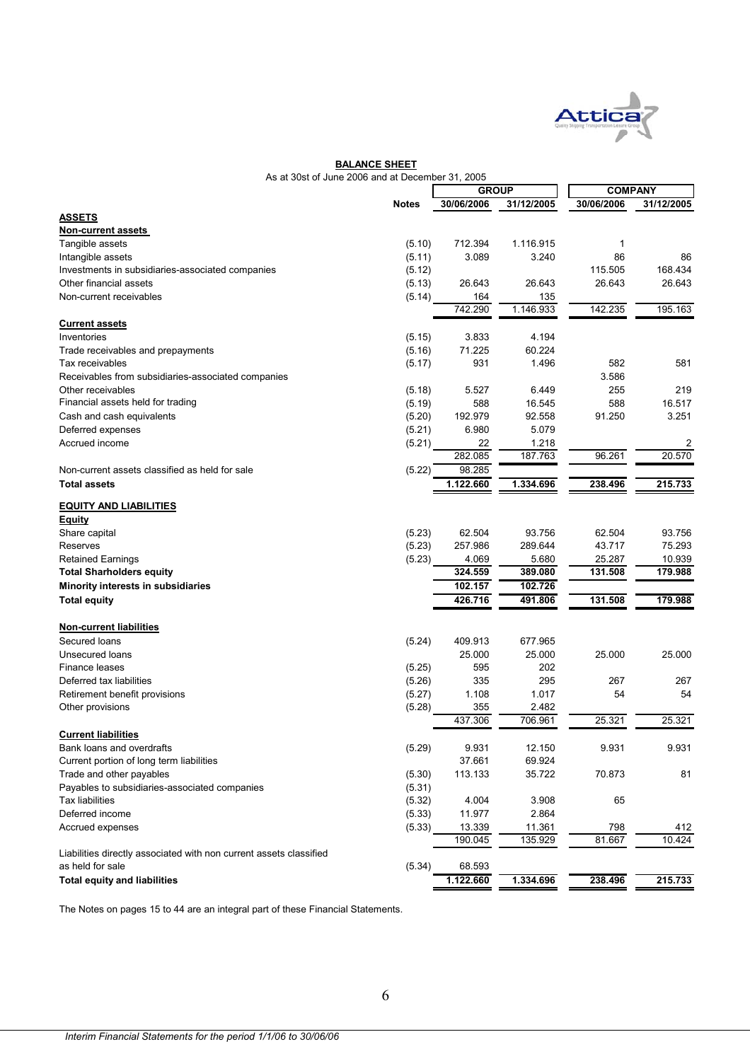## BALANCE SHEET

As at 30st of June 2006 and at December 31, 2005

| | Notes | GROUP | | COMPANY | |
|---|---|---|---|---|---|
| | | 30/06/2006 | 31/12/2005 | 30/06/2006 | 31/12/2005 |
| **ASSETS** | | | | | |
| **Non-current assets** | | | | | |
| Tangible assets | (5.10) | 712.394 | 1.116.915 | 1 | |
| Intangible assets | (5.11) | 3.089 | 3.240 | 86 | 86 |
| Investments in subsidiaries-associated companies | (5.12) | | | 115.505 | 168.434 |
| Other financial assets | (5.13) | 26.643 | 26.643 | 26.643 | 26.643 |
| Non-current receivables | (5.14) | 164 | 135 | | |
| | | 742.290 | 1.146.933 | 142.235 | 195.163 |
| **Current assets** | | | | | |
| Inventories | (5.15) | 3.833 | 4.194 | | |
| Trade receivables and prepayments | (5.16) | 71.225 | 60.224 | | |
| Tax receivables | (5.17) | 931 | 1.496 | 582 | 581 |
| Receivables from subsidiaries-associated companies | | | | 3.586 | |
| Other receivables | (5.18) | 5.527 | 6.449 | 255 | 219 |
| Financial assets held for trading | (5.19) | 588 | 16.545 | 588 | 16.517 |
| Cash and cash equivalents | (5.20) | 192.979 | 92.558 | 91.250 | 3.251 |
| Deferred expenses | (5.21) | 6.980 | 5.079 | | |
| Accrued income | (5.21) | 22 | 1.218 | | 2 |
| | | 282.085 | 187.763 | 96.261 | 20.570 |
| Non-current assets classified as held for sale | (5.22) | 98.285 | | | |
| **Total assets** | | **1.122.660** | **1.334.696** | **238.496** | **215.733** |
| **EQUITY AND LIABILITIES** | | | | | |
| **Equity** | | | | | |
| Share capital | (5.23) | 62.504 | 93.756 | 62.504 | 93.756 |
| Reserves | (5.23) | 257.986 | 289.644 | 43.717 | 75.293 |
| Retained Earnings | (5.23) | 4.069 | 5.680 | 25.287 | 10.939 |
| **Total Sharholders equity** | | **324.559** | **389.080** | **131.508** | **179.988** |
| **Minority interests in subsidiaries** | | **102.157** | **102.726** | | |
| **Total equity** | | **426.716** | **491.806** | **131.508** | **179.988** |
| **Non-current liabilities** | | | | | |
| Secured loans | (5.24) | 409.913 | 677.965 | | |
| Unsecured loans | | 25.000 | 25.000 | 25.000 | 25.000 |
| Finance leases | (5.25) | 595 | 202 | | |
| Deferred tax liabilities | (5.26) | 335 | 295 | 267 | 267 |
| Retirement benefit provisions | (5.27) | 1.108 | 1.017 | 54 | 54 |
| Other provisions | (5.28) | 355 | 2.482 | | |
| | | 437.306 | 706.961 | 25.321 | 25.321 |
| **Current liabilities** | | | | | |
| Bank loans and overdrafts | (5.29) | 9.931 | 12.150 | 9.931 | 9.931 |
| Current portion of long term liabilities | | 37.661 | 69.924 | | |
| Trade and other payables | (5.30) | 113.133 | 35.722 | 70.873 | 81 |
| Payables to subsidiaries-associated companies | (5.31) | | | | |
| Tax liabilities | (5.32) | 4.004 | 3.908 | 65 | |
| Deferred income | (5.33) | 11.977 | 2.864 | | |
| Accrued expenses | (5.33) | 13.339 | 11.361 | 798 | 412 |
| | | 190.045 | 135.929 | 81.667 | 10.424 |
| Liabilities directly associated with non current assets classified as held for sale | (5.34) | 68.593 | | | |
| **Total equity and liabilities** | | **1.122.660** | **1.334.696** | **238.496** | **215.733** |

The Notes on pages 15 to 44 are an integral part of these Financial Statements.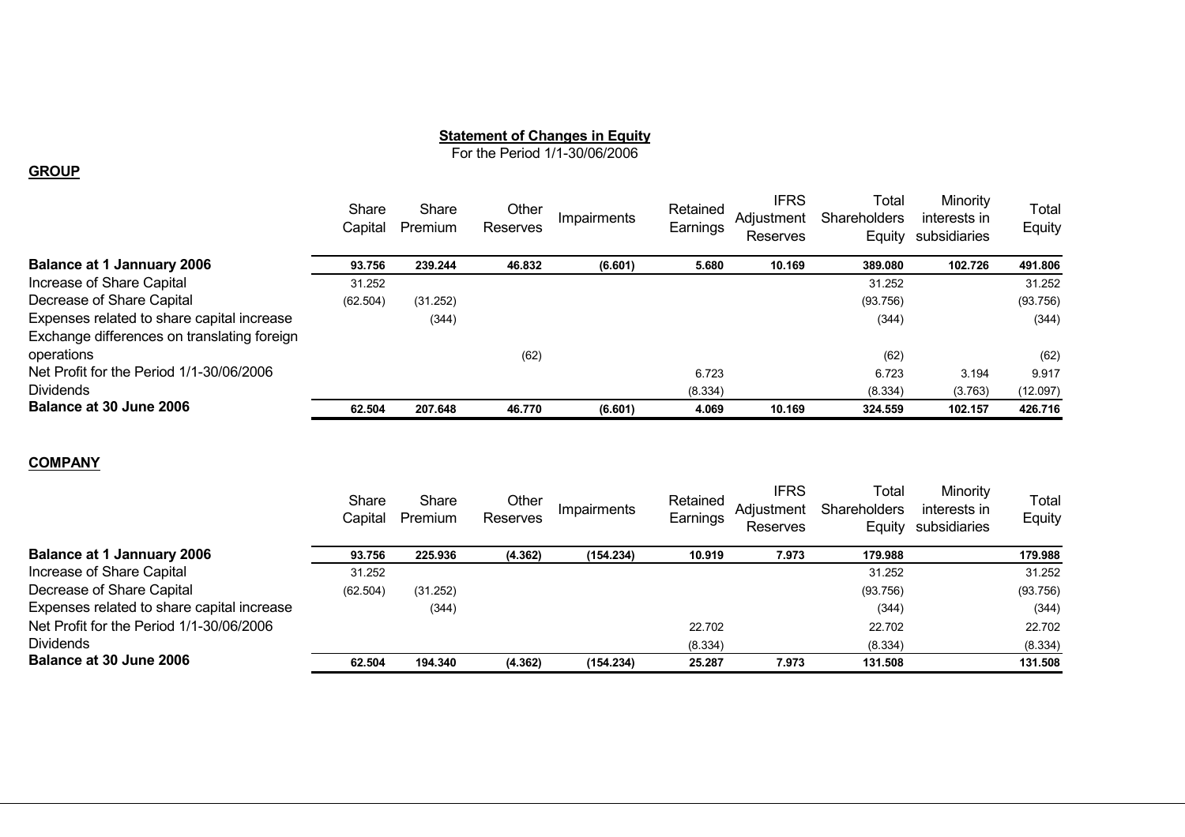**Statement of Changes in Equity**

For the Period 1/1-30/06/2006

**GROUP**

| | Share Capital | Share Premium | Other Reserves | Impairments | Retained Earnings | IFRS Adjustment Reserves | Total Shareholders Equity | Minority interests in subsidiaries | Total Equity |
|---|---|---|---|---|---|---|---|---|---|
| **Balance at 1 Jannuary 2006** | **93.756** | **239.244** | **46.832** | **(6.601)** | **5.680** | **10.169** | **389.080** | **102.726** | **491.806** |
| Increase of Share Capital | 31.252 | | | | | | 31.252 | | 31.252 |
| Decrease of Share Capital | (62.504) | (31.252) | | | | | (93.756) | | (93.756) |
| Expenses related to share capital increase | | (344) | | | | | (344) | | (344) |
| Exchange differences on translating foreign operations | | | (62) | | | | (62) | | (62) |
| Net Profit for the Period 1/1-30/06/2006 | | | | | 6.723 | | 6.723 | 3.194 | 9.917 |
| Dividends | | | | | (8.334) | | (8.334) | (3.763) | (12.097) |
| **Balance at 30 June 2006** | **62.504** | **207.648** | **46.770** | **(6.601)** | **4.069** | **10.169** | **324.559** | **102.157** | **426.716** |

**COMPANY**

| | Share Capital | Share Premium | Other Reserves | Impairments | Retained Earnings | IFRS Adjustment Reserves | Total Shareholders Equity | Minority interests in subsidiaries | Total Equity |
|---|---|---|---|---|---|---|---|---|---|
| **Balance at 1 Jannuary 2006** | **93.756** | **225.936** | **(4.362)** | **(154.234)** | **10.919** | **7.973** | **179.988** | | **179.988** |
| Increase of Share Capital | 31.252 | | | | | | 31.252 | | 31.252 |
| Decrease of Share Capital | (62.504) | (31.252) | | | | | (93.756) | | (93.756) |
| Expenses related to share capital increase | | (344) | | | | | (344) | | (344) |
| Net Profit for the Period 1/1-30/06/2006 | | | | | 22.702 | | 22.702 | | 22.702 |
| Dividends | | | | | (8.334) | | (8.334) | | (8.334) |
| **Balance at 30 June 2006** | **62.504** | **194.340** | **(4.362)** | **(154.234)** | **25.287** | **7.973** | **131.508** | | **131.508** |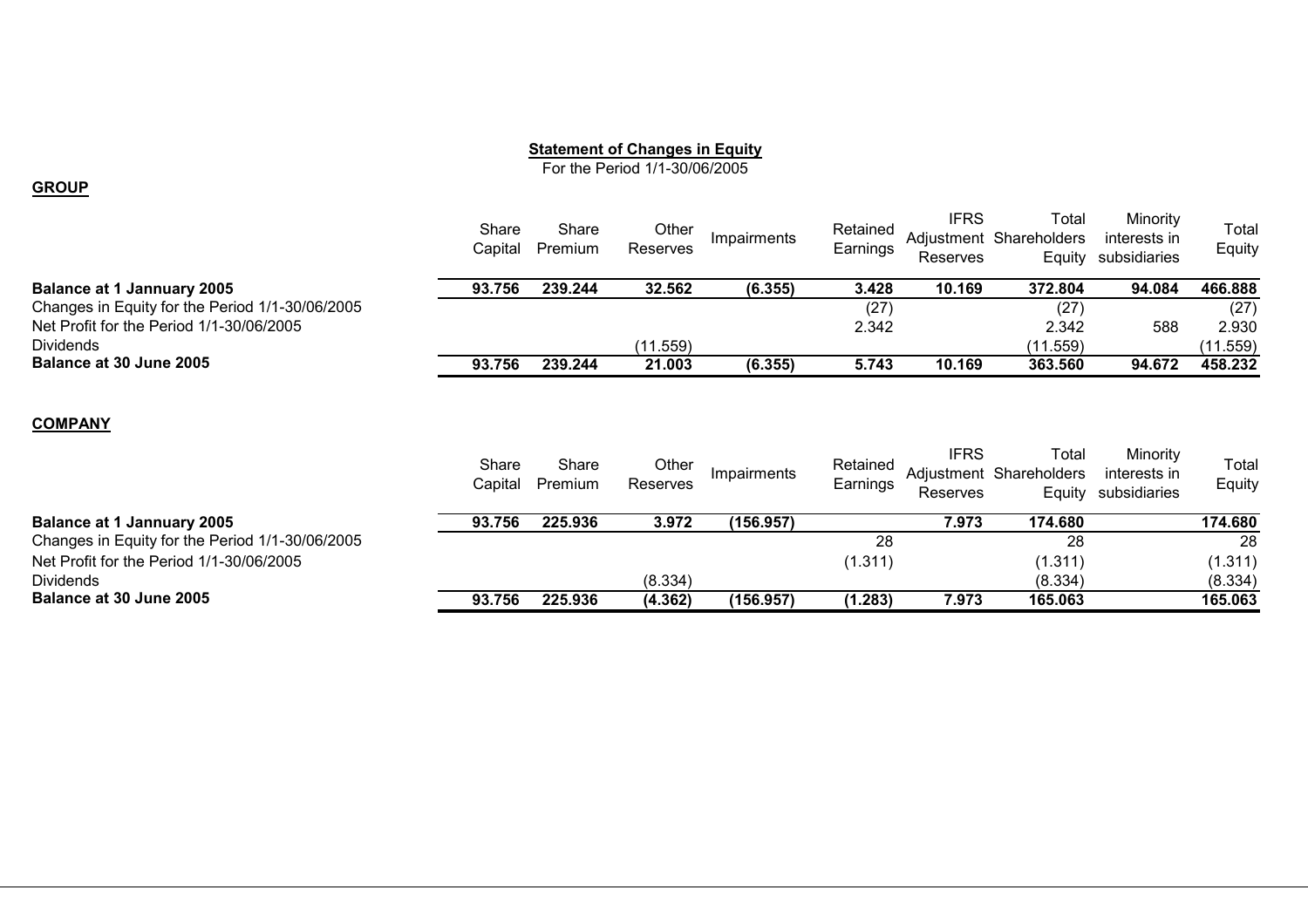**Statement of Changes in Equity**

For the Period 1/1-30/06/2005

**GROUP**

| | Share Capital | Share Premium | Other Reserves | Impairments | Retained Earnings | IFRS Adjustment Reserves | Total Shareholders Equity | Minority interests in subsidiaries | Total Equity |
|---|---|---|---|---|---|---|---|---|---|
| **Balance at 1 Jannuary 2005** | **93.756** | **239.244** | **32.562** | **(6.355)** | **3.428** | **10.169** | **372.804** | **94.084** | **466.888** |
| Changes in Equity for the Period 1/1-30/06/2005 | | | | | (27) | | (27) | | (27) |
| Net Profit for the Period 1/1-30/06/2005 | | | | | 2.342 | | 2.342 | 588 | 2.930 |
| Dividends | | | (11.559) | | | | (11.559) | | (11.559) |
| **Balance at 30 June 2005** | **93.756** | **239.244** | **21.003** | **(6.355)** | **5.743** | **10.169** | **363.560** | **94.672** | **458.232** |

**COMPANY**

| | Share Capital | Share Premium | Other Reserves | Impairments | Retained Earnings | IFRS Adjustment Reserves | Total Shareholders Equity | Minority interests in subsidiaries | Total Equity |
|---|---|---|---|---|---|---|---|---|---|
| **Balance at 1 Jannuary 2005** | **93.756** | **225.936** | **3.972** | **(156.957)** | | **7.973** | **174.680** | | **174.680** |
| Changes in Equity for the Period 1/1-30/06/2005 | | | | | 28 | | 28 | | 28 |
| Net Profit for the Period 1/1-30/06/2005 | | | | | (1.311) | | (1.311) | | (1.311) |
| Dividends | | | (8.334) | | | | (8.334) | | (8.334) |
| **Balance at 30 June 2005** | **93.756** | **225.936** | **(4.362)** | **(156.957)** | **(1.283)** | **7.973** | **165.063** | | **165.063** |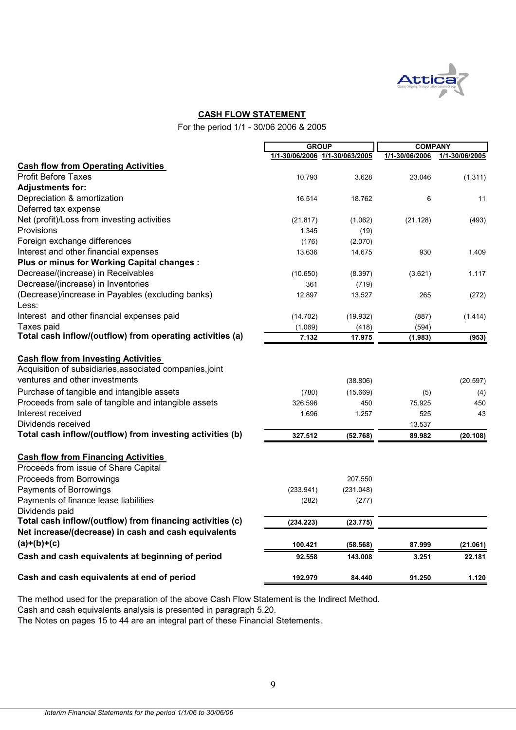## CASH FLOW STATEMENT

For the period 1/1 - 30/06 2006 & 2005

| | GROUP | | COMPANY | |
|---|---|---|---|---|
| | 1/1-30/06/2006 | 1/1-30/063/2005 | 1/1-30/06/2006 | 1/1-30/06/2005 |
| **Cash flow from Operating Activities** | | | | |
| Profit Before Taxes | 10.793 | 3.628 | 23.046 | (1.311) |
| **Adjustments for:** | | | | |
| Depreciation & amortization | 16.514 | 18.762 | 6 | 11 |
| Deferred tax expense | | | | |
| Net (profit)/Loss from investing activities | (21.817) | (1.062) | (21.128) | (493) |
| Provisions | 1.345 | (19) | | |
| Foreign exchange differences | (176) | (2.070) | | |
| Interest and other financial expenses | 13.636 | 14.675 | 930 | 1.409 |
| **Plus or minus for Working Capital changes :** | | | | |
| Decrease/(increase) in Receivables | (10.650) | (8.397) | (3.621) | 1.117 |
| Decrease/(increase) in Inventories | 361 | (719) | | |
| (Decrease)/increase in Payables (excluding banks) | 12.897 | 13.527 | 265 | (272) |
| Less: | | | | |
| Interest and other financial expenses paid | (14.702) | (19.932) | (887) | (1.414) |
| Taxes paid | (1.069) | (418) | (594) | |
| **Total cash inflow/(outflow) from operating activities (a)** | **7.132** | **17.975** | **(1.983)** | **(953)** |
| **Cash flow from Investing Activities** | | | | |
| Acquisition of subsidiaries,associated companies,joint ventures and other investments | | (38.806) | | (20.597) |
| Purchase of tangible and intangible assets | (780) | (15.669) | (5) | (4) |
| Proceeds from sale of tangible and intangible assets | 326.596 | 450 | 75.925 | 450 |
| Interest received | 1.696 | 1.257 | 525 | 43 |
| Dividends received | | | 13.537 | |
| **Total cash inflow/(outflow) from investing activities (b)** | **327.512** | **(52.768)** | **89.982** | **(20.108)** |
| **Cash flow from Financing Activities** | | | | |
| Proceeds from issue of Share Capital | | | | |
| Proceeds from Borrowings | | 207.550 | | |
| Payments of Borrowings | (233.941) | (231.048) | | |
| Payments of finance lease liabilities | (282) | (277) | | |
| Dividends paid | | | | |
| **Total cash inflow/(outflow) from financing activities (c)** | **(234.223)** | **(23.775)** | | |
| **Net increase/(decrease) in cash and cash equivalents (a)+(b)+(c)** | **100.421** | **(58.568)** | **87.999** | **(21.061)** |
| **Cash and cash equivalents at beginning of period** | **92.558** | **143.008** | **3.251** | **22.181** |
| **Cash and cash equivalents at end of period** | **192.979** | **84.440** | **91.250** | **1.120** |

The method used for the preparation of the above Cash Flow Statement is the Indirect Method.
Cash and cash equivalents analysis is presented in paragraph 5.20.
The Notes on pages 15 to 44 are an integral part of these Financial Stetements.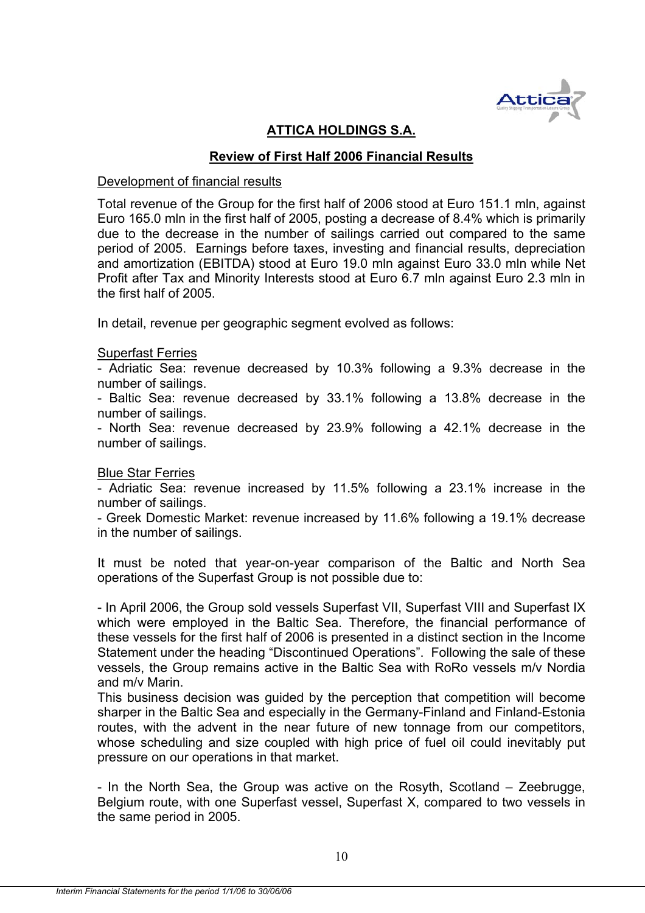## ATTICA HOLDINGS S.A.

### Review of First Half 2006 Financial Results

Development of financial results

Total revenue of the Group for the first half of 2006 stood at Euro 151.1 mln, against Euro 165.0 mln in the first half of 2005, posting a decrease of 8.4% which is primarily due to the decrease in the number of sailings carried out compared to the same period of 2005. Earnings before taxes, investing and financial results, depreciation and amortization (EBITDA) stood at Euro 19.0 mln against Euro 33.0 mln while Net Profit after Tax and Minority Interests stood at Euro 6.7 mln against Euro 2.3 mln in the first half of 2005.

In detail, revenue per geographic segment evolved as follows:

Superfast Ferries

- Adriatic Sea: revenue decreased by 10.3% following a 9.3% decrease in the number of sailings.
- Baltic Sea: revenue decreased by 33.1% following a 13.8% decrease in the number of sailings.
- North Sea: revenue decreased by 23.9% following a 42.1% decrease in the number of sailings.

Blue Star Ferries

- Adriatic Sea: revenue increased by 11.5% following a 23.1% increase in the number of sailings.
- Greek Domestic Market: revenue increased by 11.6% following a 19.1% decrease in the number of sailings.

It must be noted that year-on-year comparison of the Baltic and North Sea operations of the Superfast Group is not possible due to:

- In April 2006, the Group sold vessels Superfast VII, Superfast VIII and Superfast IX which were employed in the Baltic Sea. Therefore, the financial performance of these vessels for the first half of 2006 is presented in a distinct section in the Income Statement under the heading "Discontinued Operations". Following the sale of these vessels, the Group remains active in the Baltic Sea with RoRo vessels m/v Nordia and m/v Marin.
This business decision was guided by the perception that competition will become sharper in the Baltic Sea and especially in the Germany-Finland and Finland-Estonia routes, with the advent in the near future of new tonnage from our competitors, whose scheduling and size coupled with high price of fuel oil could inevitably put pressure on our operations in that market.

- In the North Sea, the Group was active on the Rosyth, Scotland – Zeebrugge, Belgium route, with one Superfast vessel, Superfast X, compared to two vessels in the same period in 2005.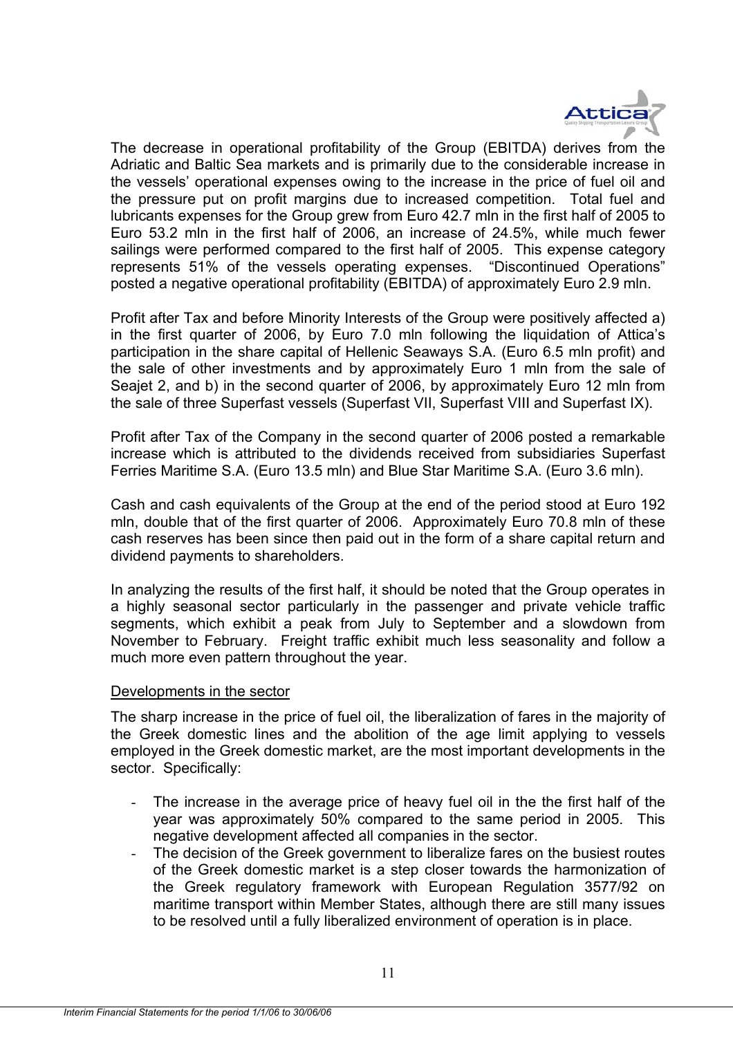The decrease in operational profitability of the Group (EBITDA) derives from the Adriatic and Baltic Sea markets and is primarily due to the considerable increase in the vessels' operational expenses owing to the increase in the price of fuel oil and the pressure put on profit margins due to increased competition. Total fuel and lubricants expenses for the Group grew from Euro 42.7 mln in the first half of 2005 to Euro 53.2 mln in the first half of 2006, an increase of 24.5%, while much fewer sailings were performed compared to the first half of 2005. This expense category represents 51% of the vessels operating expenses. "Discontinued Operations" posted a negative operational profitability (EBITDA) of approximately Euro 2.9 mln.

Profit after Tax and before Minority Interests of the Group were positively affected a) in the first quarter of 2006, by Euro 7.0 mln following the liquidation of Attica's participation in the share capital of Hellenic Seaways S.A. (Euro 6.5 mln profit) and the sale of other investments and by approximately Euro 1 mln from the sale of Seajet 2, and b) in the second quarter of 2006, by approximately Euro 12 mln from the sale of three Superfast vessels (Superfast VII, Superfast VIII and Superfast IX).

Profit after Tax of the Company in the second quarter of 2006 posted a remarkable increase which is attributed to the dividends received from subsidiaries Superfast Ferries Maritime S.A. (Euro 13.5 mln) and Blue Star Maritime S.A. (Euro 3.6 mln).

Cash and cash equivalents of the Group at the end of the period stood at Euro 192 mln, double that of the first quarter of 2006. Approximately Euro 70.8 mln of these cash reserves has been since then paid out in the form of a share capital return and dividend payments to shareholders.

In analyzing the results of the first half, it should be noted that the Group operates in a highly seasonal sector particularly in the passenger and private vehicle traffic segments, which exhibit a peak from July to September and a slowdown from November to February. Freight traffic exhibit much less seasonality and follow a much more even pattern throughout the year.

Developments in the sector

The sharp increase in the price of fuel oil, the liberalization of fares in the majority of the Greek domestic lines and the abolition of the age limit applying to vessels employed in the Greek domestic market, are the most important developments in the sector. Specifically:

- The increase in the average price of heavy fuel oil in the the first half of the year was approximately 50% compared to the same period in 2005. This negative development affected all companies in the sector.
- The decision of the Greek government to liberalize fares on the busiest routes of the Greek domestic market is a step closer towards the harmonization of the Greek regulatory framework with European Regulation 3577/92 on maritime transport within Member States, although there are still many issues to be resolved until a fully liberalized environment of operation is in place.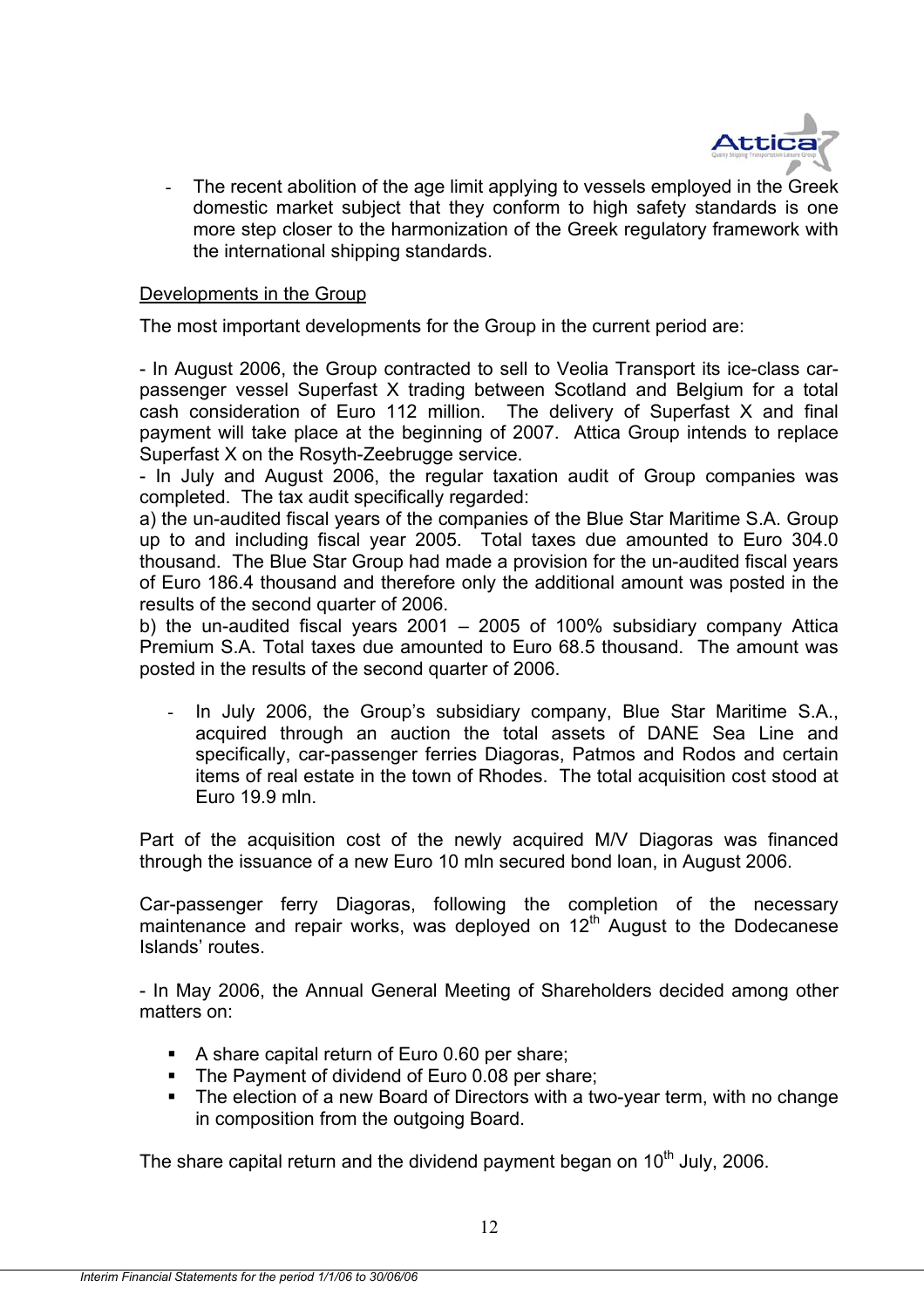- The recent abolition of the age limit applying to vessels employed in the Greek domestic market subject that they conform to high safety standards is one more step closer to the harmonization of the Greek regulatory framework with the international shipping standards.

Developments in the Group

The most important developments for the Group in the current period are:

- In August 2006, the Group contracted to sell to Veolia Transport its ice-class car-passenger vessel Superfast X trading between Scotland and Belgium for a total cash consideration of Euro 112 million. The delivery of Superfast X and final payment will take place at the beginning of 2007. Attica Group intends to replace Superfast X on the Rosyth-Zeebrugge service.

- In July and August 2006, the regular taxation audit of Group companies was completed. The tax audit specifically regarded:

a) the un-audited fiscal years of the companies of the Blue Star Maritime S.A. Group up to and including fiscal year 2005. Total taxes due amounted to Euro 304.0 thousand. The Blue Star Group had made a provision for the un-audited fiscal years of Euro 186.4 thousand and therefore only the additional amount was posted in the results of the second quarter of 2006.

b) the un-audited fiscal years 2001 – 2005 of 100% subsidiary company Attica Premium S.A. Total taxes due amounted to Euro 68.5 thousand. The amount was posted in the results of the second quarter of 2006.

- In July 2006, the Group's subsidiary company, Blue Star Maritime S.A., acquired through an auction the total assets of DANE Sea Line and specifically, car-passenger ferries Diagoras, Patmos and Rodos and certain items of real estate in the town of Rhodes. The total acquisition cost stood at Euro 19.9 mln.

Part of the acquisition cost of the newly acquired M/V Diagoras was financed through the issuance of a new Euro 10 mln secured bond loan, in August 2006.

Car-passenger ferry Diagoras, following the completion of the necessary maintenance and repair works, was deployed on 12th August to the Dodecanese Islands' routes.

- In May 2006, the Annual General Meeting of Shareholders decided among other matters on:

- A share capital return of Euro 0.60 per share;
- The Payment of dividend of Euro 0.08 per share;
- The election of a new Board of Directors with a two-year term, with no change in composition from the outgoing Board.

The share capital return and the dividend payment began on 10th July, 2006.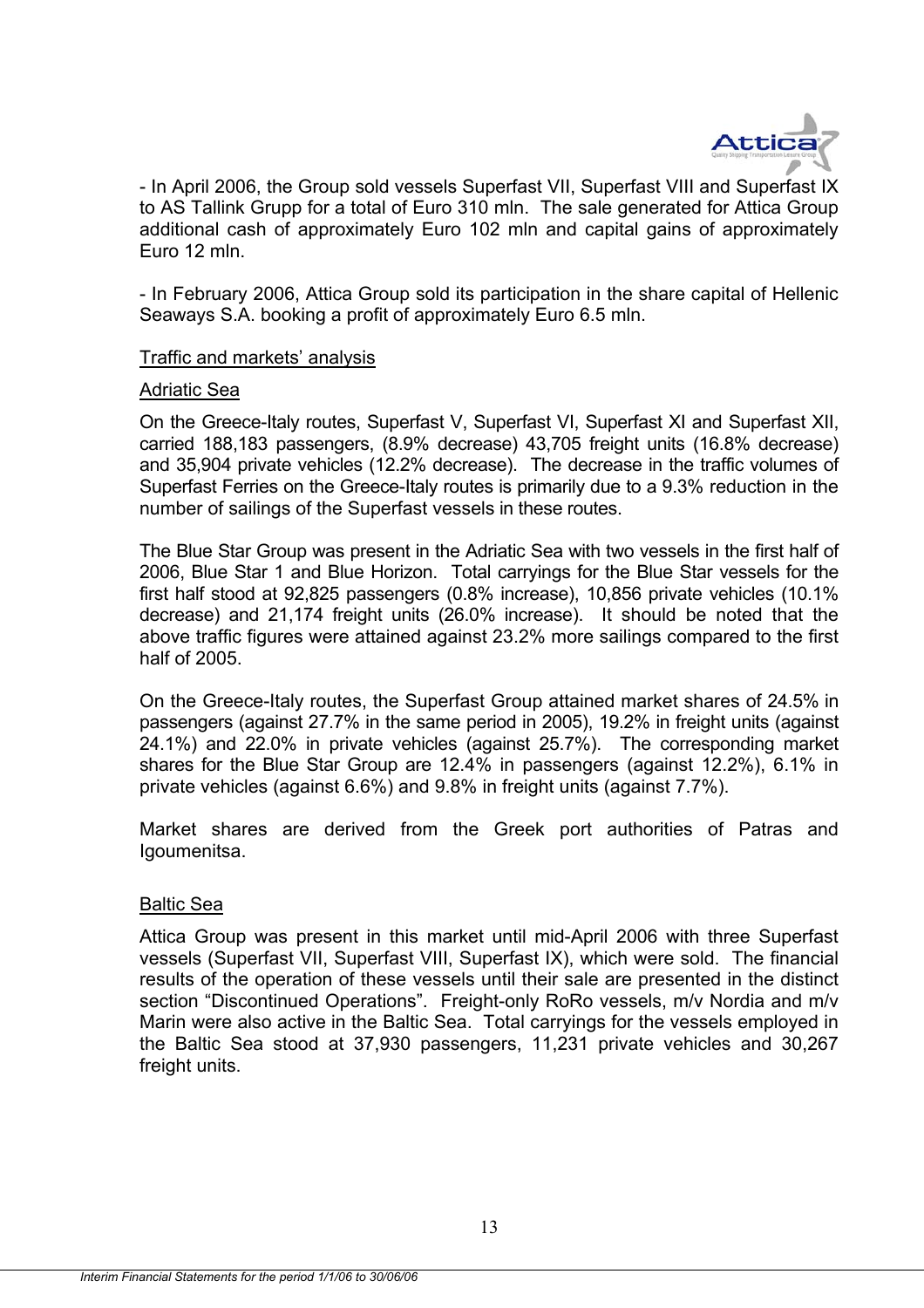- In April 2006, the Group sold vessels Superfast VII, Superfast VIII and Superfast IX to AS Tallink Grupp for a total of Euro 310 mln. The sale generated for Attica Group additional cash of approximately Euro 102 mln and capital gains of approximately Euro 12 mln.

- In February 2006, Attica Group sold its participation in the share capital of Hellenic Seaways S.A. booking a profit of approximately Euro 6.5 mln.

<u>Traffic and markets' analysis</u>

<u>Adriatic Sea</u>

On the Greece-Italy routes, Superfast V, Superfast VI, Superfast XI and Superfast XII, carried 188,183 passengers, (8.9% decrease) 43,705 freight units (16.8% decrease) and 35,904 private vehicles (12.2% decrease). The decrease in the traffic volumes of Superfast Ferries on the Greece-Italy routes is primarily due to a 9.3% reduction in the number of sailings of the Superfast vessels in these routes.

The Blue Star Group was present in the Adriatic Sea with two vessels in the first half of 2006, Blue Star 1 and Blue Horizon. Total carryings for the Blue Star vessels for the first half stood at 92,825 passengers (0.8% increase), 10,856 private vehicles (10.1% decrease) and 21,174 freight units (26.0% increase). It should be noted that the above traffic figures were attained against 23.2% more sailings compared to the first half of 2005.

On the Greece-Italy routes, the Superfast Group attained market shares of 24.5% in passengers (against 27.7% in the same period in 2005), 19.2% in freight units (against 24.1%) and 22.0% in private vehicles (against 25.7%). The corresponding market shares for the Blue Star Group are 12.4% in passengers (against 12.2%), 6.1% in private vehicles (against 6.6%) and 9.8% in freight units (against 7.7%).

Market shares are derived from the Greek port authorities of Patras and Igoumenitsa.

<u>Baltic Sea</u>

Attica Group was present in this market until mid-April 2006 with three Superfast vessels (Superfast VII, Superfast VIII, Superfast IX), which were sold. The financial results of the operation of these vessels until their sale are presented in the distinct section "Discontinued Operations". Freight-only RoRo vessels, m/v Nordia and m/v Marin were also active in the Baltic Sea. Total carryings for the vessels employed in the Baltic Sea stood at 37,930 passengers, 11,231 private vehicles and 30,267 freight units.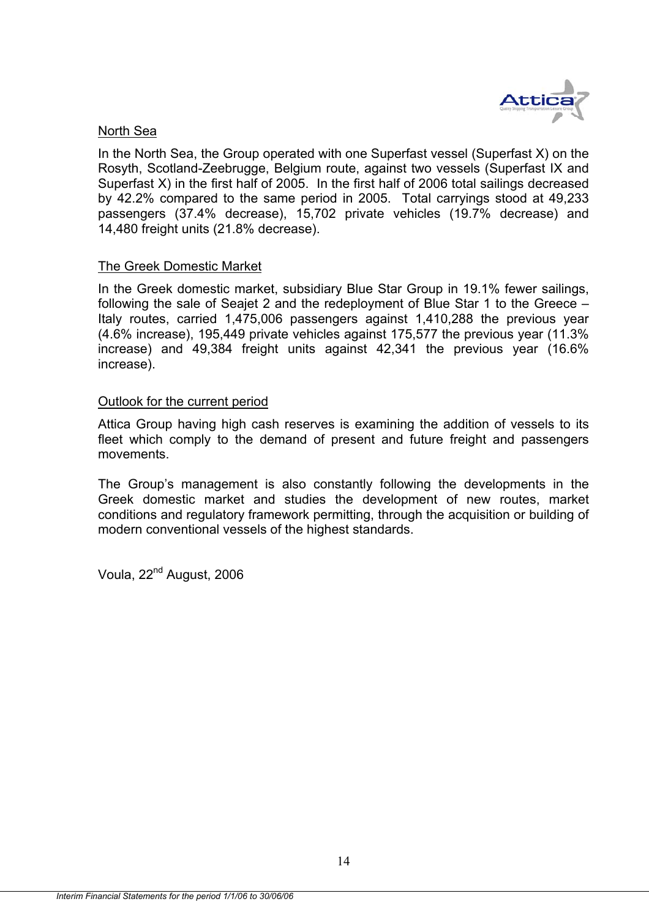North Sea

In the North Sea, the Group operated with one Superfast vessel (Superfast X) on the Rosyth, Scotland-Zeebrugge, Belgium route, against two vessels (Superfast IX and Superfast X) in the first half of 2005. In the first half of 2006 total sailings decreased by 42.2% compared to the same period in 2005. Total carryings stood at 49,233 passengers (37.4% decrease), 15,702 private vehicles (19.7% decrease) and 14,480 freight units (21.8% decrease).

The Greek Domestic Market

In the Greek domestic market, subsidiary Blue Star Group in 19.1% fewer sailings, following the sale of Seajet 2 and the redeployment of Blue Star 1 to the Greece – Italy routes, carried 1,475,006 passengers against 1,410,288 the previous year (4.6% increase), 195,449 private vehicles against 175,577 the previous year (11.3% increase) and 49,384 freight units against 42,341 the previous year (16.6% increase).

Outlook for the current period

Attica Group having high cash reserves is examining the addition of vessels to its fleet which comply to the demand of present and future freight and passengers movements.

The Group's management is also constantly following the developments in the Greek domestic market and studies the development of new routes, market conditions and regulatory framework permitting, through the acquisition or building of modern conventional vessels of the highest standards.

Voula, 22nd August, 2006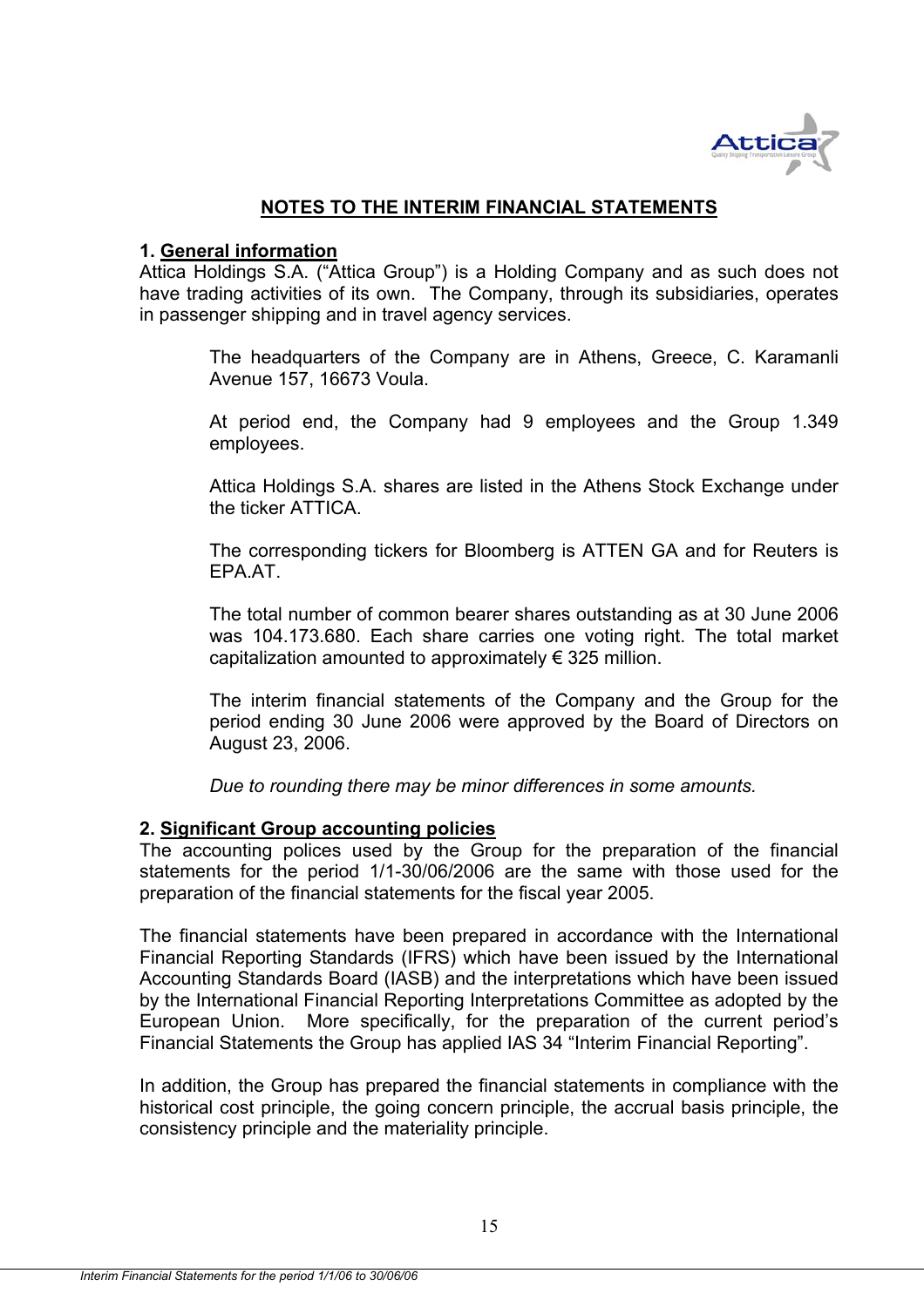## NOTES TO THE INTERIM FINANCIAL STATEMENTS

### 1. General information

Attica Holdings S.A. ("Attica Group") is a Holding Company and as such does not have trading activities of its own. The Company, through its subsidiaries, operates in passenger shipping and in travel agency services.

The headquarters of the Company are in Athens, Greece, C. Karamanli Avenue 157, 16673 Voula.

At period end, the Company had 9 employees and the Group 1.349 employees.

Attica Holdings S.A. shares are listed in the Athens Stock Exchange under the ticker ATTICA.

The corresponding tickers for Bloomberg is ATTEN GA and for Reuters is EPA.AT.

The total number of common bearer shares outstanding as at 30 June 2006 was 104.173.680. Each share carries one voting right. The total market capitalization amounted to approximately € 325 million.

The interim financial statements of the Company and the Group for the period ending 30 June 2006 were approved by the Board of Directors on August 23, 2006.

*Due to rounding there may be minor differences in some amounts.*

### 2. Significant Group accounting policies

The accounting polices used by the Group for the preparation of the financial statements for the period 1/1-30/06/2006 are the same with those used for the preparation of the financial statements for the fiscal year 2005.

The financial statements have been prepared in accordance with the International Financial Reporting Standards (IFRS) which have been issued by the International Accounting Standards Board (IASB) and the interpretations which have been issued by the International Financial Reporting Interpretations Committee as adopted by the European Union. More specifically, for the preparation of the current period's Financial Statements the Group has applied IAS 34 "Interim Financial Reporting".

In addition, the Group has prepared the financial statements in compliance with the historical cost principle, the going concern principle, the accrual basis principle, the consistency principle and the materiality principle.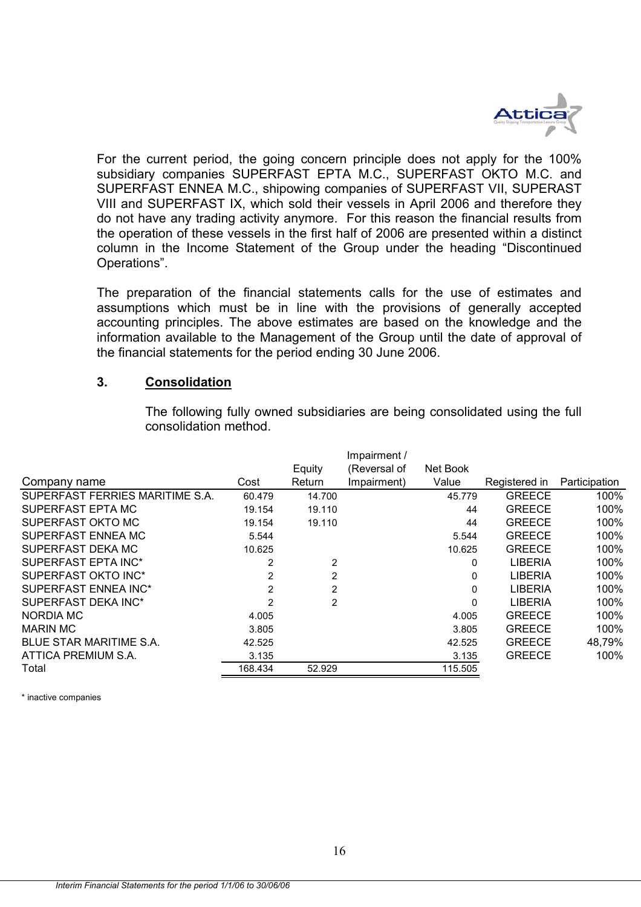For the current period, the going concern principle does not apply for the 100% subsidiary companies SUPERFAST EPTA M.C., SUPERFAST OKTO M.C. and SUPERFAST ENNEA M.C., shipowing companies of SUPERFAST VII, SUPERAST VIII and SUPERFAST IX, which sold their vessels in April 2006 and therefore they do not have any trading activity anymore. For this reason the financial results from the operation of these vessels in the first half of 2006 are presented within a distinct column in the Income Statement of the Group under the heading "Discontinued Operations".

The preparation of the financial statements calls for the use of estimates and assumptions which must be in line with the provisions of generally accepted accounting principles. The above estimates are based on the knowledge and the information available to the Management of the Group until the date of approval of the financial statements for the period ending 30 June 2006.

## 3. Consolidation

The following fully owned subsidiaries are being consolidated using the full consolidation method.

| Company name | Cost | Equity Return | Impairment / (Reversal of Impairment) | Net Book Value | Registered in | Participation |
|---|---|---|---|---|---|---|
| SUPERFAST FERRIES MARITIME S.A. | 60.479 | 14.700 | | 45.779 | GREECE | 100% |
| SUPERFAST EPTA MC | 19.154 | 19.110 | | 44 | GREECE | 100% |
| SUPERFAST OKTO MC | 19.154 | 19.110 | | 44 | GREECE | 100% |
| SUPERFAST ENNEA MC | 5.544 | | | 5.544 | GREECE | 100% |
| SUPERFAST DEKA MC | 10.625 | | | 10.625 | GREECE | 100% |
| SUPERFAST EPTA INC* | 2 | 2 | | 0 | LIBERIA | 100% |
| SUPERFAST OKTO INC* | 2 | 2 | | 0 | LIBERIA | 100% |
| SUPERFAST ENNEA INC* | 2 | 2 | | 0 | LIBERIA | 100% |
| SUPERFAST DEKA INC* | 2 | 2 | | 0 | LIBERIA | 100% |
| NORDIA MC | 4.005 | | | 4.005 | GREECE | 100% |
| MARIN MC | 3.805 | | | 3.805 | GREECE | 100% |
| BLUE STAR MARITIME S.A. | 42.525 | | | 42.525 | GREECE | 48,79% |
| ATTICA PREMIUM S.A. | 3.135 | | | 3.135 | GREECE | 100% |
| Total | 168.434 | 52.929 | | 115.505 | | |

\* inactive companies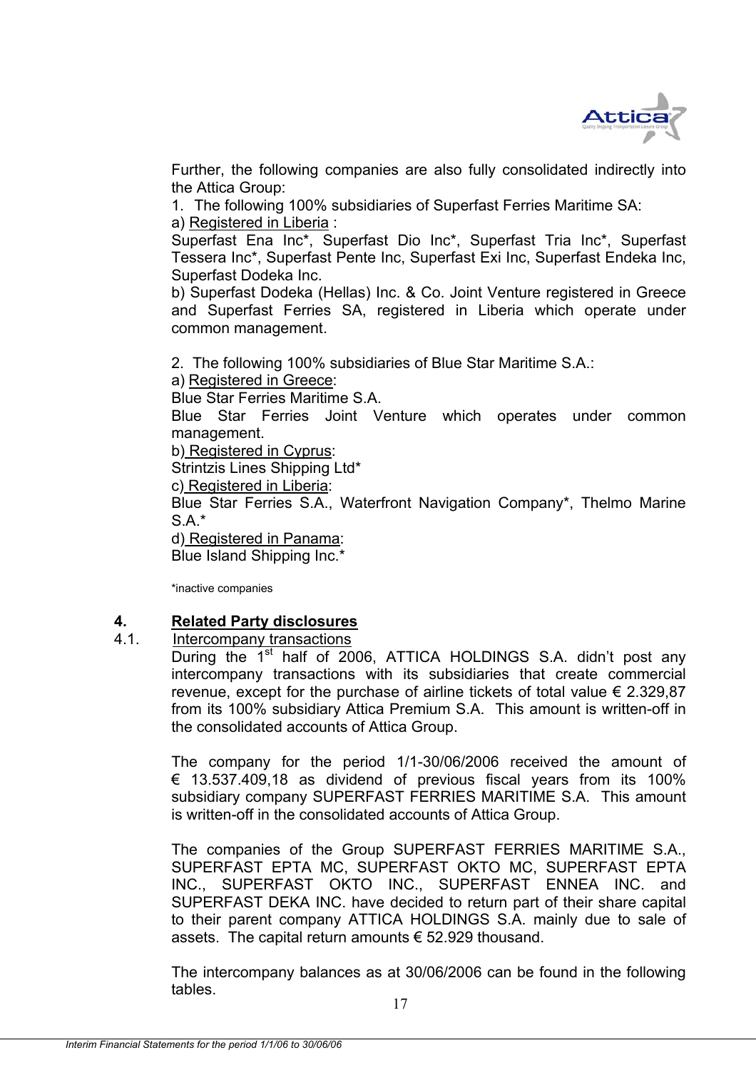Further, the following companies are also fully consolidated indirectly into the Attica Group:

1. The following 100% subsidiaries of Superfast Ferries Maritime SA:

a) Registered in Liberia :

Superfast Ena Inc*, Superfast Dio Inc*, Superfast Tria Inc*, Superfast Tessera Inc*, Superfast Pente Inc, Superfast Exi Inc, Superfast Endeka Inc, Superfast Dodeka Inc.

b) Superfast Dodeka (Hellas) Inc. & Co. Joint Venture registered in Greece and Superfast Ferries SA, registered in Liberia which operate under common management.

2. The following 100% subsidiaries of Blue Star Maritime S.A.:

a) Registered in Greece:

Blue Star Ferries Maritime S.A.

Blue Star Ferries Joint Venture which operates under common management.

b) Registered in Cyprus:

Strintzis Lines Shipping Ltd*

c) Registered in Liberia:

Blue Star Ferries S.A., Waterfront Navigation Company*, Thelmo Marine S.A.*

d) Registered in Panama:

Blue Island Shipping Inc.*

*inactive companies

## 4. Related Party disclosures

### 4.1. Intercompany transactions

During the 1st half of 2006, ATTICA HOLDINGS S.A. didn't post any intercompany transactions with its subsidiaries that create commercial revenue, except for the purchase of airline tickets of total value € 2.329,87 from its 100% subsidiary Attica Premium S.A. This amount is written-off in the consolidated accounts of Attica Group.

The company for the period 1/1-30/06/2006 received the amount of € 13.537.409,18 as dividend of previous fiscal years from its 100% subsidiary company SUPERFAST FERRIES MARITIME S.A. This amount is written-off in the consolidated accounts of Attica Group.

The companies of the Group SUPERFAST FERRIES MARITIME S.A., SUPERFAST EPTA MC, SUPERFAST OKTO MC, SUPERFAST EPTA INC., SUPERFAST OKTO INC., SUPERFAST ENNEA INC. and SUPERFAST DEKA INC. have decided to return part of their share capital to their parent company ATTICA HOLDINGS S.A. mainly due to sale of assets. The capital return amounts € 52.929 thousand.

The intercompany balances as at 30/06/2006 can be found in the following tables.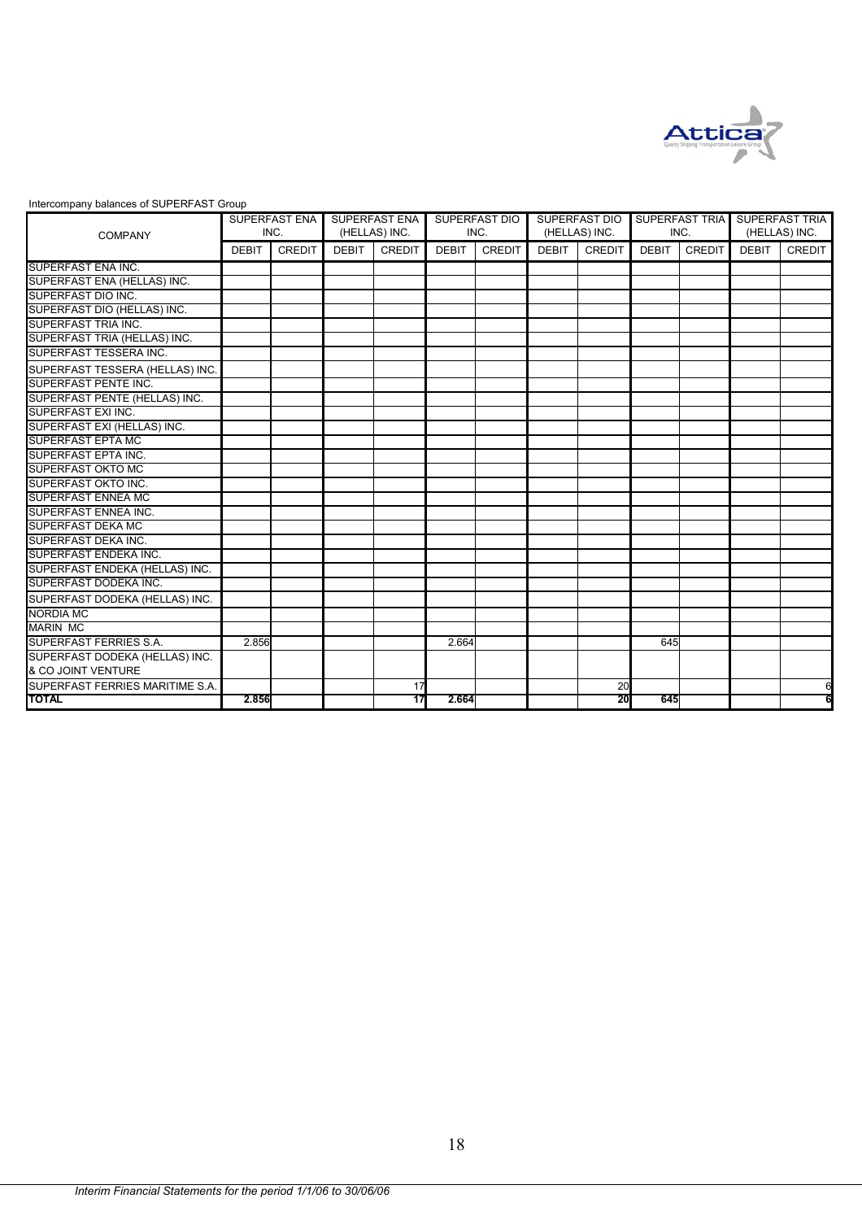Intercompany balances of SUPERFAST Group

| COMPANY | SUPERFAST ENA INC. | | SUPERFAST ENA (HELLAS) INC. | | SUPERFAST DIO INC. | | SUPERFAST DIO (HELLAS) INC. | | SUPERFAST TRIA INC. | | SUPERFAST TRIA (HELLAS) INC. | |
|---|---|---|---|---|---|---|---|---|---|---|---|---|
| | DEBIT | CREDIT | DEBIT | CREDIT | DEBIT | CREDIT | DEBIT | CREDIT | DEBIT | CREDIT | DEBIT | CREDIT |
| SUPERFAST ENA INC. | | | | | | | | | | | | |
| SUPERFAST ENA (HELLAS) INC. | | | | | | | | | | | | |
| SUPERFAST DIO INC. | | | | | | | | | | | | |
| SUPERFAST DIO (HELLAS) INC. | | | | | | | | | | | | |
| SUPERFAST TRIA INC. | | | | | | | | | | | | |
| SUPERFAST TRIA (HELLAS) INC. | | | | | | | | | | | | |
| SUPERFAST TESSERA INC. | | | | | | | | | | | | |
| SUPERFAST TESSERA (HELLAS) INC. | | | | | | | | | | | | |
| SUPERFAST PENTE INC. | | | | | | | | | | | | |
| SUPERFAST PENTE (HELLAS) INC. | | | | | | | | | | | | |
| SUPERFAST EXI INC. | | | | | | | | | | | | |
| SUPERFAST EXI (HELLAS) INC. | | | | | | | | | | | | |
| SUPERFAST EPTA MC | | | | | | | | | | | | |
| SUPERFAST EPTA INC. | | | | | | | | | | | | |
| SUPERFAST OKTO MC | | | | | | | | | | | | |
| SUPERFAST OKTO INC. | | | | | | | | | | | | |
| SUPERFAST ENNEA MC | | | | | | | | | | | | |
| SUPERFAST ENNEA INC. | | | | | | | | | | | | |
| SUPERFAST DEKA MC | | | | | | | | | | | | |
| SUPERFAST DEKA INC. | | | | | | | | | | | | |
| SUPERFAST ENDEKA INC. | | | | | | | | | | | | |
| SUPERFAST ENDEKA (HELLAS) INC. | | | | | | | | | | | | |
| SUPERFAST DODEKA INC. | | | | | | | | | | | | |
| SUPERFAST DODEKA (HELLAS) INC. | | | | | | | | | | | | |
| NORDIA MC | | | | | | | | | | | | |
| MARIN MC | | | | | | | | | | | | |
| SUPERFAST FERRIES S.A. | 2.856 | | | | 2.664 | | | | 645 | | | |
| SUPERFAST DODEKA (HELLAS) INC. & CO JOINT VENTURE | | | | | | | | | | | | |
| SUPERFAST FERRIES MARITIME S.A. | | | | 17 | | | | 20 | | | | 6 |
| **TOTAL** | **2.856** | | | **17** | **2.664** | | | **20** | **645** | | | **6** |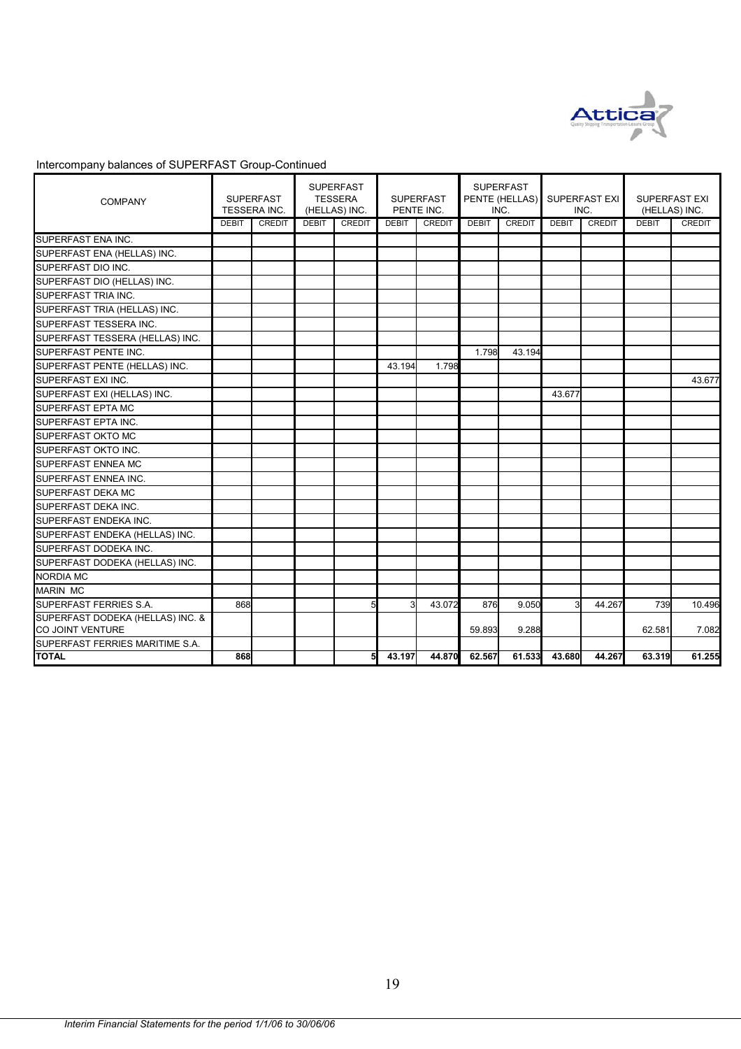Intercompany balances of SUPERFAST Group-Continued

| COMPANY | SUPERFAST TESSERA INC. | | SUPERFAST TESSERA (HELLAS) INC. | | SUPERFAST PENTE INC. | | SUPERFAST PENTE (HELLAS) INC. | | SUPERFAST EXI INC. | | SUPERFAST EXI (HELLAS) INC. | |
|---|---|---|---|---|---|---|---|---|---|---|---|---|
| | DEBIT | CREDIT | DEBIT | CREDIT | DEBIT | CREDIT | DEBIT | CREDIT | DEBIT | CREDIT | DEBIT | CREDIT |
| SUPERFAST ENA INC. | | | | | | | | | | | | |
| SUPERFAST ENA (HELLAS) INC. | | | | | | | | | | | | |
| SUPERFAST DIO INC. | | | | | | | | | | | | |
| SUPERFAST DIO (HELLAS) INC. | | | | | | | | | | | | |
| SUPERFAST TRIA INC. | | | | | | | | | | | | |
| SUPERFAST TRIA (HELLAS) INC. | | | | | | | | | | | | |
| SUPERFAST TESSERA INC. | | | | | | | | | | | | |
| SUPERFAST TESSERA (HELLAS) INC. | | | | | | | | | | | | |
| SUPERFAST PENTE INC. | | | | | | | 1.798 | 43.194 | | | | |
| SUPERFAST PENTE (HELLAS) INC. | | | | | 43.194 | 1.798 | | | | | | |
| SUPERFAST EXI INC. | | | | | | | | | | | | 43.677 |
| SUPERFAST EXI (HELLAS) INC. | | | | | | | | | 43.677 | | | |
| SUPERFAST EPTA MC | | | | | | | | | | | | |
| SUPERFAST EPTA INC. | | | | | | | | | | | | |
| SUPERFAST OKTO MC | | | | | | | | | | | | |
| SUPERFAST OKTO INC. | | | | | | | | | | | | |
| SUPERFAST ENNEA MC | | | | | | | | | | | | |
| SUPERFAST ENNEA INC. | | | | | | | | | | | | |
| SUPERFAST DEKA MC | | | | | | | | | | | | |
| SUPERFAST DEKA INC. | | | | | | | | | | | | |
| SUPERFAST ENDEKA INC. | | | | | | | | | | | | |
| SUPERFAST ENDEKA (HELLAS) INC. | | | | | | | | | | | | |
| SUPERFAST DODEKA INC. | | | | | | | | | | | | |
| SUPERFAST DODEKA (HELLAS) INC. | | | | | | | | | | | | |
| NORDIA MC | | | | | | | | | | | | |
| MARIN MC | | | | | | | | | | | | |
| SUPERFAST FERRIES S.A. | 868 | | | 5 | 3 | 43.072 | 876 | 9.050 | 3 | 44.267 | 739 | 10.496 |
| SUPERFAST DODEKA (HELLAS) INC. & CO JOINT VENTURE | | | | | | | 59.893 | 9.288 | | | 62.581 | 7.082 |
| SUPERFAST FERRIES MARITIME S.A. | | | | | | | | | | | | |
| **TOTAL** | **868** | | | **5** | **43.197** | **44.870** | **62.567** | **61.533** | **43.680** | **44.267** | **63.319** | **61.255** |

*Interim Financial Statements for the period 1/1/06 to 30/06/06*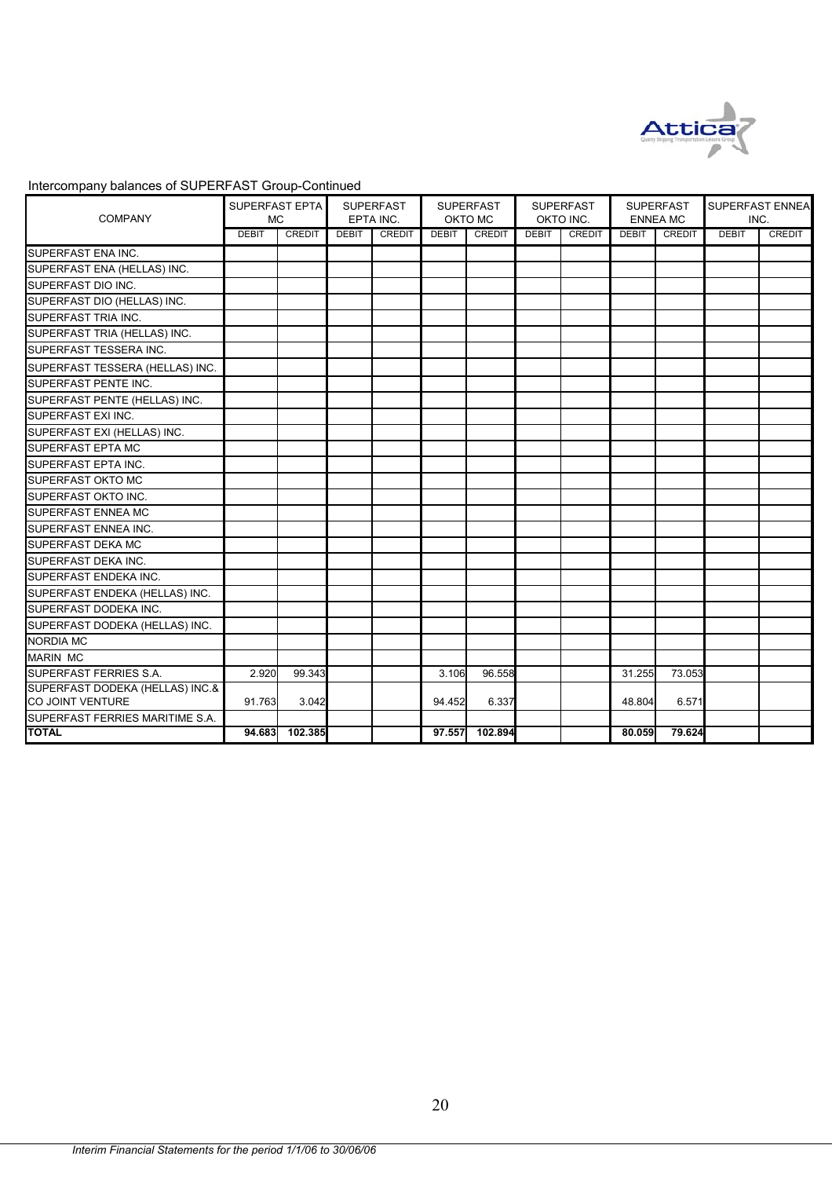Intercompany balances of SUPERFAST Group-Continued

| COMPANY | SUPERFAST EPTA MC | | SUPERFAST EPTA INC. | | SUPERFAST OKTO MC | | SUPERFAST OKTO INC. | | SUPERFAST ENNEA MC | | SUPERFAST ENNEA INC. | |
|---|---|---|---|---|---|---|---|---|---|---|---|---|
| | DEBIT | CREDIT | DEBIT | CREDIT | DEBIT | CREDIT | DEBIT | CREDIT | DEBIT | CREDIT | DEBIT | CREDIT |
| SUPERFAST ENA INC. | | | | | | | | | | | | |
| SUPERFAST ENA (HELLAS) INC. | | | | | | | | | | | | |
| SUPERFAST DIO INC. | | | | | | | | | | | | |
| SUPERFAST DIO (HELLAS) INC. | | | | | | | | | | | | |
| SUPERFAST TRIA INC. | | | | | | | | | | | | |
| SUPERFAST TRIA (HELLAS) INC. | | | | | | | | | | | | |
| SUPERFAST TESSERA INC. | | | | | | | | | | | | |
| SUPERFAST TESSERA (HELLAS) INC. | | | | | | | | | | | | |
| SUPERFAST PENTE INC. | | | | | | | | | | | | |
| SUPERFAST PENTE (HELLAS) INC. | | | | | | | | | | | | |
| SUPERFAST EXI INC. | | | | | | | | | | | | |
| SUPERFAST EXI (HELLAS) INC. | | | | | | | | | | | | |
| SUPERFAST EPTA MC | | | | | | | | | | | | |
| SUPERFAST EPTA INC. | | | | | | | | | | | | |
| SUPERFAST OKTO MC | | | | | | | | | | | | |
| SUPERFAST OKTO INC. | | | | | | | | | | | | |
| SUPERFAST ENNEA MC | | | | | | | | | | | | |
| SUPERFAST ENNEA INC. | | | | | | | | | | | | |
| SUPERFAST DEKA MC | | | | | | | | | | | | |
| SUPERFAST DEKA INC. | | | | | | | | | | | | |
| SUPERFAST ENDEKA INC. | | | | | | | | | | | | |
| SUPERFAST ENDEKA (HELLAS) INC. | | | | | | | | | | | | |
| SUPERFAST DODEKA INC. | | | | | | | | | | | | |
| SUPERFAST DODEKA (HELLAS) INC. | | | | | | | | | | | | |
| NORDIA MC | | | | | | | | | | | | |
| MARIN MC | | | | | | | | | | | | |
| SUPERFAST FERRIES S.A. | 2.920 | 99.343 | | | 3.106 | 96.558 | | | 31.255 | 73.053 | | |
| SUPERFAST DODEKA (HELLAS) INC.& CO JOINT VENTURE | 91.763 | 3.042 | | | 94.452 | 6.337 | | | 48.804 | 6.571 | | |
| SUPERFAST FERRIES MARITIME S.A. | | | | | | | | | | | | |
| **TOTAL** | **94.683** | **102.385** | | | **97.557** | **102.894** | | | **80.059** | **79.624** | | |

*Interim Financial Statements for the period 1/1/06 to 30/06/06*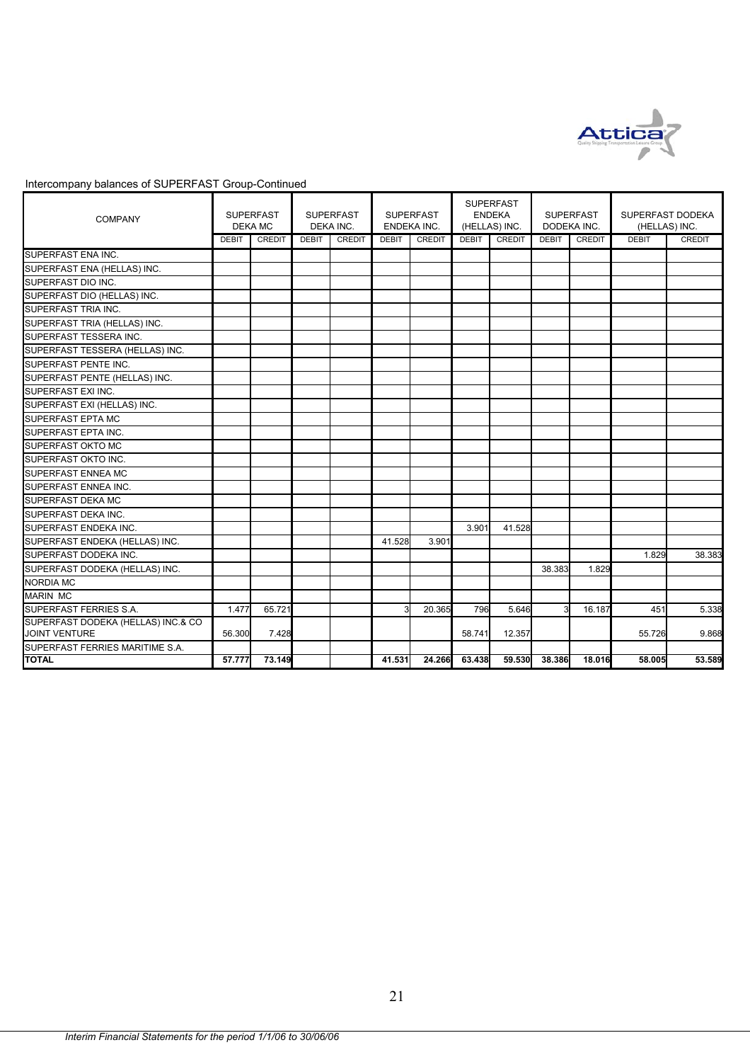Intercompany balances of SUPERFAST Group-Continued

| COMPANY | SUPERFAST DEKA MC | | SUPERFAST DEKA INC. | | SUPERFAST ENDEKA INC. | | SUPERFAST ENDEKA (HELLAS) INC. | | SUPERFAST DODEKA INC. | | SUPERFAST DODEKA (HELLAS) INC. | |
|---|---|---|---|---|---|---|---|---|---|---|---|---|
| | DEBIT | CREDIT | DEBIT | CREDIT | DEBIT | CREDIT | DEBIT | CREDIT | DEBIT | CREDIT | DEBIT | CREDIT |
| SUPERFAST ENA INC. | | | | | | | | | | | | |
| SUPERFAST ENA (HELLAS) INC. | | | | | | | | | | | | |
| SUPERFAST DIO INC. | | | | | | | | | | | | |
| SUPERFAST DIO (HELLAS) INC. | | | | | | | | | | | | |
| SUPERFAST TRIA INC. | | | | | | | | | | | | |
| SUPERFAST TRIA (HELLAS) INC. | | | | | | | | | | | | |
| SUPERFAST TESSERA INC. | | | | | | | | | | | | |
| SUPERFAST TESSERA (HELLAS) INC. | | | | | | | | | | | | |
| SUPERFAST PENTE INC. | | | | | | | | | | | | |
| SUPERFAST PENTE (HELLAS) INC. | | | | | | | | | | | | |
| SUPERFAST EXI INC. | | | | | | | | | | | | |
| SUPERFAST EXI (HELLAS) INC. | | | | | | | | | | | | |
| SUPERFAST EPTA MC | | | | | | | | | | | | |
| SUPERFAST EPTA INC. | | | | | | | | | | | | |
| SUPERFAST OKTO MC | | | | | | | | | | | | |
| SUPERFAST OKTO INC. | | | | | | | | | | | | |
| SUPERFAST ENNEA MC | | | | | | | | | | | | |
| SUPERFAST ENNEA INC. | | | | | | | | | | | | |
| SUPERFAST DEKA MC | | | | | | | | | | | | |
| SUPERFAST DEKA INC. | | | | | | | | | | | | |
| SUPERFAST ENDEKA INC. | | | | | | | 3.901 | 41.528 | | | | |
| SUPERFAST ENDEKA (HELLAS) INC. | | | | | 41.528 | 3.901 | | | | | | |
| SUPERFAST DODEKA INC. | | | | | | | | | | | 1.829 | 38.383 |
| SUPERFAST DODEKA (HELLAS) INC. | | | | | | | | | 38.383 | 1.829 | | |
| NORDIA MC | | | | | | | | | | | | |
| MARIN MC | | | | | | | | | | | | |
| SUPERFAST FERRIES S.A. | 1.477 | 65.721 | | | 3 | 20.365 | 796 | 5.646 | 3 | 16.187 | 451 | 5.338 |
| SUPERFAST DODEKA (HELLAS) INC.& CO JOINT VENTURE | 56.300 | 7.428 | | | | | 58.741 | 12.357 | | | 55.726 | 9.868 |
| SUPERFAST FERRIES MARITIME S.A. | | | | | | | | | | | | |
| **TOTAL** | **57.777** | **73.149** | | | **41.531** | **24.266** | **63.438** | **59.530** | **38.386** | **18.016** | **58.005** | **53.589** |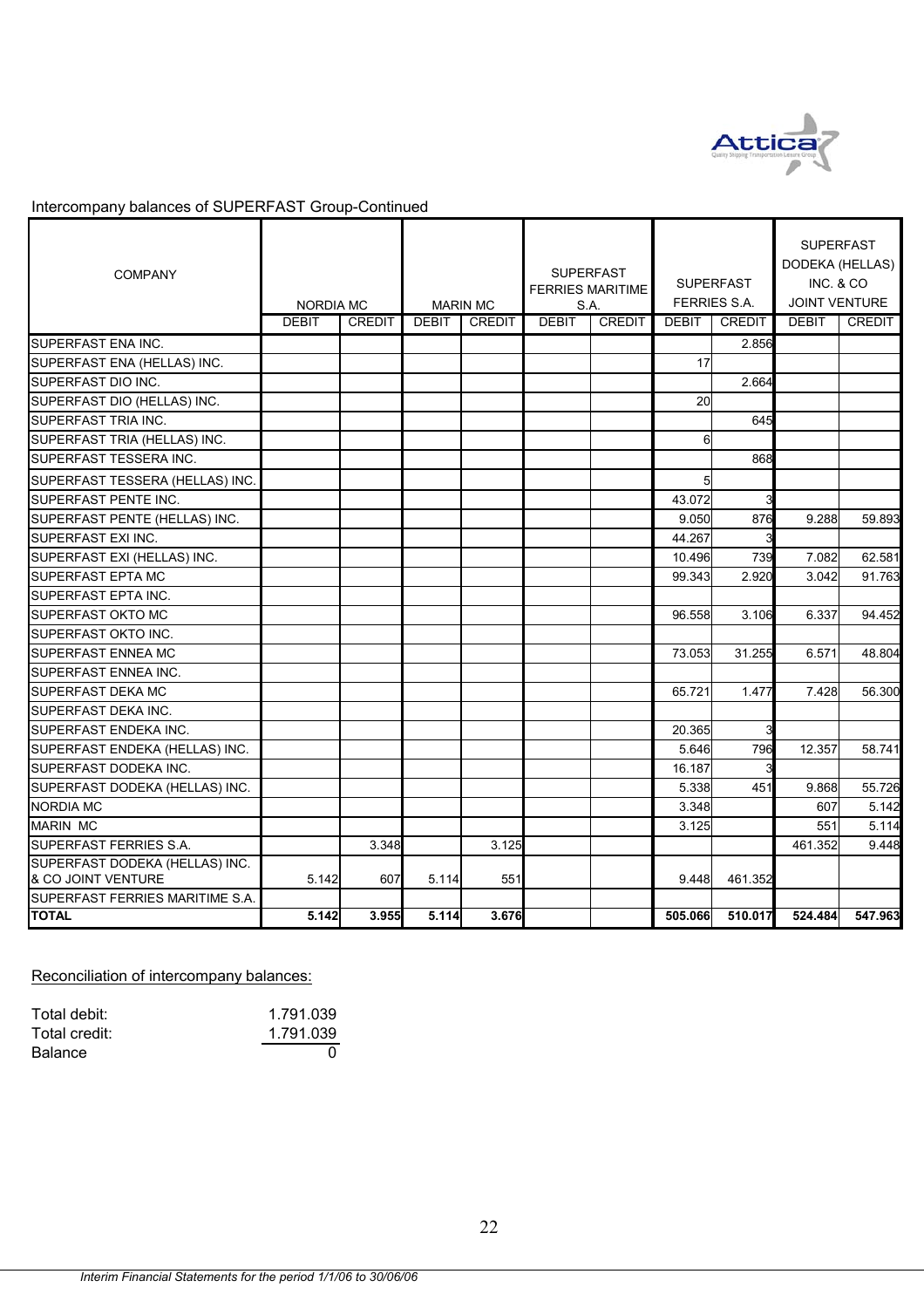Intercompany balances of SUPERFAST Group-Continued

| COMPANY | NORDIA MC | | MARIN MC | | SUPERFAST FERRIES MARITIME S.A. | | SUPERFAST FERRIES S.A. | | SUPERFAST DODEKA (HELLAS) INC. & CO JOINT VENTURE | |
|---|---|---|---|---|---|---|---|---|---|---|
| | DEBIT | CREDIT | DEBIT | CREDIT | DEBIT | CREDIT | DEBIT | CREDIT | DEBIT | CREDIT |
| SUPERFAST ENA INC. | | | | | | | | 2.856 | | |
| SUPERFAST ENA (HELLAS) INC. | | | | | | | 17 | | | |
| SUPERFAST DIO INC. | | | | | | | | 2.664 | | |
| SUPERFAST DIO (HELLAS) INC. | | | | | | | 20 | | | |
| SUPERFAST TRIA INC. | | | | | | | | 645 | | |
| SUPERFAST TRIA (HELLAS) INC. | | | | | | | 6 | | | |
| SUPERFAST TESSERA INC. | | | | | | | | 868 | | |
| SUPERFAST TESSERA (HELLAS) INC. | | | | | | | 5 | | | |
| SUPERFAST PENTE INC. | | | | | | | 43.072 | 3 | | |
| SUPERFAST PENTE (HELLAS) INC. | | | | | | | 9.050 | 876 | 9.288 | 59.893 |
| SUPERFAST EXI INC. | | | | | | | 44.267 | 3 | | |
| SUPERFAST EXI (HELLAS) INC. | | | | | | | 10.496 | 739 | 7.082 | 62.581 |
| SUPERFAST EPTA MC | | | | | | | 99.343 | 2.920 | 3.042 | 91.763 |
| SUPERFAST EPTA INC. | | | | | | | | | | |
| SUPERFAST OKTO MC | | | | | | | 96.558 | 3.106 | 6.337 | 94.452 |
| SUPERFAST OKTO INC. | | | | | | | | | | |
| SUPERFAST ENNEA MC | | | | | | | 73.053 | 31.255 | 6.571 | 48.804 |
| SUPERFAST ENNEA INC. | | | | | | | | | | |
| SUPERFAST DEKA MC | | | | | | | 65.721 | 1.477 | 7.428 | 56.300 |
| SUPERFAST DEKA INC. | | | | | | | | | | |
| SUPERFAST ENDEKA INC. | | | | | | | 20.365 | 3 | | |
| SUPERFAST ENDEKA (HELLAS) INC. | | | | | | | 5.646 | 796 | 12.357 | 58.741 |
| SUPERFAST DODEKA INC. | | | | | | | 16.187 | 3 | | |
| SUPERFAST DODEKA (HELLAS) INC. | | | | | | | 5.338 | 451 | 9.868 | 55.726 |
| NORDIA MC | | | | | | | 3.348 | | 607 | 5.142 |
| MARIN MC | | | | | | | 3.125 | | 551 | 5.114 |
| SUPERFAST FERRIES S.A. | | 3.348 | | 3.125 | | | | | 461.352 | 9.448 |
| SUPERFAST DODEKA (HELLAS) INC. & CO JOINT VENTURE | 5.142 | 607 | 5.114 | 551 | | | 9.448 | 461.352 | | |
| SUPERFAST FERRIES MARITIME S.A. | | | | | | | | | | |
| **TOTAL** | **5.142** | **3.955** | **5.114** | **3.676** | | | **505.066** | **510.017** | **524.484** | **547.963** |

Reconciliation of intercompany balances:

| | |
|---|---|
| Total debit: | 1.791.039 |
| Total credit: | 1.791.039 |
| Balance | 0 |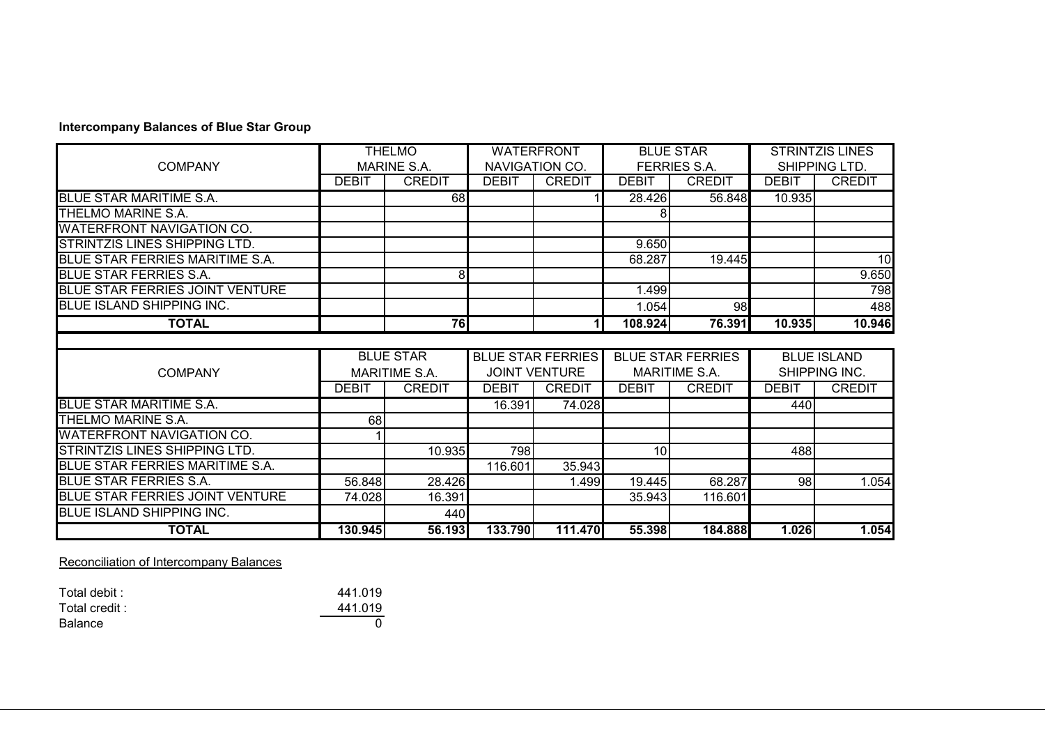**Intercompany Balances of Blue Star Group**

| COMPANY | THELMO MARINE S.A. | | WATERFRONT NAVIGATION CO. | | BLUE STAR FERRIES S.A. | | STRINTZIS LINES SHIPPING LTD. | |
|---|---|---|---|---|---|---|---|---|
| | DEBIT | CREDIT | DEBIT | CREDIT | DEBIT | CREDIT | DEBIT | CREDIT |
| BLUE STAR MARITIME S.A. | | 68 | | 1 | 28.426 | 56.848 | 10.935 | |
| THELMO MARINE S.A. | | | | | 8 | | | |
| WATERFRONT NAVIGATION CO. | | | | | | | | |
| STRINTZIS LINES SHIPPING LTD. | | | | | 9.650 | | | |
| BLUE STAR FERRIES MARITIME S.A. | | | | | 68.287 | 19.445 | | 10 |
| BLUE STAR FERRIES S.A. | | 8 | | | | | | 9.650 |
| BLUE STAR FERRIES JOINT VENTURE | | | | | 1.499 | | | 798 |
| BLUE ISLAND SHIPPING INC. | | | | | 1.054 | 98 | | 488 |
| **TOTAL** | | **76** | | **1** | **108.924** | **76.391** | **10.935** | **10.946** |

| COMPANY | BLUE STAR MARITIME S.A. | | BLUE STAR FERRIES JOINT VENTURE | | BLUE STAR FERRIES MARITIME S.A. | | BLUE ISLAND SHIPPING INC. | |
|---|---|---|---|---|---|---|---|---|
| | DEBIT | CREDIT | DEBIT | CREDIT | DEBIT | CREDIT | DEBIT | CREDIT |
| BLUE STAR MARITIME S.A. | | | 16.391 | 74.028 | | | 440 | |
| THELMO MARINE S.A. | 68 | | | | | | | |
| WATERFRONT NAVIGATION CO. | 1 | | | | | | | |
| STRINTZIS LINES SHIPPING LTD. | | 10.935 | 798 | | 10 | | 488 | |
| BLUE STAR FERRIES MARITIME S.A. | | | 116.601 | 35.943 | | | | |
| BLUE STAR FERRIES S.A. | 56.848 | 28.426 | | 1.499 | 19.445 | 68.287 | 98 | 1.054 |
| BLUE STAR FERRIES JOINT VENTURE | 74.028 | 16.391 | | | 35.943 | 116.601 | | |
| BLUE ISLAND SHIPPING INC. | | 440 | | | | | | |
| **TOTAL** | **130.945** | **56.193** | **133.790** | **111.470** | **55.398** | **184.888** | **1.026** | **1.054** |

Reconciliation of Intercompany Balances

| | |
|---|---|
| Total debit : | 441.019 |
| Total credit : | 441.019 |
| Balance | 0 |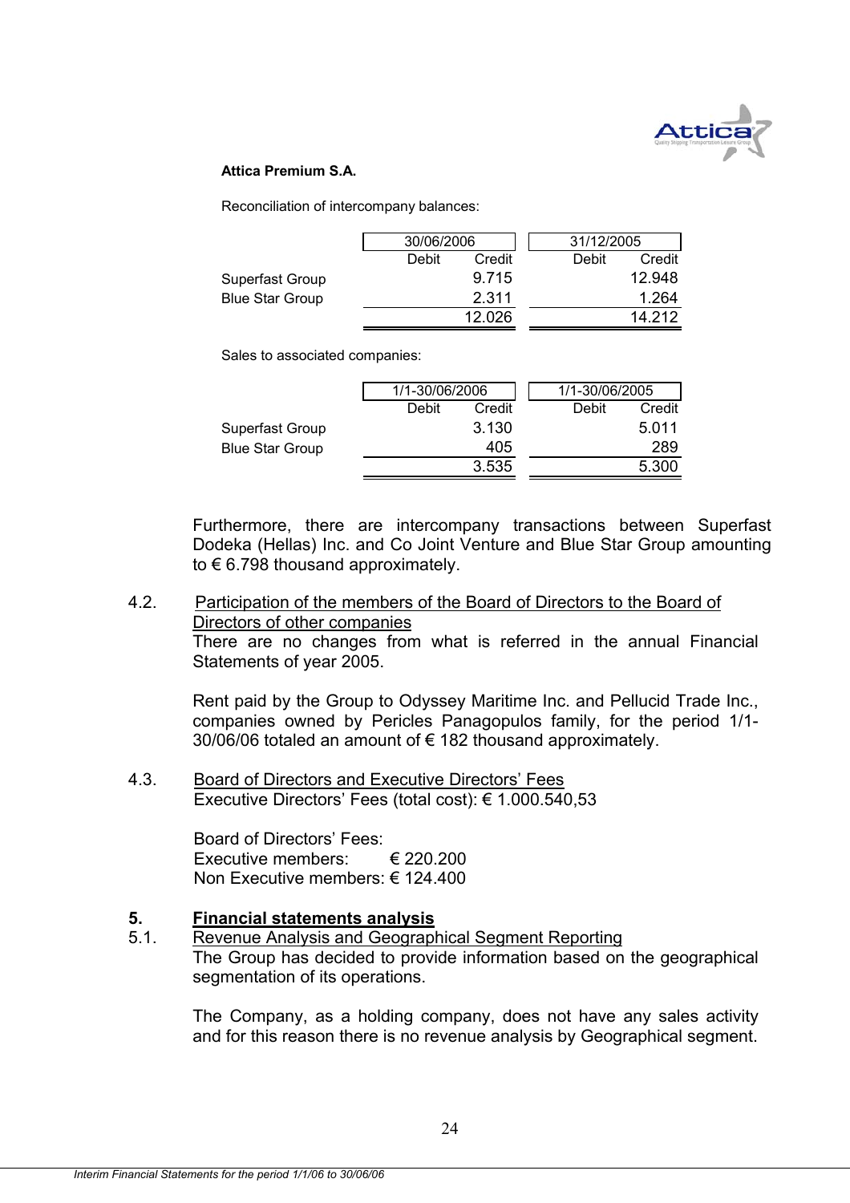**Attica Premium S.A.**

Reconciliation of intercompany balances:

| | 30/06/2006 | | 31/12/2005 | |
|---|---|---|---|---|
| | Debit | Credit | Debit | Credit |
| Superfast Group | | 9.715 | | 12.948 |
| Blue Star Group | | 2.311 | | 1.264 |
| | | 12.026 | | 14.212 |

Sales to associated companies:

| | 1/1-30/06/2006 | | 1/1-30/06/2005 | |
|---|---|---|---|---|
| | Debit | Credit | Debit | Credit |
| Superfast Group | | 3.130 | | 5.011 |
| Blue Star Group | | 405 | | 289 |
| | | 3.535 | | 5.300 |

Furthermore, there are intercompany transactions between Superfast Dodeka (Hellas) Inc. and Co Joint Venture and Blue Star Group amounting to € 6.798 thousand approximately.

4.2. Participation of the members of the Board of Directors to the Board of Directors of other companies

There are no changes from what is referred in the annual Financial Statements of year 2005.

Rent paid by the Group to Odyssey Maritime Inc. and Pellucid Trade Inc., companies owned by Pericles Panagopulos family, for the period 1/1-30/06/06 totaled an amount of € 182 thousand approximately.

4.3. Board of Directors and Executive Directors' Fees

Executive Directors' Fees (total cost): € 1.000.540,53

Board of Directors' Fees:
Executive members: € 220.200
Non Executive members: € 124.400

## 5. Financial statements analysis

5.1. Revenue Analysis and Geographical Segment Reporting

The Group has decided to provide information based on the geographical segmentation of its operations.

The Company, as a holding company, does not have any sales activity and for this reason there is no revenue analysis by Geographical segment.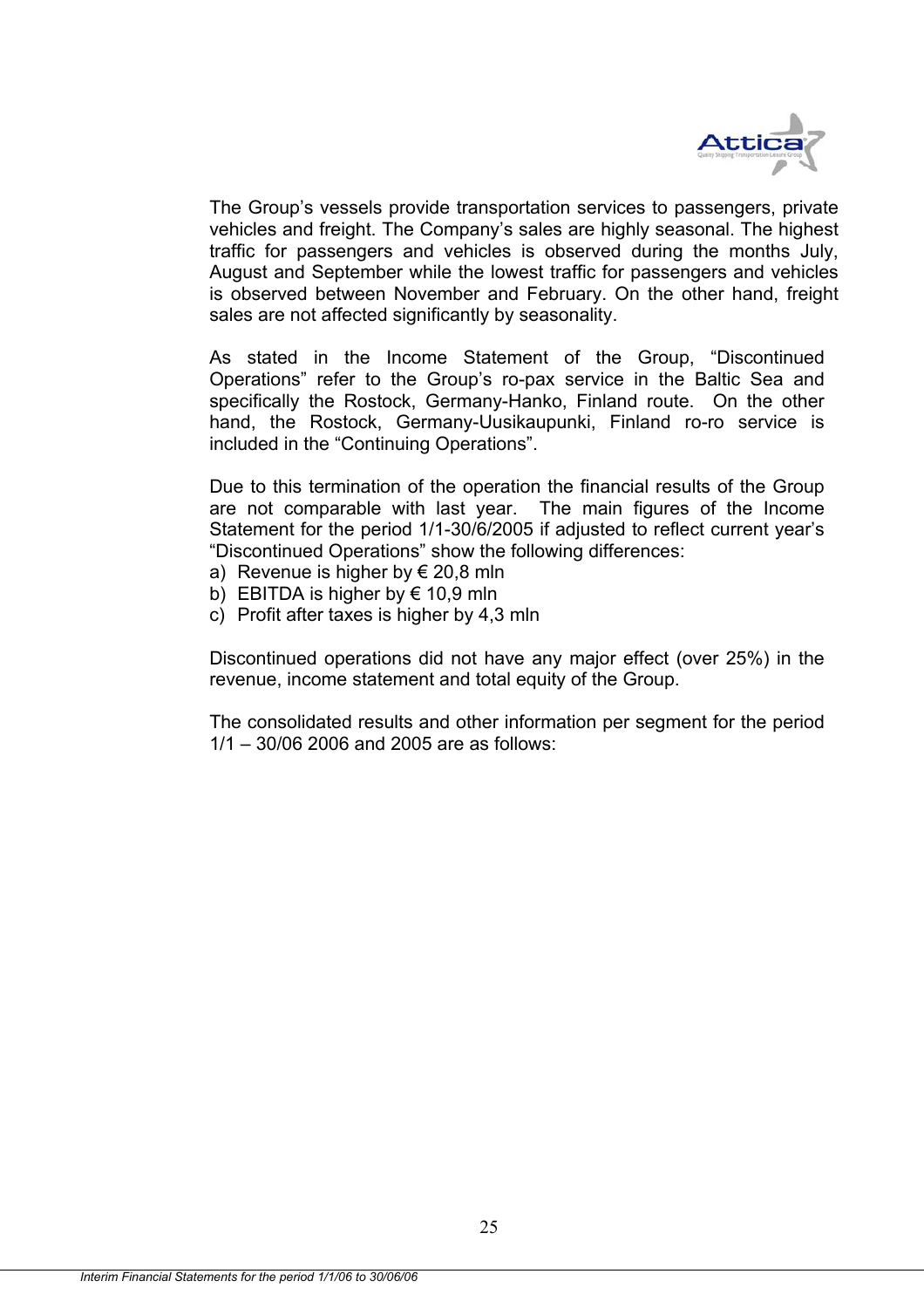The Group's vessels provide transportation services to passengers, private vehicles and freight. The Company's sales are highly seasonal. The highest traffic for passengers and vehicles is observed during the months July, August and September while the lowest traffic for passengers and vehicles is observed between November and February. On the other hand, freight sales are not affected significantly by seasonality.

As stated in the Income Statement of the Group, "Discontinued Operations" refer to the Group's ro-pax service in the Baltic Sea and specifically the Rostock, Germany-Hanko, Finland route. On the other hand, the Rostock, Germany-Uusikaupunki, Finland ro-ro service is included in the "Continuing Operations".

Due to this termination of the operation the financial results of the Group are not comparable with last year. The main figures of the Income Statement for the period 1/1-30/6/2005 if adjusted to reflect current year's "Discontinued Operations" show the following differences:

a) Revenue is higher by € 20,8 mln
b) EBITDA is higher by € 10,9 mln
c) Profit after taxes is higher by 4,3 mln

Discontinued operations did not have any major effect (over 25%) in the revenue, income statement and total equity of the Group.

The consolidated results and other information per segment for the period 1/1 – 30/06 2006 and 2005 are as follows: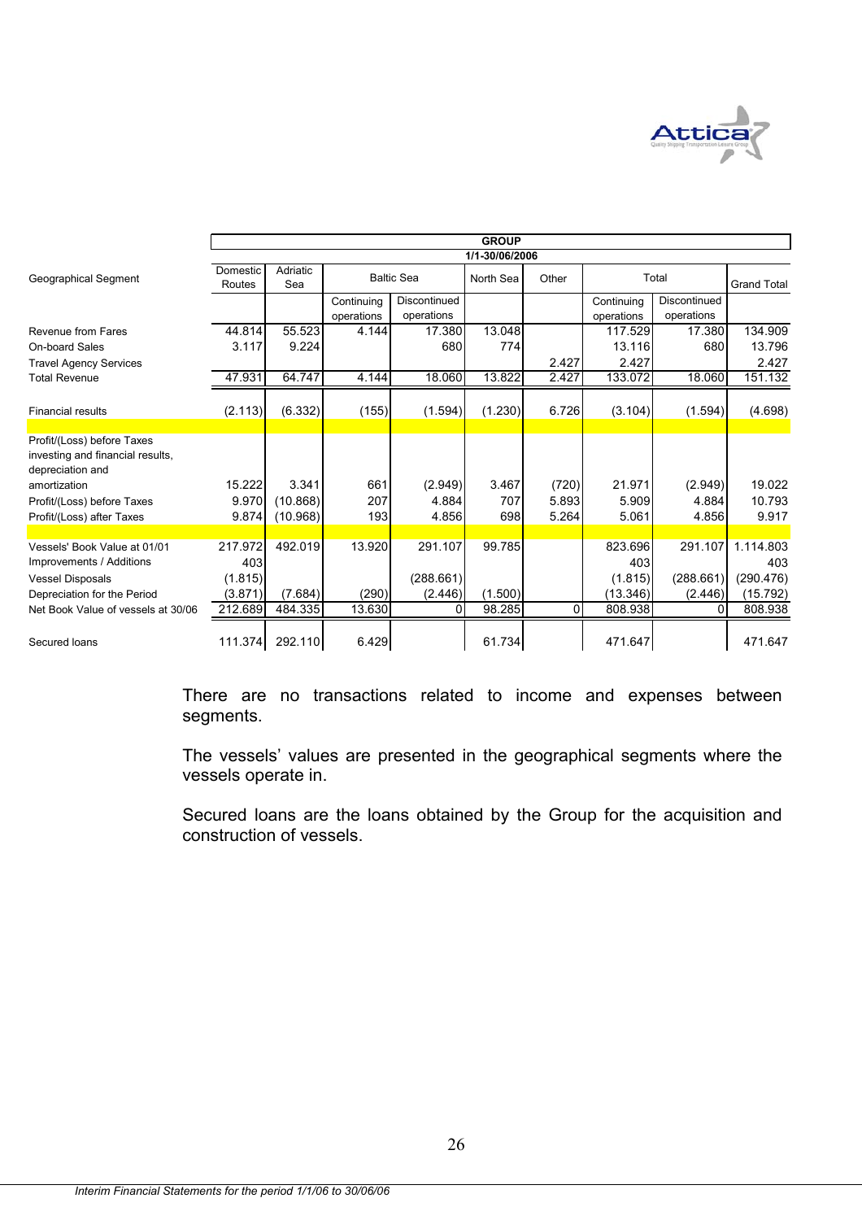| Geographical Segment | GROUP 1/1-30/06/2006 | | | | | | | | |
|---|---|---|---|---|---|---|---|---|---|
| | Domestic Routes | Adriatic Sea | Baltic Sea | | North Sea | Other | Total | | Grand Total |
| | | | Continuing operations | Discontinued operations | | | Continuing operations | Discontinued operations | |
| Revenue from Fares | 44.814 | 55.523 | 4.144 | 17.380 | 13.048 | | 117.529 | 17.380 | 134.909 |
| On-board Sales | 3.117 | 9.224 | | 680 | 774 | | 13.116 | 680 | 13.796 |
| Travel Agency Services | | | | | | 2.427 | 2.427 | | 2.427 |
| Total Revenue | 47.931 | 64.747 | 4.144 | 18.060 | 13.822 | 2.427 | 133.072 | 18.060 | 151.132 |
| Financial results | (2.113) | (6.332) | (155) | (1.594) | (1.230) | 6.726 | (3.104) | (1.594) | (4.698) |
| Profit/(Loss) before Taxes investing and financial results, depreciation and amortization | 15.222 | 3.341 | 661 | (2.949) | 3.467 | (720) | 21.971 | (2.949) | 19.022 |
| Profit/(Loss) before Taxes | 9.970 | (10.868) | 207 | 4.884 | 707 | 5.893 | 5.909 | 4.884 | 10.793 |
| Profit/(Loss) after Taxes | 9.874 | (10.968) | 193 | 4.856 | 698 | 5.264 | 5.061 | 4.856 | 9.917 |
| Vessels' Book Value at 01/01 | 217.972 | 492.019 | 13.920 | 291.107 | 99.785 | | 823.696 | 291.107 | 1.114.803 |
| Improvements / Additions | 403 | | | | | | 403 | | 403 |
| Vessel Disposals | (1.815) | | | (288.661) | | | (1.815) | (288.661) | (290.476) |
| Depreciation for the Period | (3.871) | (7.684) | (290) | (2.446) | (1.500) | | (13.346) | (2.446) | (15.792) |
| Net Book Value of vessels at 30/06 | 212.689 | 484.335 | 13.630 | 0 | 98.285 | 0 | 808.938 | 0 | 808.938 |
| Secured loans | 111.374 | 292.110 | 6.429 | | 61.734 | | 471.647 | | 471.647 |

There are no transactions related to income and expenses between segments.

The vessels' values are presented in the geographical segments where the vessels operate in.

Secured loans are the loans obtained by the Group for the acquisition and construction of vessels.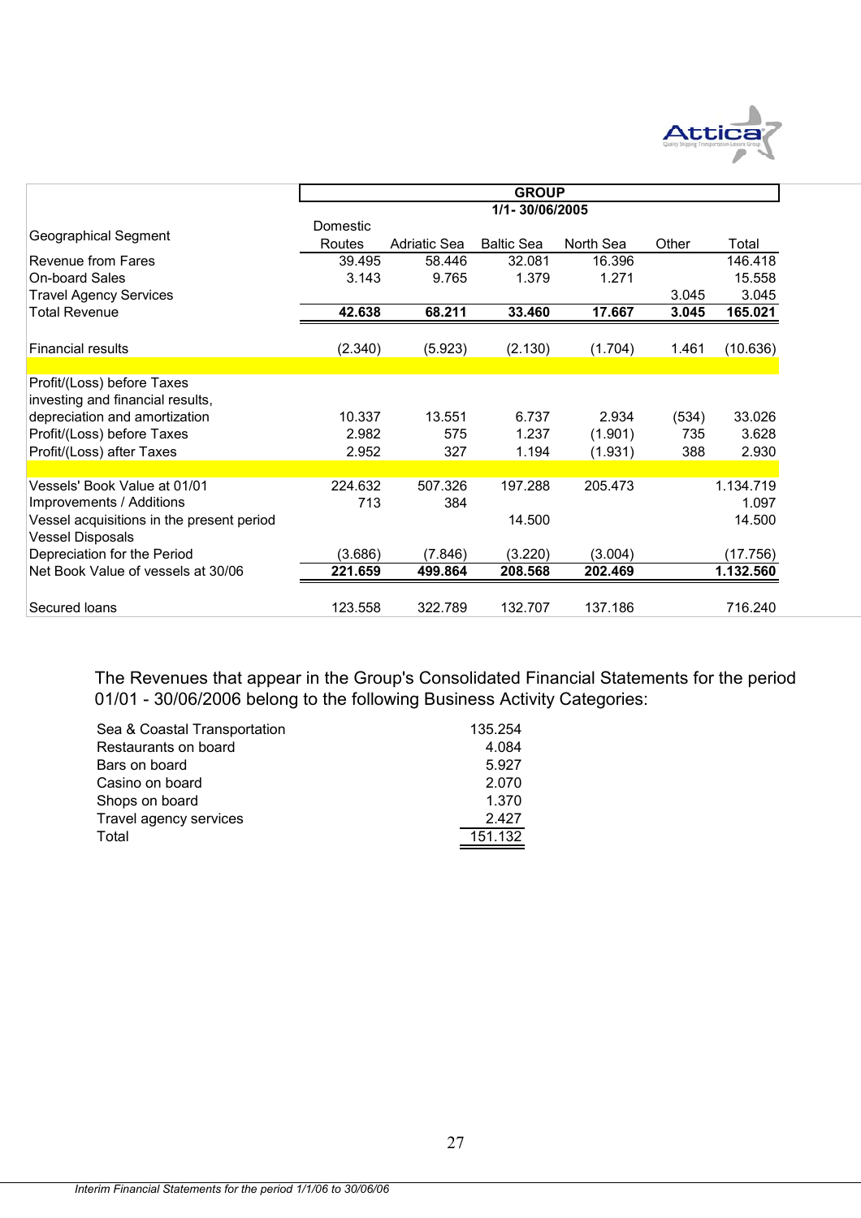| Geographical Segment | Domestic Routes | Adriatic Sea | Baltic Sea | North Sea | Other | Total |
|---|---|---|---|---|---|---|
| | **GROUP** | | | | | |
| | **1/1- 30/06/2005** | | | | | |
| Revenue from Fares | 39.495 | 58.446 | 32.081 | 16.396 | | 146.418 |
| On-board Sales | 3.143 | 9.765 | 1.379 | 1.271 | | 15.558 |
| Travel Agency Services | | | | | 3.045 | 3.045 |
| Total Revenue | **42.638** | **68.211** | **33.460** | **17.667** | **3.045** | **165.021** |
| Financial results | (2.340) | (5.923) | (2.130) | (1.704) | 1.461 | (10.636) |
| Profit/(Loss) before Taxes investing and financial results, depreciation and amortization | 10.337 | 13.551 | 6.737 | 2.934 | (534) | 33.026 |
| Profit/(Loss) before Taxes | 2.982 | 575 | 1.237 | (1.901) | 735 | 3.628 |
| Profit/(Loss) after Taxes | 2.952 | 327 | 1.194 | (1.931) | 388 | 2.930 |
| Vessels' Book Value at 01/01 | 224.632 | 507.326 | 197.288 | 205.473 | | 1.134.719 |
| Improvements / Additions | 713 | 384 | | | | 1.097 |
| Vessel acquisitions in the present period | | | 14.500 | | | 14.500 |
| Vessel Disposals | | | | | | |
| Depreciation for the Period | (3.686) | (7.846) | (3.220) | (3.004) | | (17.756) |
| Net Book Value of vessels at 30/06 | **221.659** | **499.864** | **208.568** | **202.469** | | **1.132.560** |
| Secured loans | 123.558 | 322.789 | 132.707 | 137.186 | | 716.240 |

The Revenues that appear in the Group's Consolidated Financial Statements for the period 01/01 - 30/06/2006 belong to the following Business Activity Categories:

| | |
|---|---|
| Sea & Coastal Transportation | 135.254 |
| Restaurants on board | 4.084 |
| Bars on board | 5.927 |
| Casino on board | 2.070 |
| Shops on board | 1.370 |
| Travel agency services | 2.427 |
| Total | 151.132 |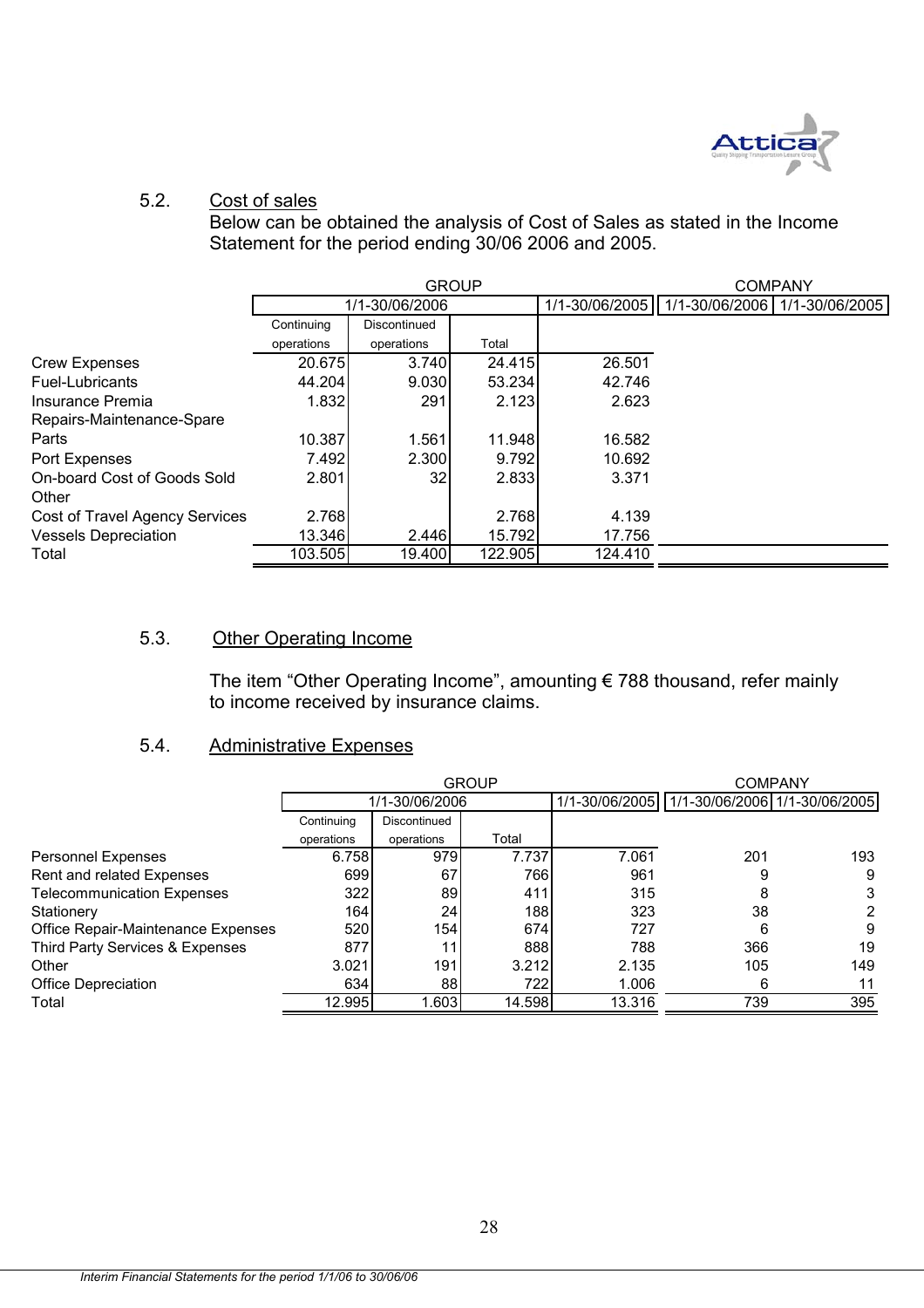## 5.2. Cost of sales

Below can be obtained the analysis of Cost of Sales as stated in the Income Statement for the period ending 30/06 2006 and 2005.

| | GROUP | | | | COMPANY | |
|---|---|---|---|---|---|---|
| | 1/1-30/06/2006 | | | 1/1-30/06/2005 | 1/1-30/06/2006 | 1/1-30/06/2005 |
| | Continuing operations | Discontinued operations | Total | | | |
| Crew Expenses | 20.675 | 3.740 | 24.415 | 26.501 | | |
| Fuel-Lubricants | 44.204 | 9.030 | 53.234 | 42.746 | | |
| Insurance Premia | 1.832 | 291 | 2.123 | 2.623 | | |
| Repairs-Maintenance-Spare Parts | 10.387 | 1.561 | 11.948 | 16.582 | | |
| Port Expenses | 7.492 | 2.300 | 9.792 | 10.692 | | |
| On-board Cost of Goods Sold | 2.801 | 32 | 2.833 | 3.371 | | |
| Other | | | | | | |
| Cost of Travel Agency Services | 2.768 | | 2.768 | 4.139 | | |
| Vessels Depreciation | 13.346 | 2.446 | 15.792 | 17.756 | | |
| Total | 103.505 | 19.400 | 122.905 | 124.410 | | |

## 5.3. Other Operating Income

The item "Other Operating Income", amounting € 788 thousand, refer mainly to income received by insurance claims.

## 5.4. Administrative Expenses

| | GROUP | | | | COMPANY | |
|---|---|---|---|---|---|---|
| | 1/1-30/06/2006 | | | 1/1-30/06/2005 | 1/1-30/06/2006 | 1/1-30/06/2005 |
| | Continuing operations | Discontinued operations | Total | | | |
| Personnel Expenses | 6.758 | 979 | 7.737 | 7.061 | 201 | 193 |
| Rent and related Expenses | 699 | 67 | 766 | 961 | 9 | 9 |
| Telecommunication Expenses | 322 | 89 | 411 | 315 | 8 | 3 |
| Stationery | 164 | 24 | 188 | 323 | 38 | 2 |
| Office Repair-Maintenance Expenses | 520 | 154 | 674 | 727 | 6 | 9 |
| Third Party Services & Expenses | 877 | 11 | 888 | 788 | 366 | 19 |
| Other | 3.021 | 191 | 3.212 | 2.135 | 105 | 149 |
| Office Depreciation | 634 | 88 | 722 | 1.006 | 6 | 11 |
| Total | 12.995 | 1.603 | 14.598 | 13.316 | 739 | 395 |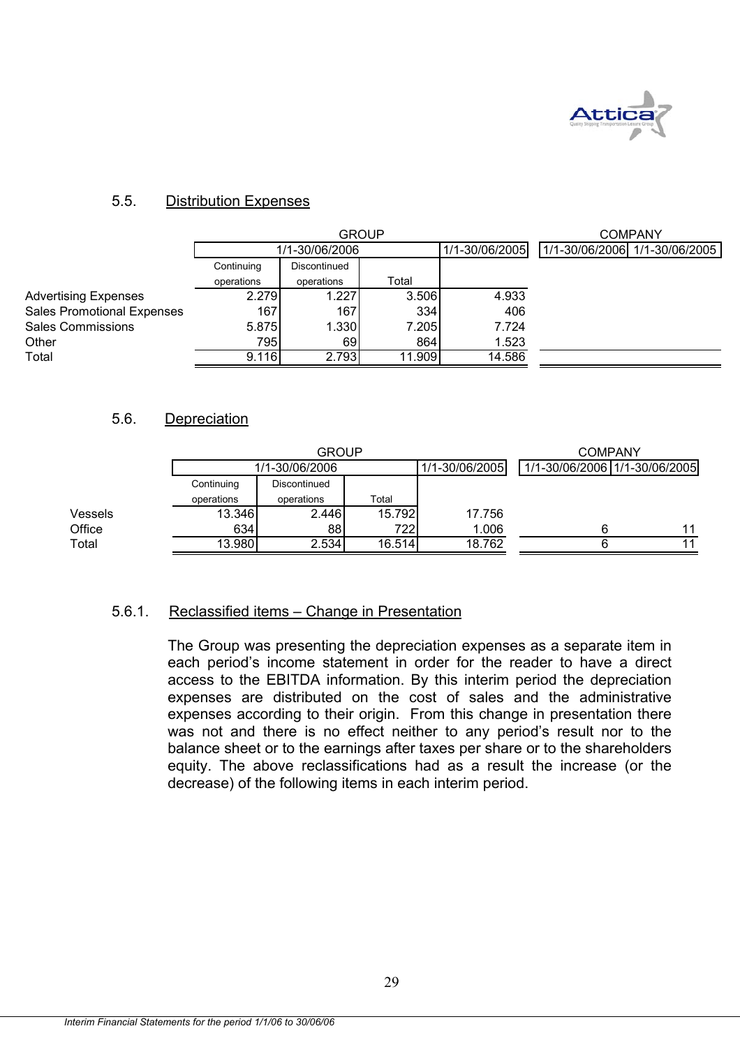## 5.5. Distribution Expenses

| | GROUP | | | | COMPANY | |
|---|---|---|---|---|---|---|
| | 1/1-30/06/2006 | | | 1/1-30/06/2005 | 1/1-30/06/2006 | 1/1-30/06/2005 |
| | Continuing operations | Discontinued operations | Total | | | |
| Advertising Expenses | 2.279 | 1.227 | 3.506 | 4.933 | | |
| Sales Promotional Expenses | 167 | 167 | 334 | 406 | | |
| Sales Commissions | 5.875 | 1.330 | 7.205 | 7.724 | | |
| Other | 795 | 69 | 864 | 1.523 | | |
| Total | 9.116 | 2.793 | 11.909 | 14.586 | | |

## 5.6. Depreciation

| | GROUP | | | | COMPANY | |
|---|---|---|---|---|---|---|
| | 1/1-30/06/2006 | | | 1/1-30/06/2005 | 1/1-30/06/2006 | 1/1-30/06/2005 |
| | Continuing operations | Discontinued operations | Total | | | |
| Vessels | 13.346 | 2.446 | 15.792 | 17.756 | | |
| Office | 634 | 88 | 722 | 1.006 | 6 | 11 |
| Total | 13.980 | 2.534 | 16.514 | 18.762 | 6 | 11 |

### 5.6.1. Reclassified items – Change in Presentation

The Group was presenting the depreciation expenses as a separate item in each period's income statement in order for the reader to have a direct access to the EBITDA information. By this interim period the depreciation expenses are distributed on the cost of sales and the administrative expenses according to their origin. From this change in presentation there was not and there is no effect neither to any period's result nor to the balance sheet or to the earnings after taxes per share or to the shareholders equity. The above reclassifications had as a result the increase (or the decrease) of the following items in each interim period.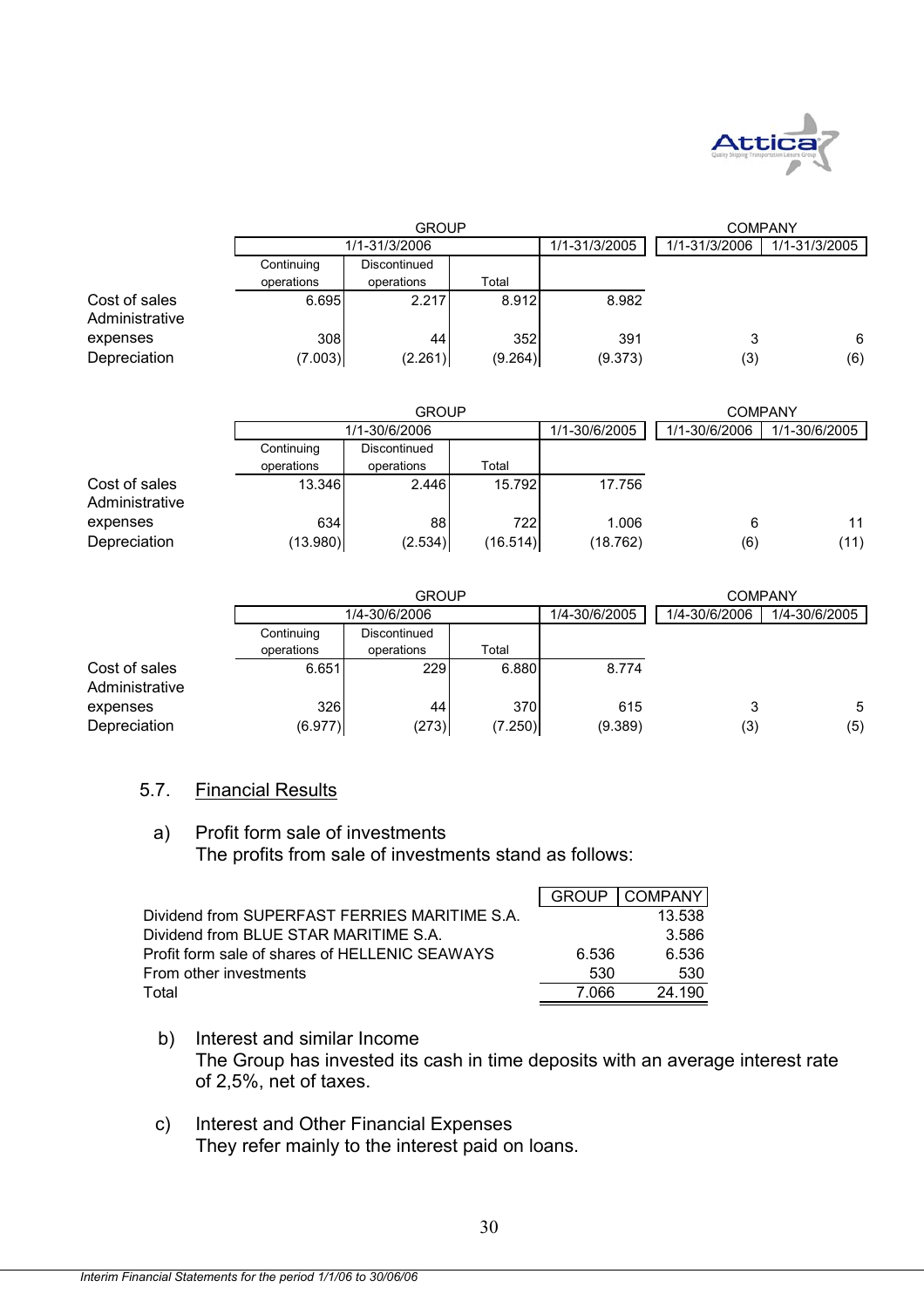| | GROUP | | | | COMPANY | |
|---|---|---|---|---|---|---|
| | 1/1-31/3/2006 | | | 1/1-31/3/2005 | 1/1-31/3/2006 | 1/1-31/3/2005 |
| | Continuing operations | Discontinued operations | Total | | | |
| Cost of sales | 6.695 | 2.217 | 8.912 | 8.982 | | |
| Administrative expenses | 308 | 44 | 352 | 391 | 3 | 6 |
| Depreciation | (7.003) | (2.261) | (9.264) | (9.373) | (3) | (6) |

| | GROUP | | | | COMPANY | |
|---|---|---|---|---|---|---|
| | 1/1-30/6/2006 | | | 1/1-30/6/2005 | 1/1-30/6/2006 | 1/1-30/6/2005 |
| | Continuing operations | Discontinued operations | Total | | | |
| Cost of sales | 13.346 | 2.446 | 15.792 | 17.756 | | |
| Administrative expenses | 634 | 88 | 722 | 1.006 | 6 | 11 |
| Depreciation | (13.980) | (2.534) | (16.514) | (18.762) | (6) | (11) |

| | GROUP | | | | COMPANY | |
|---|---|---|---|---|---|---|
| | 1/4-30/6/2006 | | | 1/4-30/6/2005 | 1/4-30/6/2006 | 1/4-30/6/2005 |
| | Continuing operations | Discontinued operations | Total | | | |
| Cost of sales | 6.651 | 229 | 6.880 | 8.774 | | |
| Administrative expenses | 326 | 44 | 370 | 615 | 3 | 5 |
| Depreciation | (6.977) | (273) | (7.250) | (9.389) | (3) | (5) |

## 5.7. Financial Results

a) Profit form sale of investments

The profits from sale of investments stand as follows:

| | GROUP | COMPANY |
|---|---|---|
| Dividend from SUPERFAST FERRIES MARITIME S.A. | | 13.538 |
| Dividend from BLUE STAR MARITIME S.A. | | 3.586 |
| Profit form sale of shares of HELLENIC SEAWAYS | 6.536 | 6.536 |
| From other investments | 530 | 530 |
| Total | 7.066 | 24.190 |

b) Interest and similar Income

The Group has invested its cash in time deposits with an average interest rate of 2,5%, net of taxes.

c) Interest and Other Financial Expenses

They refer mainly to the interest paid on loans.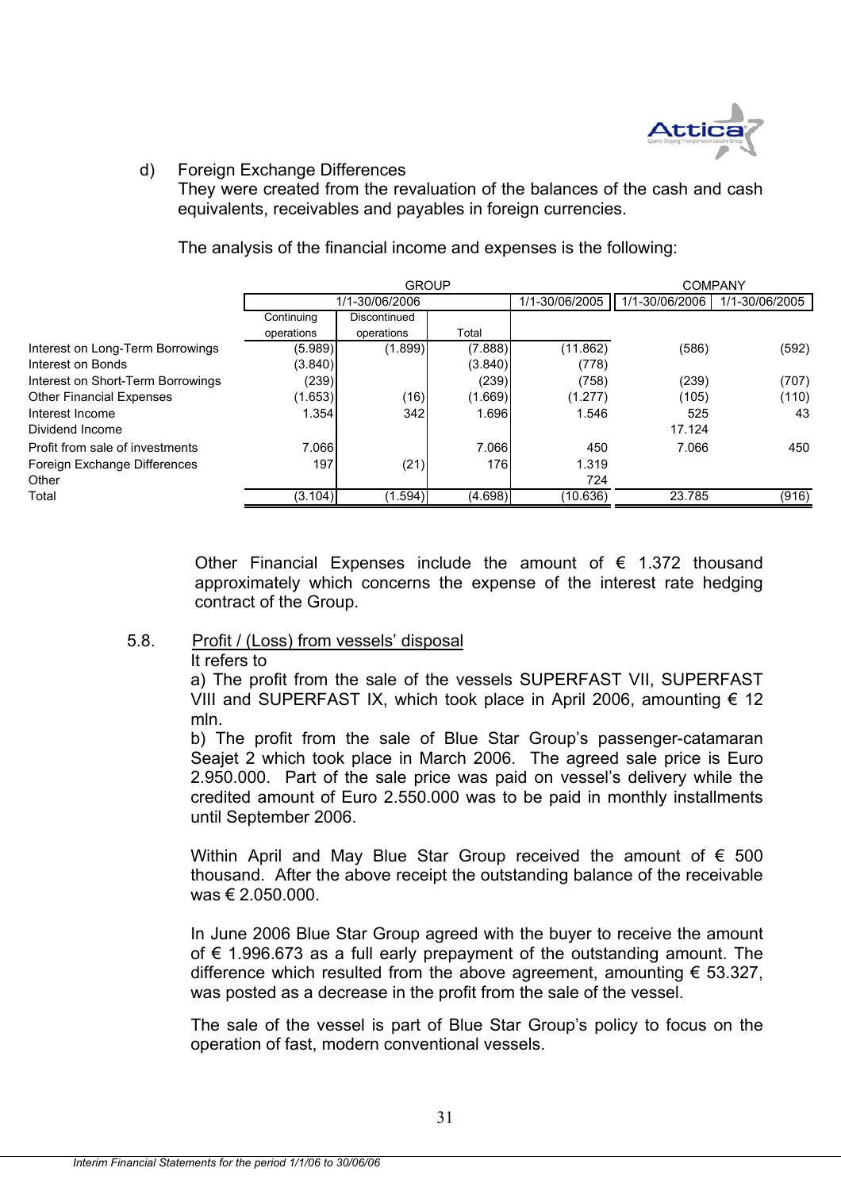d) Foreign Exchange Differences

They were created from the revaluation of the balances of the cash and cash equivalents, receivables and payables in foreign currencies.

The analysis of the financial income and expenses is the following:

| | GROUP | | | | COMPANY | |
|---|---|---|---|---|---|---|
| | 1/1-30/06/2006 | | | 1/1-30/06/2005 | 1/1-30/06/2006 | 1/1-30/06/2005 |
| | Continuing operations | Discontinued operations | Total | | | |
| Interest on Long-Term Borrowings | (5.989) | (1.899) | (7.888) | (11.862) | (586) | (592) |
| Interest on Bonds | (3.840) | | (3.840) | (778) | | |
| Interest on Short-Term Borrowings | (239) | | (239) | (758) | (239) | (707) |
| Other Financial Expenses | (1.653) | (16) | (1.669) | (1.277) | (105) | (110) |
| Interest Income | 1.354 | 342 | 1.696 | 1.546 | 525 | 43 |
| Dividend Income | | | | | 17.124 | |
| Profit from sale of investments | 7.066 | | 7.066 | 450 | 7.066 | 450 |
| Foreign Exchange Differences | 197 | (21) | 176 | 1.319 | | |
| Other | | | | 724 | | |
| Total | (3.104) | (1.594) | (4.698) | (10.636) | 23.785 | (916) |

Other Financial Expenses include the amount of € 1.372 thousand approximately which concerns the expense of the interest rate hedging contract of the Group.

5.8. Profit / (Loss) from vessels' disposal

It refers to

a) The profit from the sale of the vessels SUPERFAST VII, SUPERFAST VIII and SUPERFAST IX, which took place in April 2006, amounting € 12 mln.

b) The profit from the sale of Blue Star Group's passenger-catamaran Seajet 2 which took place in March 2006. The agreed sale price is Euro 2.950.000. Part of the sale price was paid on vessel's delivery while the credited amount of Euro 2.550.000 was to be paid in monthly installments until September 2006.

Within April and May Blue Star Group received the amount of € 500 thousand. After the above receipt the outstanding balance of the receivable was € 2.050.000.

In June 2006 Blue Star Group agreed with the buyer to receive the amount of € 1.996.673 as a full early prepayment of the outstanding amount. The difference which resulted from the above agreement, amounting € 53.327, was posted as a decrease in the profit from the sale of the vessel.

The sale of the vessel is part of Blue Star Group's policy to focus on the operation of fast, modern conventional vessels.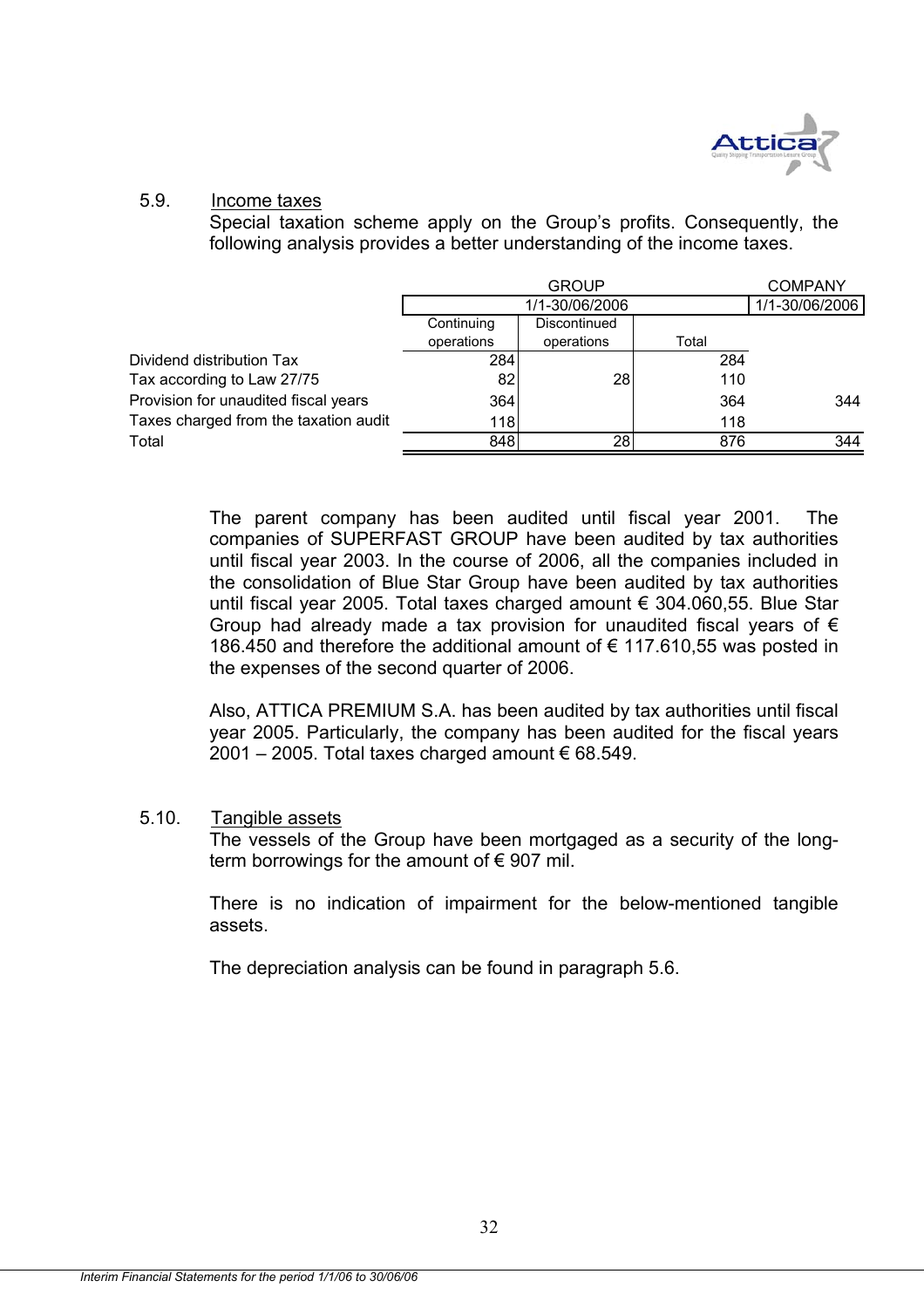## 5.9. Income taxes

Special taxation scheme apply on the Group's profits. Consequently, the following analysis provides a better understanding of the income taxes.

| | GROUP | | | COMPANY |
|---|---|---|---|---|
| | 1/1-30/06/2006 | | | 1/1-30/06/2006 |
| | Continuing operations | Discontinued operations | Total | |
| Dividend distribution Tax | 284 | | 284 | |
| Tax according to Law 27/75 | 82 | 28 | 110 | |
| Provision for unaudited fiscal years | 364 | | 364 | 344 |
| Taxes charged from the taxation audit | 118 | | 118 | |
| Total | 848 | 28 | 876 | 344 |

The parent company has been audited until fiscal year 2001. The companies of SUPERFAST GROUP have been audited by tax authorities until fiscal year 2003. In the course of 2006, all the companies included in the consolidation of Blue Star Group have been audited by tax authorities until fiscal year 2005. Total taxes charged amount € 304.060,55. Blue Star Group had already made a tax provision for unaudited fiscal years of € 186.450 and therefore the additional amount of € 117.610,55 was posted in the expenses of the second quarter of 2006.

Also, ATTICA PREMIUM S.A. has been audited by tax authorities until fiscal year 2005. Particularly, the company has been audited for the fiscal years 2001 – 2005. Total taxes charged amount € 68.549.

## 5.10. Tangible assets

The vessels of the Group have been mortgaged as a security of the long-term borrowings for the amount of € 907 mil.

There is no indication of impairment for the below-mentioned tangible assets.

The depreciation analysis can be found in paragraph 5.6.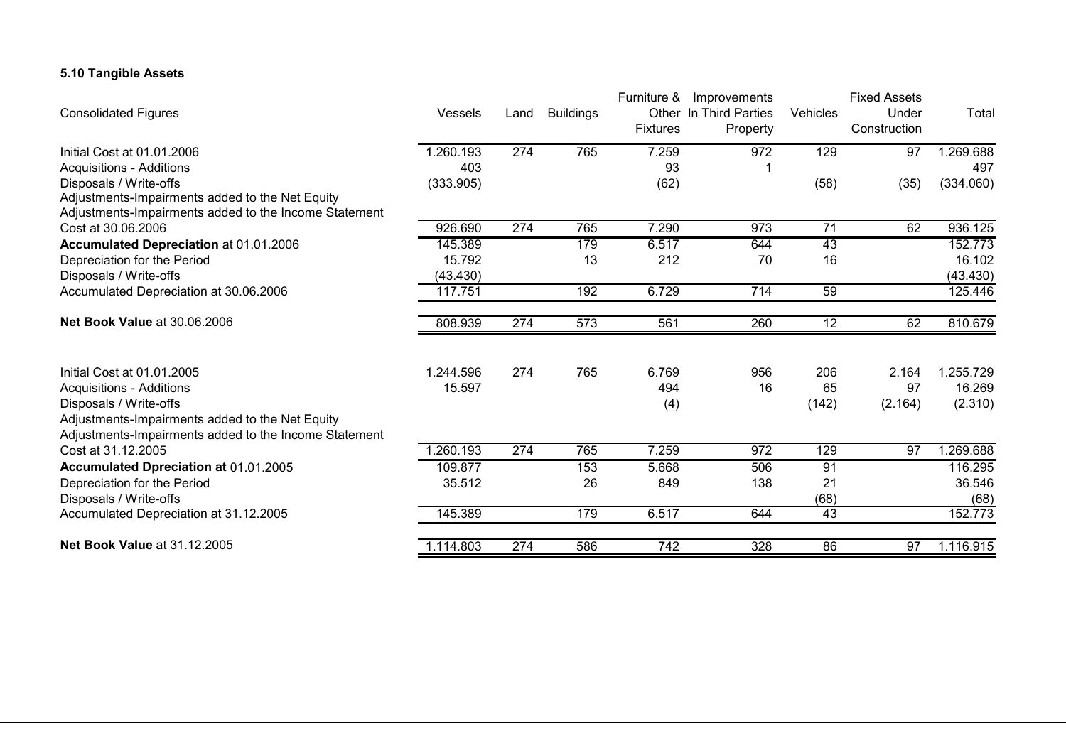#### 5.10 Tangible Assets

| Consolidated Figures | Vessels | Land | Buildings | Furniture & Other Fixtures | Improvements In Third Parties Property | Vehicles | Fixed Assets Under Construction | Total |
|---|---|---|---|---|---|---|---|---|
| Initial Cost at 01.01.2006 | 1.260.193 | 274 | 765 | 7.259 | 972 | 129 | 97 | 1.269.688 |
| Acquisitions - Additions | 403 | | | 93 | 1 | | | 497 |
| Disposals / Write-offs | (333.905) | | | (62) | | (58) | (35) | (334.060) |
| Adjustments-Impairments added to the Net Equity | | | | | | | | |
| Adjustments-Impairments added to the Income Statement | | | | | | | | |
| Cost at 30.06.2006 | 926.690 | 274 | 765 | 7.290 | 973 | 71 | 62 | 936.125 |
| **Accumulated Depreciation** at 01.01.2006 | 145.389 | | 179 | 6.517 | 644 | 43 | | 152.773 |
| Depreciation for the Period | 15.792 | | 13 | 212 | 70 | 16 | | 16.102 |
| Disposals / Write-offs | (43.430) | | | | | | | (43.430) |
| Accumulated Depreciation at 30.06.2006 | 117.751 | | 192 | 6.729 | 714 | 59 | | 125.446 |
| **Net Book Value** at 30.06.2006 | 808.939 | 274 | 573 | 561 | 260 | 12 | 62 | 810.679 |
| | | | | | | | | |
| Initial Cost at 01.01.2005 | 1.244.596 | 274 | 765 | 6.769 | 956 | 206 | 2.164 | 1.255.729 |
| Acquisitions - Additions | 15.597 | | | 494 | 16 | 65 | 97 | 16.269 |
| Disposals / Write-offs | | | | (4) | | (142) | (2.164) | (2.310) |
| Adjustments-Impairments added to the Net Equity | | | | | | | | |
| Adjustments-Impairments added to the Income Statement | | | | | | | | |
| Cost at 31.12.2005 | 1.260.193 | 274 | 765 | 7.259 | 972 | 129 | 97 | 1.269.688 |
| **Accumulated Dpreciation at** 01.01.2005 | 109.877 | | 153 | 5.668 | 506 | 91 | | 116.295 |
| Depreciation for the Period | 35.512 | | 26 | 849 | 138 | 21 | | 36.546 |
| Disposals / Write-offs | | | | | | (68) | | (68) |
| Accumulated Depreciation at 31.12.2005 | 145.389 | | 179 | 6.517 | 644 | 43 | | 152.773 |
| **Net Book Value** at 31.12.2005 | 1.114.803 | 274 | 586 | 742 | 328 | 86 | 97 | 1.116.915 |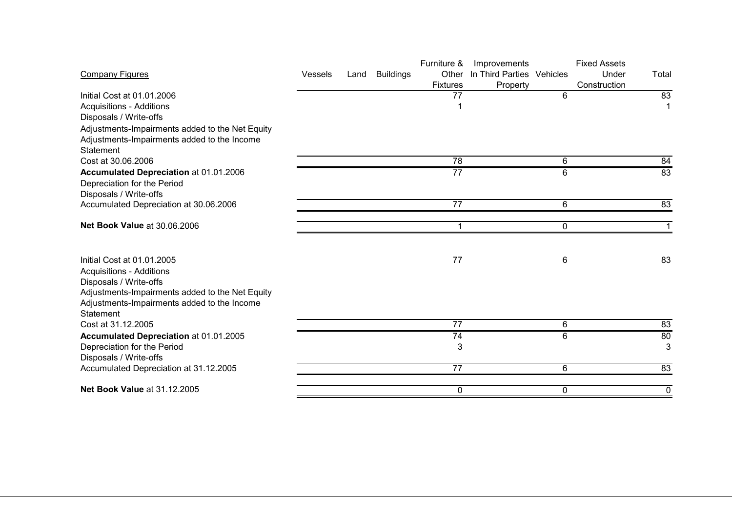| Company Figures | Vessels | Land | Buildings | Furniture & Other Fixtures | Improvements In Third Parties Property | Vehicles | Fixed Assets Under Construction | Total |
|---|---|---|---|---|---|---|---|---|
| Initial Cost at 01.01.2006 | | | | 77 | | 6 | | 83 |
| Acquisitions - Additions | | | | 1 | | | | 1 |
| Disposals / Write-offs | | | | | | | | |
| Adjustments-Impairments added to the Net Equity | | | | | | | | |
| Adjustments-Impairments added to the Income Statement | | | | | | | | |
| Cost at 30.06.2006 | | | | 78 | | 6 | | 84 |
| **Accumulated Depreciation** at 01.01.2006 | | | | 77 | | 6 | | 83 |
| Depreciation for the Period | | | | | | | | |
| Disposals / Write-offs | | | | | | | | |
| Accumulated Depreciation at 30.06.2006 | | | | 77 | | 6 | | 83 |
| **Net Book Value** at 30.06.2006 | | | | 1 | | 0 | | 1 |
| | | | | | | | | |
| Initial Cost at 01.01.2005 | | | | 77 | | 6 | | 83 |
| Acquisitions - Additions | | | | | | | | |
| Disposals / Write-offs | | | | | | | | |
| Adjustments-Impairments added to the Net Equity | | | | | | | | |
| Adjustments-Impairments added to the Income Statement | | | | | | | | |
| Cost at 31.12.2005 | | | | 77 | | 6 | | 83 |
| **Accumulated Depreciation** at 01.01.2005 | | | | 74 | | 6 | | 80 |
| Depreciation for the Period | | | | 3 | | | | 3 |
| Disposals / Write-offs | | | | | | | | |
| Accumulated Depreciation at 31.12.2005 | | | | 77 | | 6 | | 83 |
| **Net Book Value** at 31.12.2005 | | | | 0 | | 0 | | 0 |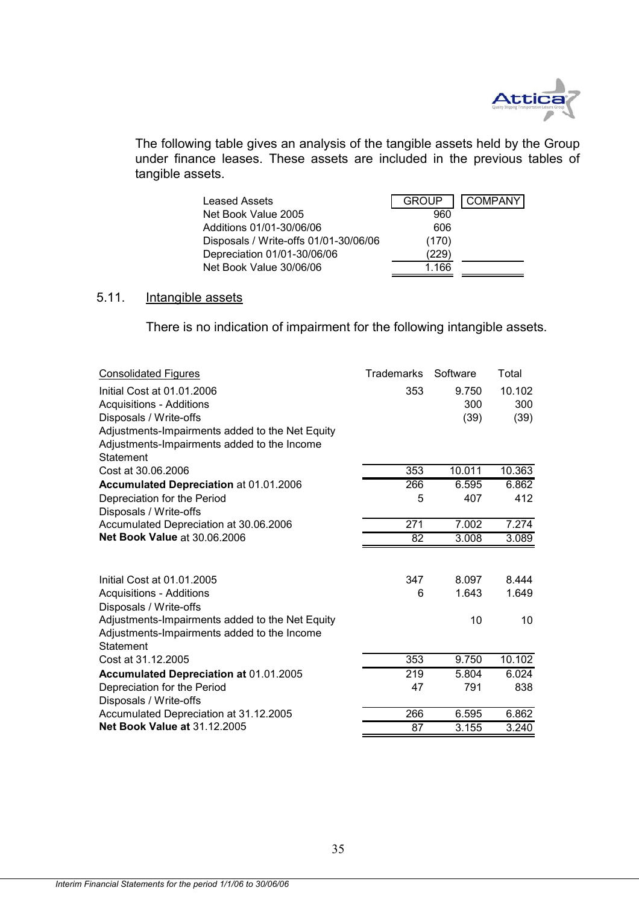The following table gives an analysis of the tangible assets held by the Group under finance leases. These assets are included in the previous tables of tangible assets.

| Leased Assets | GROUP | COMPANY |
|---|---|---|
| Net Book Value 2005 | 960 | |
| Additions 01/01-30/06/06 | 606 | |
| Disposals / Write-offs 01/01-30/06/06 | (170) | |
| Depreciation 01/01-30/06/06 | (229) | |
| Net Book Value 30/06/06 | 1.166 | |

## 5.11. Intangible assets

There is no indication of impairment for the following intangible assets.

| Consolidated Figures | Trademarks | Software | Total |
|---|---|---|---|
| Initial Cost at 01.01.2006 | 353 | 9.750 | 10.102 |
| Acquisitions - Additions | | 300 | 300 |
| Disposals / Write-offs | | (39) | (39) |
| Adjustments-Impairments added to the Net Equity | | | |
| Adjustments-Impairments added to the Income Statement | | | |
| Cost at 30.06.2006 | 353 | 10.011 | 10.363 |
| **Accumulated Depreciation** at 01.01.2006 | 266 | 6.595 | 6.862 |
| Depreciation for the Period | 5 | 407 | 412 |
| Disposals / Write-offs | | | |
| Accumulated Depreciation at 30.06.2006 | 271 | 7.002 | 7.274 |
| **Net Book Value** at 30.06.2006 | 82 | 3.008 | 3.089 |
| | | | |
| Initial Cost at 01.01.2005 | 347 | 8.097 | 8.444 |
| Acquisitions - Additions | 6 | 1.643 | 1.649 |
| Disposals / Write-offs | | | |
| Adjustments-Impairments added to the Net Equity | | 10 | 10 |
| Adjustments-Impairments added to the Income Statement | | | |
| Cost at 31.12.2005 | 353 | 9.750 | 10.102 |
| **Accumulated Depreciation at** 01.01.2005 | 219 | 5.804 | 6.024 |
| Depreciation for the Period | 47 | 791 | 838 |
| Disposals / Write-offs | | | |
| Accumulated Depreciation at 31.12.2005 | 266 | 6.595 | 6.862 |
| **Net Book Value at** 31.12.2005 | 87 | 3.155 | 3.240 |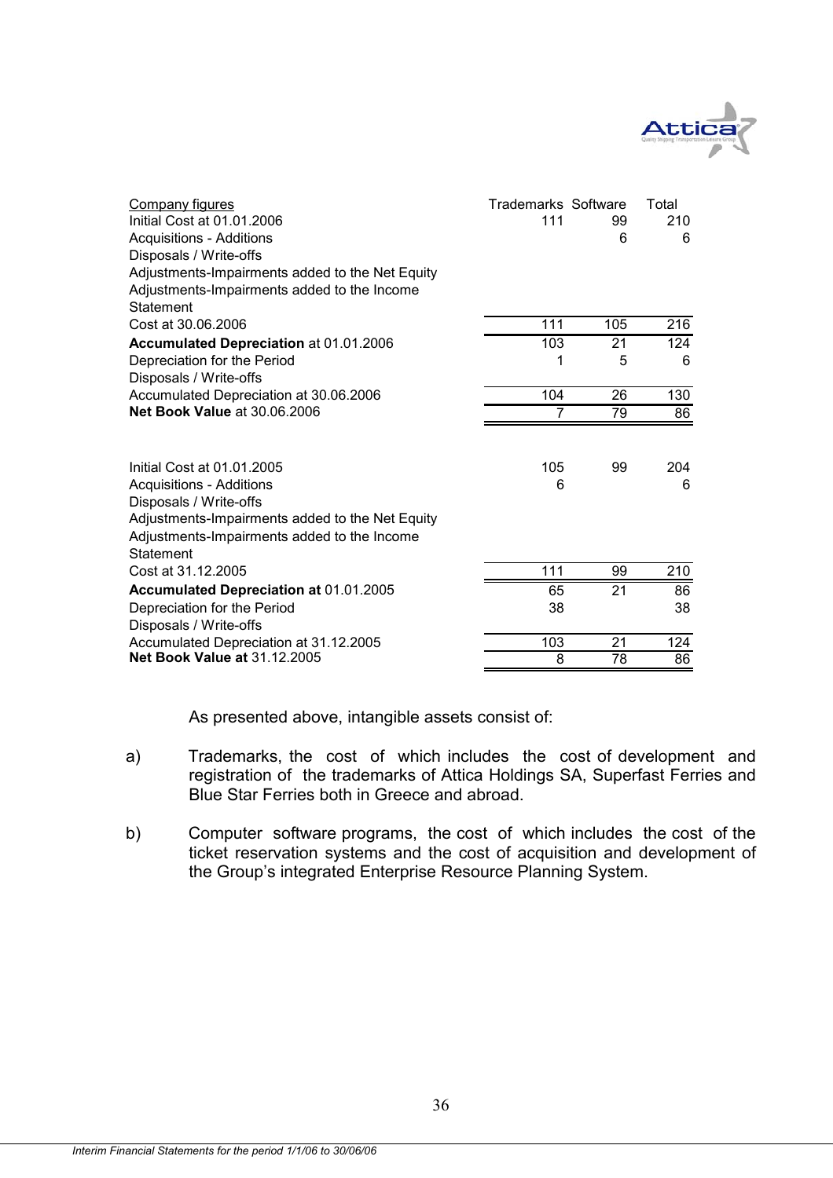| Company figures | Trademarks | Software | Total |
|---|---|---|---|
| Initial Cost at 01.01.2006 | 111 | 99 | 210 |
| Acquisitions - Additions | | 6 | 6 |
| Disposals / Write-offs | | | |
| Adjustments-Impairments added to the Net Equity | | | |
| Adjustments-Impairments added to the Income Statement | | | |
| Cost at 30.06.2006 | 111 | 105 | 216 |
| **Accumulated Depreciation** at 01.01.2006 | 103 | 21 | 124 |
| Depreciation for the Period | 1 | 5 | 6 |
| Disposals / Write-offs | | | |
| Accumulated Depreciation at 30.06.2006 | 104 | 26 | 130 |
| **Net Book Value** at 30.06.2006 | 7 | 79 | 86 |
| | | | |
| Initial Cost at 01.01.2005 | 105 | 99 | 204 |
| Acquisitions - Additions | 6 | | 6 |
| Disposals / Write-offs | | | |
| Adjustments-Impairments added to the Net Equity | | | |
| Adjustments-Impairments added to the Income Statement | | | |
| Cost at 31.12.2005 | 111 | 99 | 210 |
| **Accumulated Depreciation at** 01.01.2005 | 65 | 21 | 86 |
| Depreciation for the Period | 38 | | 38 |
| Disposals / Write-offs | | | |
| Accumulated Depreciation at 31.12.2005 | 103 | 21 | 124 |
| **Net Book Value at** 31.12.2005 | 8 | 78 | 86 |

As presented above, intangible assets consist of:

a) Trademarks, the cost of which includes the cost of development and registration of the trademarks of Attica Holdings SA, Superfast Ferries and Blue Star Ferries both in Greece and abroad.

b) Computer software programs, the cost of which includes the cost of the ticket reservation systems and the cost of acquisition and development of the Group's integrated Enterprise Resource Planning System.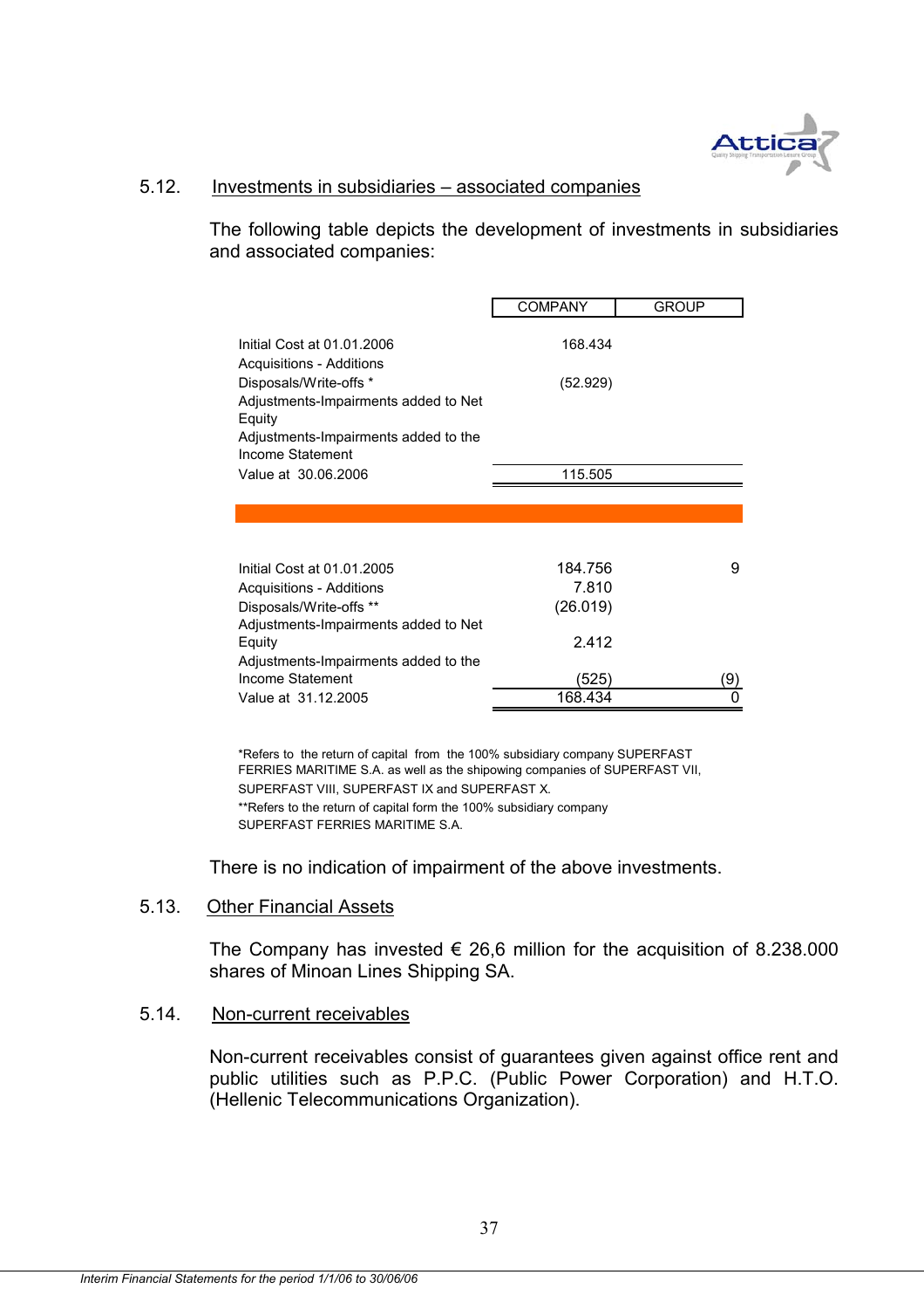## 5.12. Investments in subsidiaries – associated companies

The following table depicts the development of investments in subsidiaries and associated companies:

| | COMPANY | GROUP |
|---|---|---|
| Initial Cost at 01.01.2006 | 168.434 | |
| Acquisitions - Additions | | |
| Disposals/Write-offs * | (52.929) | |
| Adjustments-Impairments added to Net Equity | | |
| Adjustments-Impairments added to the Income Statement | | |
| Value at 30.06.2006 | 115.505 | |
| | | |
| Initial Cost at 01.01.2005 | 184.756 | 9 |
| Acquisitions - Additions | 7.810 | |
| Disposals/Write-offs ** | (26.019) | |
| Adjustments-Impairments added to Net Equity | 2.412 | |
| Adjustments-Impairments added to the Income Statement | (525) | (9) |
| Value at 31.12.2005 | 168.434 | 0 |

*Refers to the return of capital from the 100% subsidiary company SUPERFAST FERRIES MARITIME S.A. as well as the shipowing companies of SUPERFAST VII, SUPERFAST VIII, SUPERFAST IX and SUPERFAST X.

**Refers to the return of capital form the 100% subsidiary company SUPERFAST FERRIES MARITIME S.A.

There is no indication of impairment of the above investments.

## 5.13. Other Financial Assets

The Company has invested € 26,6 million for the acquisition of 8.238.000 shares of Minoan Lines Shipping SA.

## 5.14. Non-current receivables

Non-current receivables consist of guarantees given against office rent and public utilities such as P.P.C. (Public Power Corporation) and H.T.O. (Hellenic Telecommunications Organization).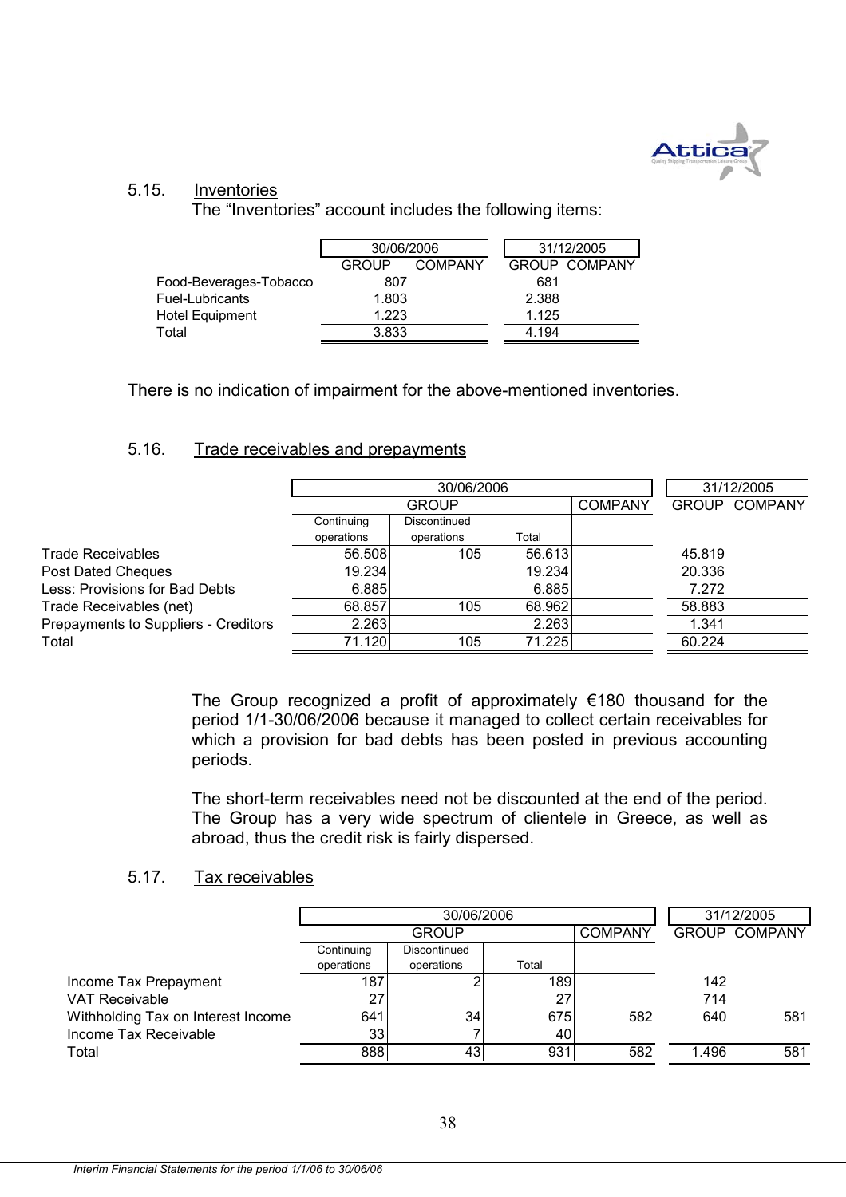### 5.15. Inventories

The "Inventories" account includes the following items:

| | 30/06/2006 | | 31/12/2005 | |
|---|---|---|---|---|
| | GROUP | COMPANY | GROUP | COMPANY |
| Food-Beverages-Tobacco | 807 | | 681 | |
| Fuel-Lubricants | 1.803 | | 2.388 | |
| Hotel Equipment | 1.223 | | 1.125 | |
| Total | 3.833 | | 4.194 | |

There is no indication of impairment for the above-mentioned inventories.

### 5.16. Trade receivables and prepayments

| | 30/06/2006 | | | | 31/12/2005 | |
|---|---|---|---|---|---|---|
| | GROUP | | | COMPANY | GROUP | COMPANY |
| | Continuing operations | Discontinued operations | Total | | | |
| Trade Receivables | 56.508 | 105 | 56.613 | | 45.819 | |
| Post Dated Cheques | 19.234 | | 19.234 | | 20.336 | |
| Less: Provisions for Bad Debts | 6.885 | | 6.885 | | 7.272 | |
| Trade Receivables (net) | 68.857 | 105 | 68.962 | | 58.883 | |
| Prepayments to Suppliers - Creditors | 2.263 | | 2.263 | | 1.341 | |
| Total | 71.120 | 105 | 71.225 | | 60.224 | |

The Group recognized a profit of approximately €180 thousand for the period 1/1-30/06/2006 because it managed to collect certain receivables for which a provision for bad debts has been posted in previous accounting periods.

The short-term receivables need not be discounted at the end of the period. The Group has a very wide spectrum of clientele in Greece, as well as abroad, thus the credit risk is fairly dispersed.

### 5.17. Tax receivables

| | 30/06/2006 | | | | 31/12/2005 | |
|---|---|---|---|---|---|---|
| | GROUP | | | COMPANY | GROUP | COMPANY |
| | Continuing operations | Discontinued operations | Total | | | |
| Income Tax Prepayment | 187 | 2 | 189 | | 142 | |
| VAT Receivable | 27 | | 27 | | 714 | |
| Withholding Tax on Interest Income | 641 | 34 | 675 | 582 | 640 | 581 |
| Income Tax Receivable | 33 | 7 | 40 | | | |
| Total | 888 | 43 | 931 | 582 | 1.496 | 581 |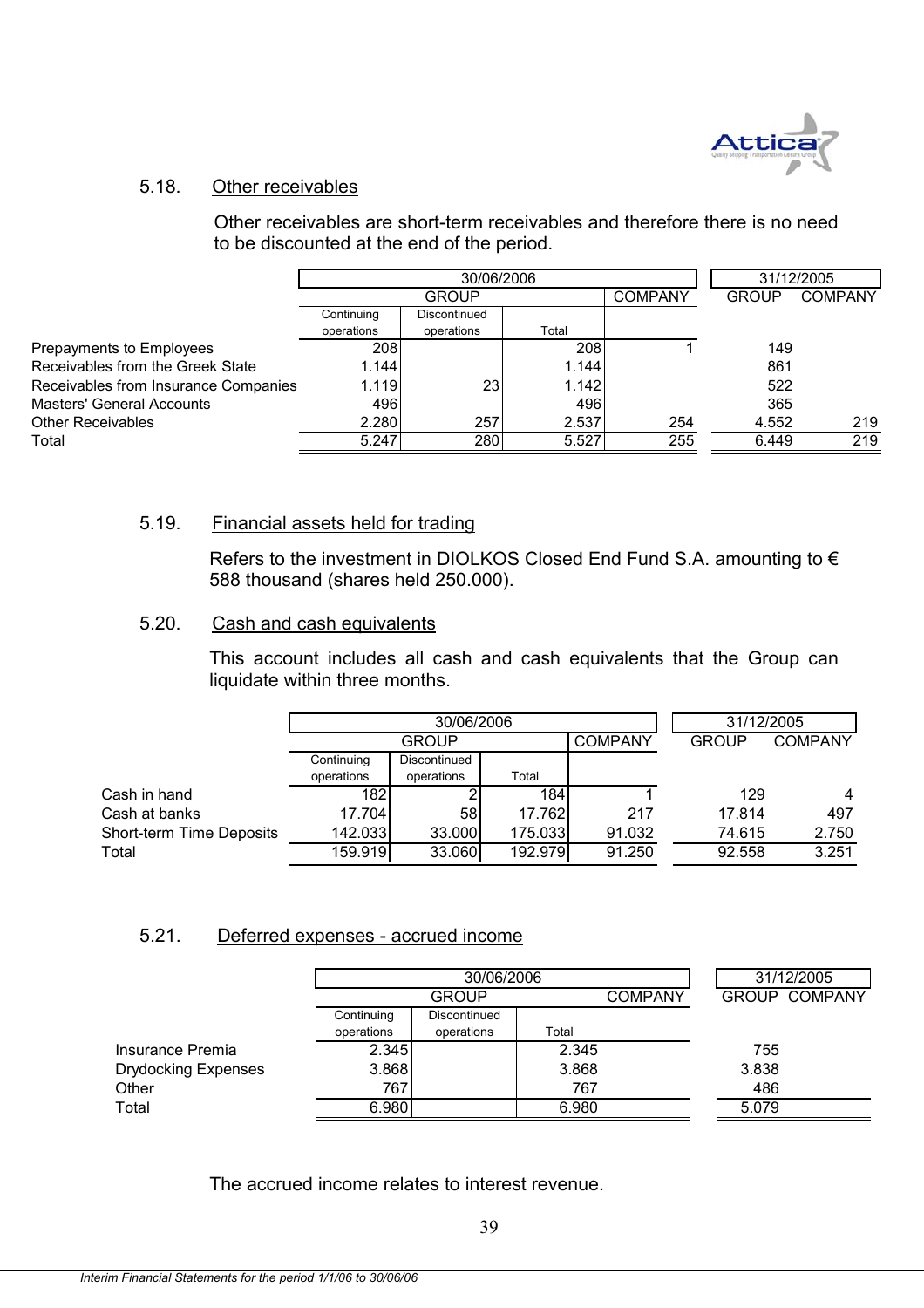### 5.18. Other receivables

Other receivables are short-term receivables and therefore there is no need to be discounted at the end of the period.

| | 30/06/2006 | | | | 31/12/2005 | |
|---|---|---|---|---|---|---|
| | GROUP | | | COMPANY | GROUP | COMPANY |
| | Continuing operations | Discontinued operations | Total | | | |
| Prepayments to Employees | 208 | | 208 | 1 | 149 | |
| Receivables from the Greek State | 1.144 | | 1.144 | | 861 | |
| Receivables from Insurance Companies | 1.119 | 23 | 1.142 | | 522 | |
| Masters' General Accounts | 496 | | 496 | | 365 | |
| Other Receivables | 2.280 | 257 | 2.537 | 254 | 4.552 | 219 |
| Total | 5.247 | 280 | 5.527 | 255 | 6.449 | 219 |

### 5.19. Financial assets held for trading

Refers to the investment in DIOLKOS Closed End Fund S.A. amounting to € 588 thousand (shares held 250.000).

### 5.20. Cash and cash equivalents

This account includes all cash and cash equivalents that the Group can liquidate within three months.

| | 30/06/2006 | | | | 31/12/2005 | |
|---|---|---|---|---|---|---|
| | GROUP | | | COMPANY | GROUP | COMPANY |
| | Continuing operations | Discontinued operations | Total | | | |
| Cash in hand | 182 | 2 | 184 | 1 | 129 | 4 |
| Cash at banks | 17.704 | 58 | 17.762 | 217 | 17.814 | 497 |
| Short-term Time Deposits | 142.033 | 33.000 | 175.033 | 91.032 | 74.615 | 2.750 |
| Total | 159.919 | 33.060 | 192.979 | 91.250 | 92.558 | 3.251 |

### 5.21. Deferred expenses - accrued income

| | 30/06/2006 | | | | 31/12/2005 | |
|---|---|---|---|---|---|---|
| | GROUP | | | COMPANY | GROUP | COMPANY |
| | Continuing operations | Discontinued operations | Total | | | |
| Insurance Premia | 2.345 | | 2.345 | | 755 | |
| Drydocking Expenses | 3.868 | | 3.868 | | 3.838 | |
| Other | 767 | | 767 | | 486 | |
| Total | 6.980 | | 6.980 | | 5.079 | |

The accrued income relates to interest revenue.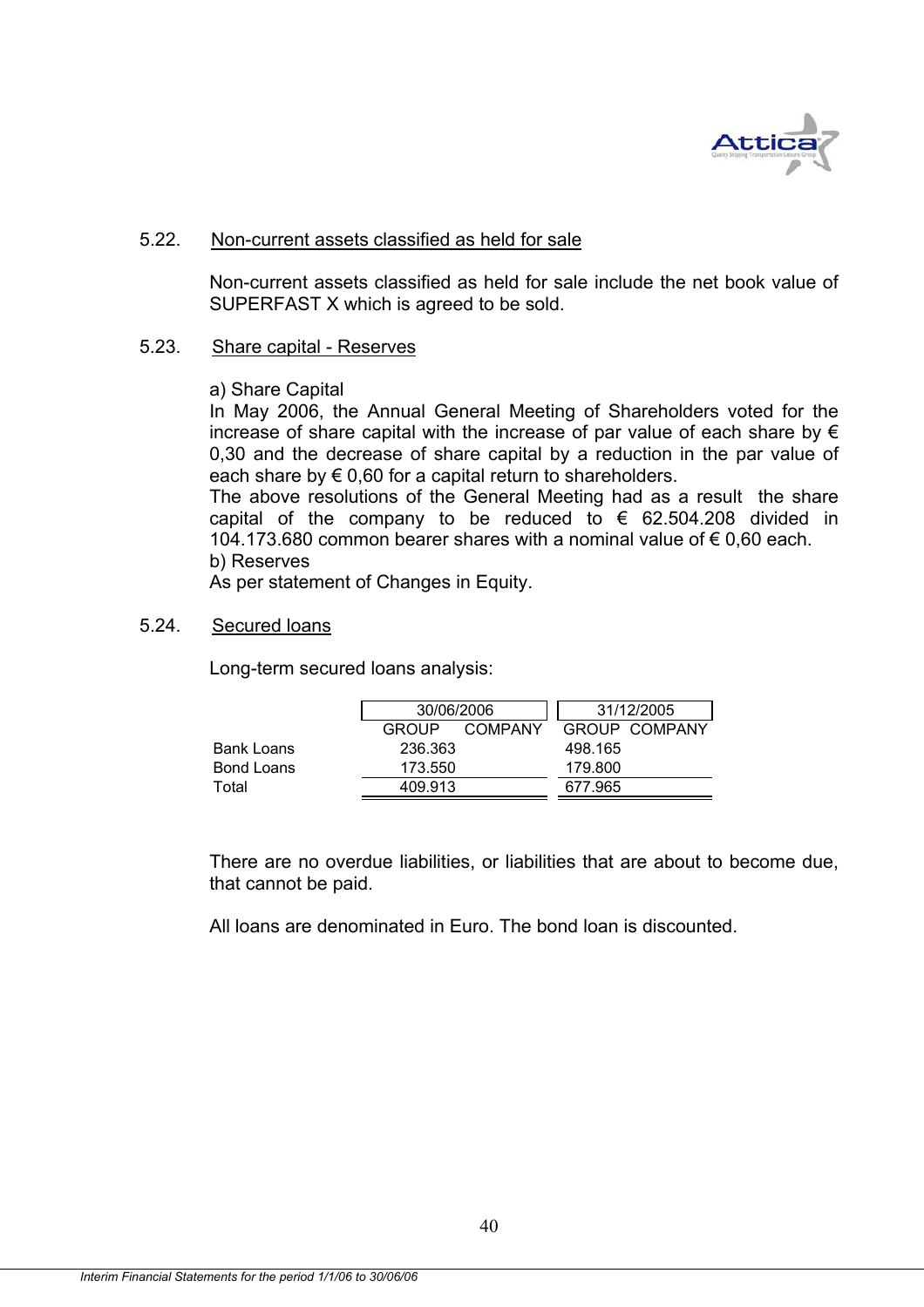5.22. Non-current assets classified as held for sale

Non-current assets classified as held for sale include the net book value of SUPERFAST X which is agreed to be sold.

5.23. Share capital - Reserves

a) Share Capital
In May 2006, the Annual General Meeting of Shareholders voted for the increase of share capital with the increase of par value of each share by € 0,30 and the decrease of share capital by a reduction in the par value of each share by € 0,60 for a capital return to shareholders.
The above resolutions of the General Meeting had as a result the share capital of the company to be reduced to € 62.504.208 divided in 104.173.680 common bearer shares with a nominal value of € 0,60 each.
b) Reserves
As per statement of Changes in Equity.

5.24. Secured loans

Long-term secured loans analysis:

| | 30/06/2006 | | 31/12/2005 | |
|---|---|---|---|---|
| | GROUP | COMPANY | GROUP | COMPANY |
| Bank Loans | 236.363 | | 498.165 | |
| Bond Loans | 173.550 | | 179.800 | |
| Total | 409.913 | | 677.965 | |

There are no overdue liabilities, or liabilities that are about to become due, that cannot be paid.

All loans are denominated in Euro. The bond loan is discounted.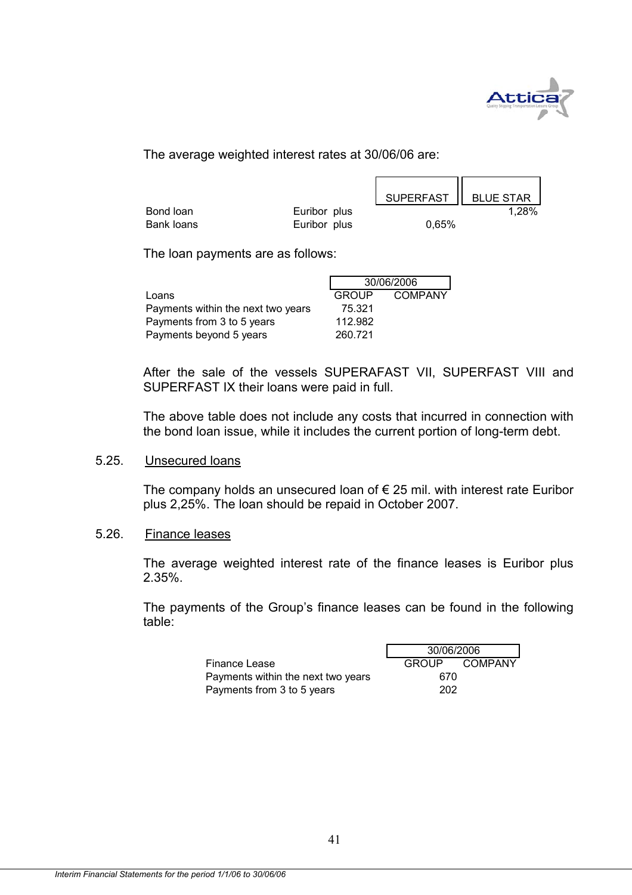The average weighted interest rates at 30/06/06 are:

| | | SUPERFAST | BLUE STAR |
|---|---|---|---|
| Bond loan | Euribor plus | | 1,28% |
| Bank loans | Euribor plus | 0,65% | |

The loan payments are as follows:

| | 30/06/2006 | |
|---|---|---|
| Loans | GROUP | COMPANY |
| Payments within the next two years | 75.321 | |
| Payments from 3 to 5 years | 112.982 | |
| Payments beyond 5 years | 260.721 | |

After the sale of the vessels SUPERAFAST VII, SUPERFAST VIII and SUPERFAST IX their loans were paid in full.

The above table does not include any costs that incurred in connection with the bond loan issue, while it includes the current portion of long-term debt.

## 5.25. Unsecured loans

The company holds an unsecured loan of € 25 mil. with interest rate Euribor plus 2,25%. The loan should be repaid in October 2007.

## 5.26. Finance leases

The average weighted interest rate of the finance leases is Euribor plus 2.35%.

The payments of the Group's finance leases can be found in the following table:

| | 30/06/2006 | |
|---|---|---|
| Finance Lease | GROUP | COMPANY |
| Payments within the next two years | 670 | |
| Payments from 3 to 5 years | 202 | |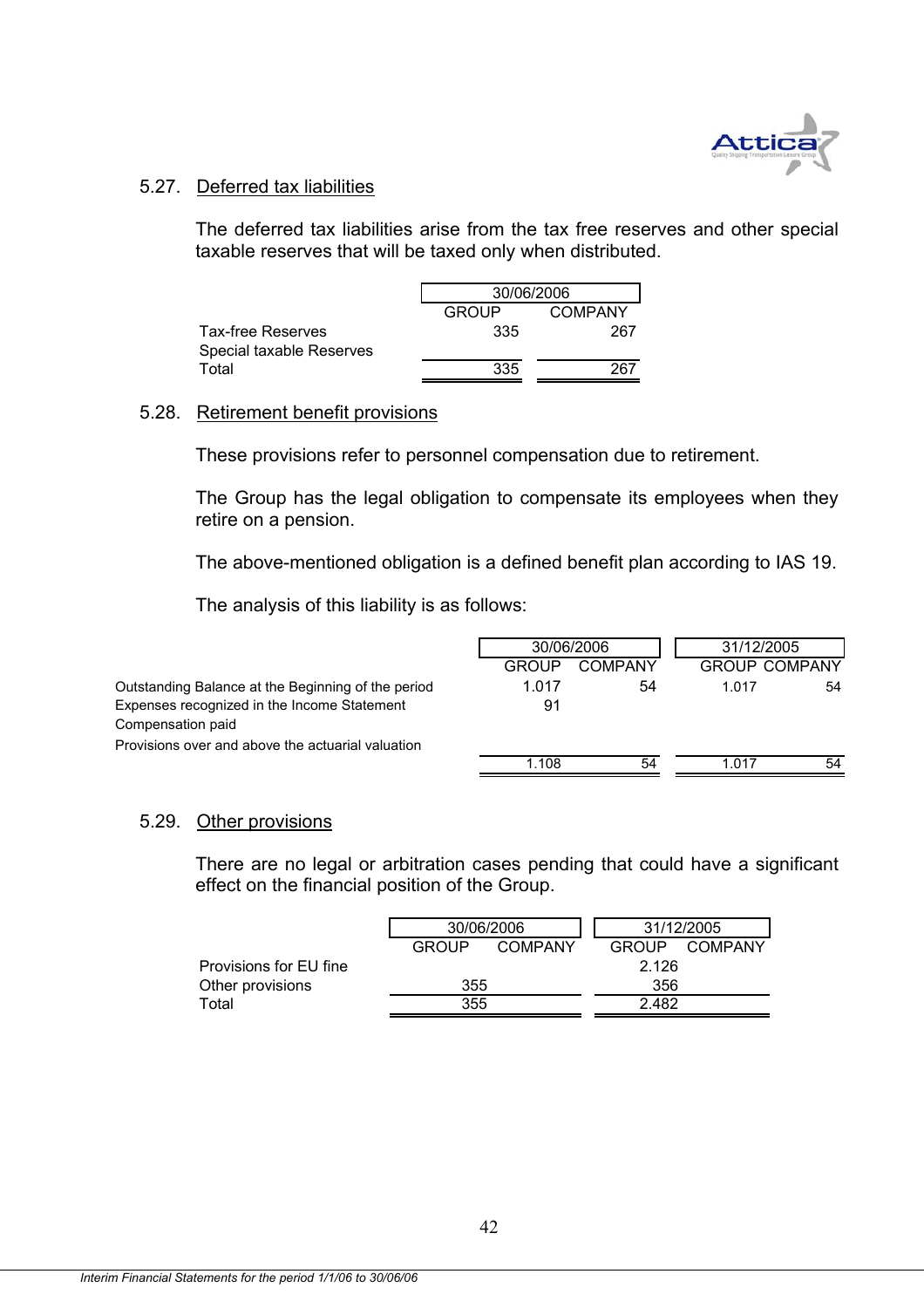### 5.27. Deferred tax liabilities

The deferred tax liabilities arise from the tax free reserves and other special taxable reserves that will be taxed only when distributed.

| | 30/06/2006 | |
|---|---|---|
| | GROUP | COMPANY |
| Tax-free Reserves | 335 | 267 |
| Special taxable Reserves | | |
| Total | 335 | 267 |

### 5.28. Retirement benefit provisions

These provisions refer to personnel compensation due to retirement.

The Group has the legal obligation to compensate its employees when they retire on a pension.

The above-mentioned obligation is a defined benefit plan according to IAS 19.

The analysis of this liability is as follows:

| | 30/06/2006 | | 31/12/2005 | |
|---|---|---|---|---|
| | GROUP | COMPANY | GROUP | COMPANY |
| Outstanding Balance at the Beginning of the period | 1.017 | 54 | 1.017 | 54 |
| Expenses recognized in the Income Statement | 91 | | | |
| Compensation paid | | | | |
| Provisions over and above the actuarial valuation | | | | |
| | 1.108 | 54 | 1.017 | 54 |

### 5.29. Other provisions

There are no legal or arbitration cases pending that could have a significant effect on the financial position of the Group.

| | 30/06/2006 | | 31/12/2005 | |
|---|---|---|---|---|
| | GROUP | COMPANY | GROUP | COMPANY |
| Provisions for EU fine | | | 2.126 | |
| Other provisions | 355 | | 356 | |
| Total | 355 | | 2.482 | |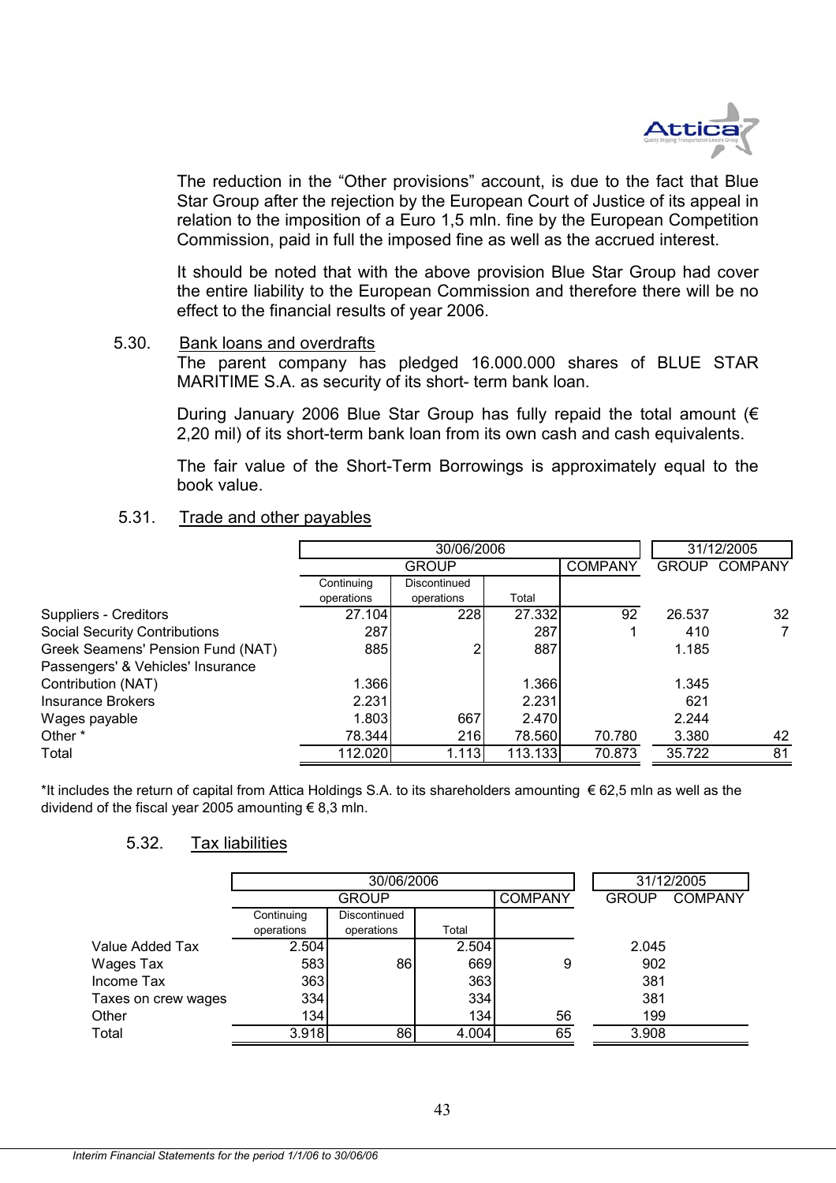The reduction in the “Other provisions” account, is due to the fact that Blue Star Group after the rejection by the European Court of Justice of its appeal in relation to the imposition of a Euro 1,5 mln. fine by the European Competition Commission, paid in full the imposed fine as well as the accrued interest.

It should be noted that with the above provision Blue Star Group had cover the entire liability to the European Commission and therefore there will be no effect to the financial results of year 2006.

### 5.30. Bank loans and overdrafts

The parent company has pledged 16.000.000 shares of BLUE STAR MARITIME S.A. as security of its short- term bank loan.

During January 2006 Blue Star Group has fully repaid the total amount (€ 2,20 mil) of its short-term bank loan from its own cash and cash equivalents.

The fair value of the Short-Term Borrowings is approximately equal to the book value.

### 5.31. Trade and other payables

| | 30/06/2006 | | | | 31/12/2005 | |
|---|---|---|---|---|---|---|
| | GROUP | | | COMPANY | GROUP | COMPANY |
| | Continuing operations | Discontinued operations | Total | | | |
| Suppliers - Creditors | 27.104 | 228 | 27.332 | 92 | 26.537 | 32 |
| Social Security Contributions | 287 | | 287 | 1 | 410 | 7 |
| Greek Seamens' Pension Fund (NAT) | 885 | 2 | 887 | | 1.185 | |
| Passengers' & Vehicles' Insurance Contribution (NAT) | 1.366 | | 1.366 | | 1.345 | |
| Insurance Brokers | 2.231 | | 2.231 | | 621 | |
| Wages payable | 1.803 | 667 | 2.470 | | 2.244 | |
| Other * | 78.344 | 216 | 78.560 | 70.780 | 3.380 | 42 |
| Total | 112.020 | 1.113 | 113.133 | 70.873 | 35.722 | 81 |

*It includes the return of capital from Attica Holdings S.A. to its shareholders amounting € 62,5 mln as well as the dividend of the fiscal year 2005 amounting € 8,3 mln.

### 5.32. Tax liabilities

| | 30/06/2006 | | | | 31/12/2005 | |
|---|---|---|---|---|---|---|
| | GROUP | | | COMPANY | GROUP | COMPANY |
| | Continuing operations | Discontinued operations | Total | | | |
| Value Added Tax | 2.504 | | 2.504 | | 2.045 | |
| Wages Tax | 583 | 86 | 669 | 9 | 902 | |
| Income Tax | 363 | | 363 | | 381 | |
| Taxes on crew wages | 334 | | 334 | | 381 | |
| Other | 134 | | 134 | 56 | 199 | |
| Total | 3.918 | 86 | 4.004 | 65 | 3.908 | |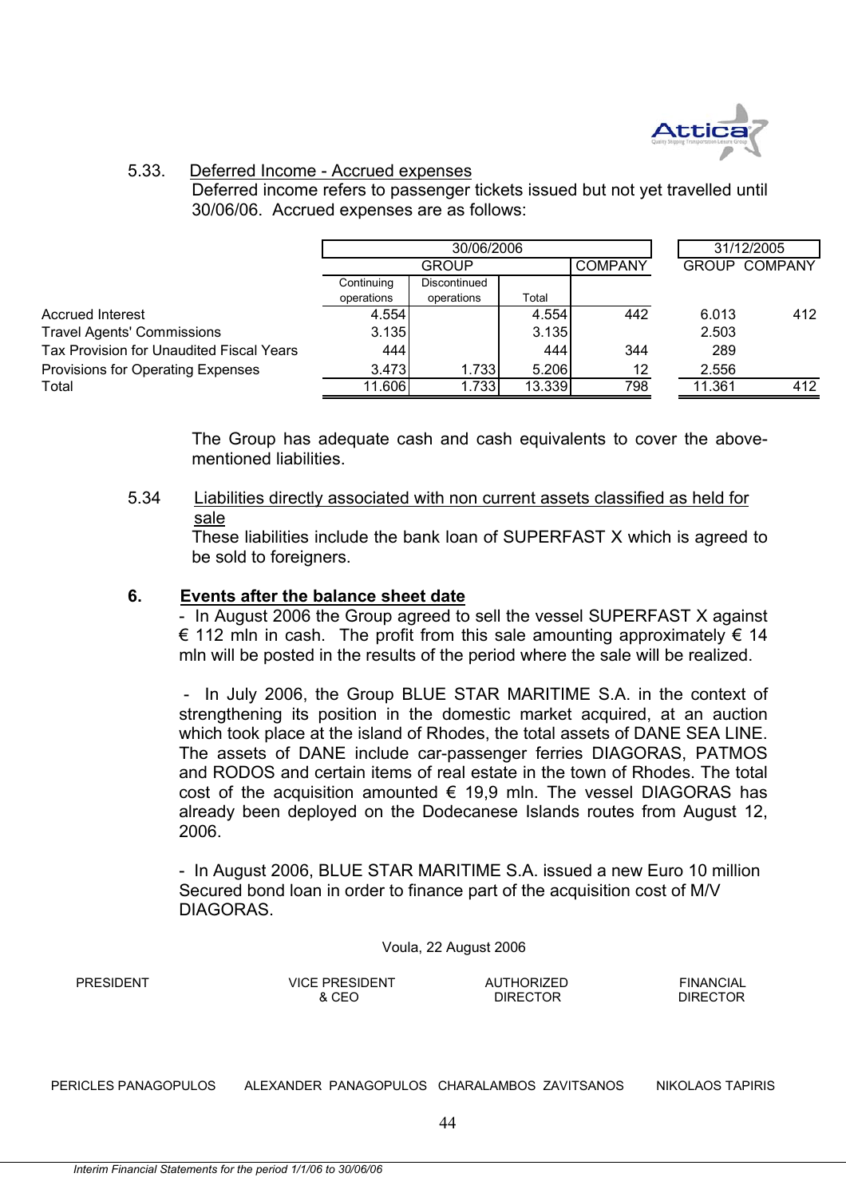5.33. Deferred Income - Accrued expenses

Deferred income refers to passenger tickets issued but not yet travelled until 30/06/06. Accrued expenses are as follows:

| | 30/06/2006 | | | | 31/12/2005 | |
|---|---|---|---|---|---|---|
| | GROUP | | | COMPANY | GROUP | COMPANY |
| | Continuing operations | Discontinued operations | Total | | | |
| Accrued Interest | 4.554 | | 4.554 | 442 | 6.013 | 412 |
| Travel Agents' Commissions | 3.135 | | 3.135 | | 2.503 | |
| Tax Provision for Unaudited Fiscal Years | 444 | | 444 | 344 | 289 | |
| Provisions for Operating Expenses | 3.473 | 1.733 | 5.206 | 12 | 2.556 | |
| Total | 11.606 | 1.733 | 13.339 | 798 | 11.361 | 412 |

The Group has adequate cash and cash equivalents to cover the above-mentioned liabilities.

5.34 Liabilities directly associated with non current assets classified as held for sale

These liabilities include the bank loan of SUPERFAST X which is agreed to be sold to foreigners.

## 6. Events after the balance sheet date

- In August 2006 the Group agreed to sell the vessel SUPERFAST X against € 112 mln in cash. The profit from this sale amounting approximately € 14 mln will be posted in the results of the period where the sale will be realized.

- In July 2006, the Group BLUE STAR MARITIME S.A. in the context of strengthening its position in the domestic market acquired, at an auction which took place at the island of Rhodes, the total assets of DANE SEA LINE. The assets of DANE include car-passenger ferries DIAGORAS, PATMOS and RODOS and certain items of real estate in the town of Rhodes. The total cost of the acquisition amounted € 19,9 mln. The vessel DIAGORAS has already been deployed on the Dodecanese Islands routes from August 12, 2006.

- In August 2006, BLUE STAR MARITIME S.A. issued a new Euro 10 million Secured bond loan in order to finance part of the acquisition cost of M/V DIAGORAS.

Voula, 22 August 2006

| PRESIDENT | VICE PRESIDENT & CEO | AUTHORIZED DIRECTOR | FINANCIAL DIRECTOR |
|---|---|---|---|
| PERICLES PANAGOPULOS | ALEXANDER PANAGOPULOS | CHARALAMBOS ZAVITSANOS | NIKOLAOS TAPIRIS |